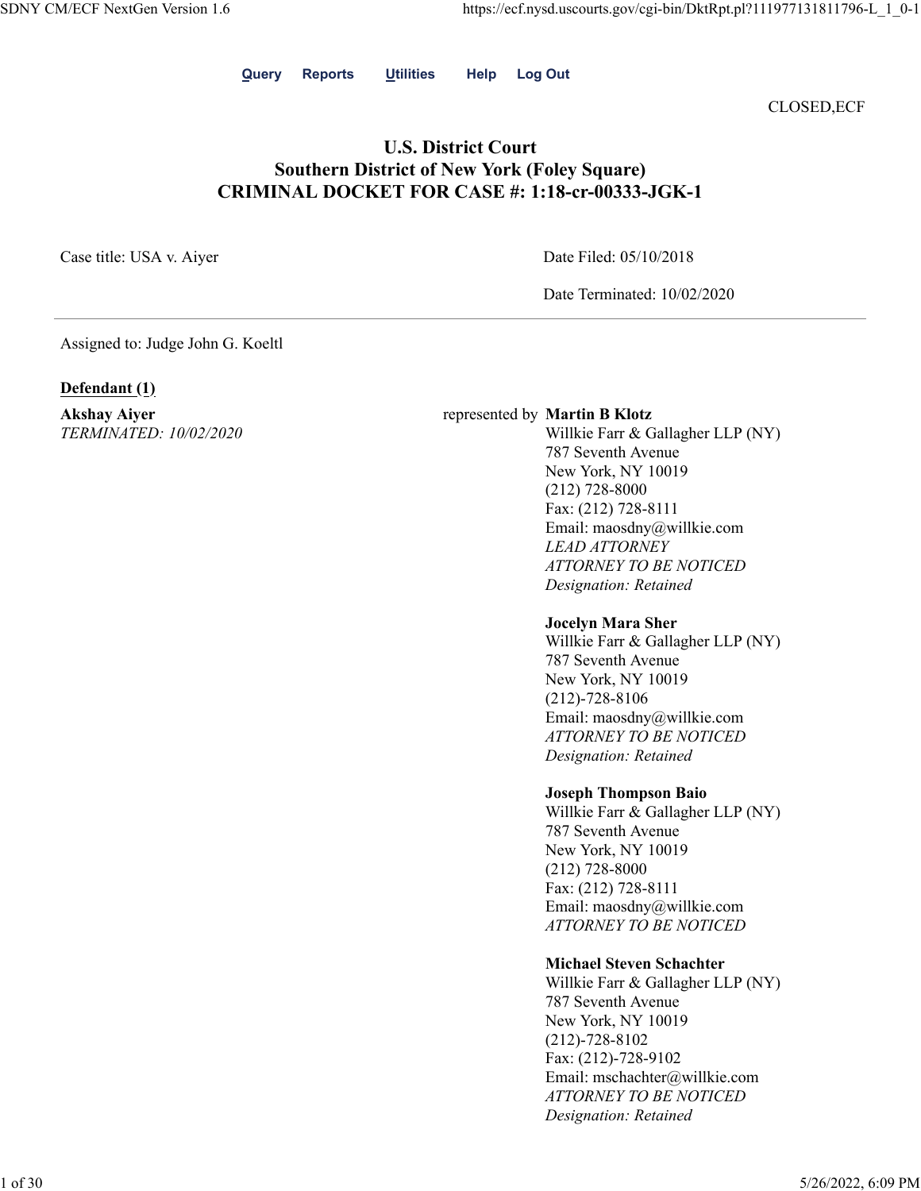**Query** **Reports** **Utilities** **Help** **Log Out**

CLOSED,ECF

# U.S. District Court
# Southern District of New York (Foley Square)
# CRIMINAL DOCKET FOR CASE #: 1:18-cr-00333-JGK-1

Case title: USA v. Aiyer

Date Filed: 05/10/2018

Date Terminated: 10/02/2020

---

Assigned to: Judge John G. Koeltl

**Defendant (1)**

**Akshay Aiyer**
*TERMINATED: 10/02/2020*

represented by

**Martin B Klotz**
Willkie Farr & Gallagher LLP (NY)
787 Seventh Avenue
New York, NY 10019
(212) 728-8000
Fax: (212) 728-8111
Email: maosdny@willkie.com
*LEAD ATTORNEY*
*ATTORNEY TO BE NOTICED*
*Designation: Retained*

**Jocelyn Mara Sher**
Willkie Farr & Gallagher LLP (NY)
787 Seventh Avenue
New York, NY 10019
(212)-728-8106
Email: maosdny@willkie.com
*ATTORNEY TO BE NOTICED*
*Designation: Retained*

**Joseph Thompson Baio**
Willkie Farr & Gallagher LLP (NY)
787 Seventh Avenue
New York, NY 10019
(212) 728-8000
Fax: (212) 728-8111
Email: maosdny@willkie.com
*ATTORNEY TO BE NOTICED*

**Michael Steven Schachter**
Willkie Farr & Gallagher LLP (NY)
787 Seventh Avenue
New York, NY 10019
(212)-728-8102
Fax: (212)-728-9102
Email: mschachter@willkie.com
*ATTORNEY TO BE NOTICED*
*Designation: Retained*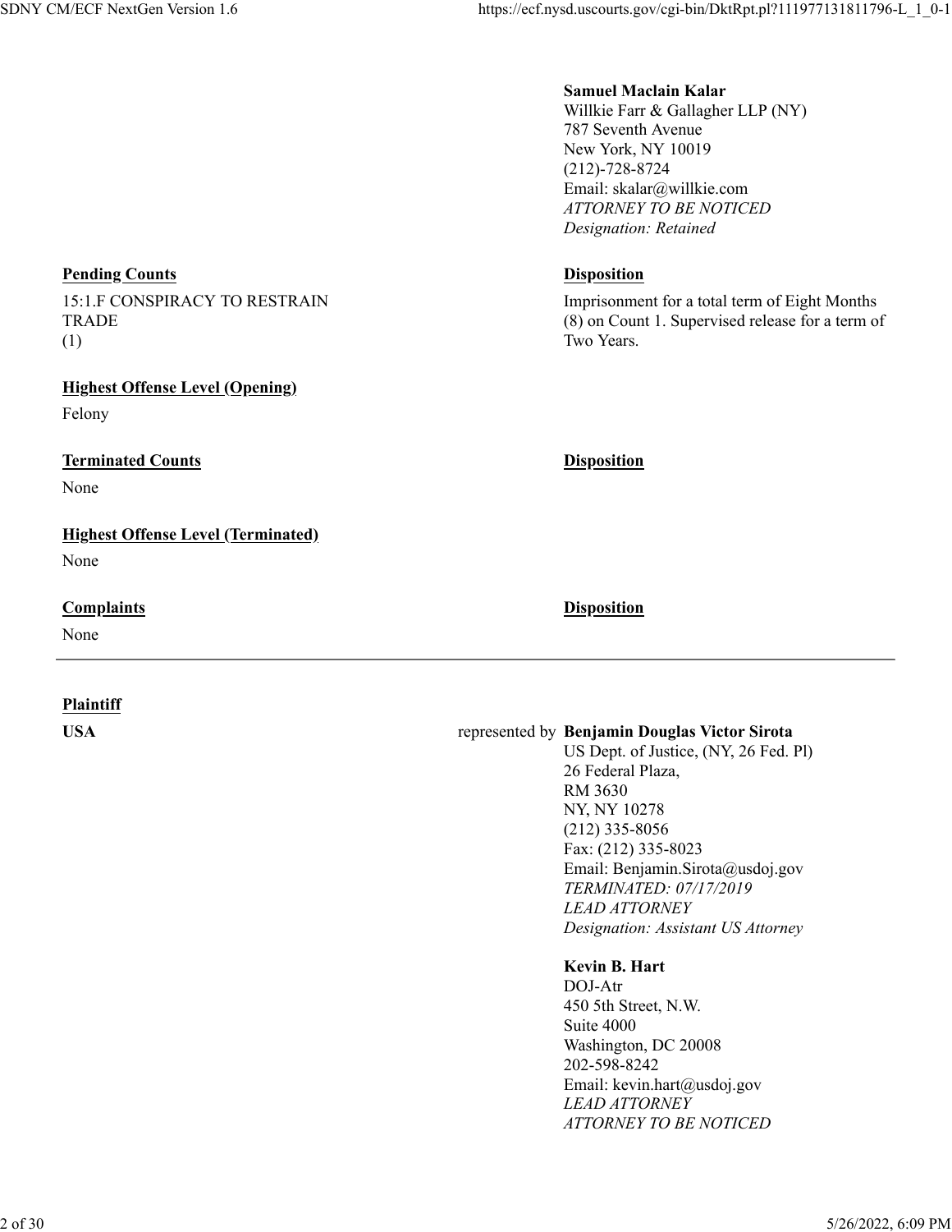**Samuel Maclain Kalar**
Willkie Farr & Gallagher LLP (NY)
787 Seventh Avenue
New York, NY 10019
(212)-728-8724
Email: skalar@willkie.com
*ATTORNEY TO BE NOTICED*
*Designation: Retained*

| **Pending Counts** | **Disposition** |
|---|---|
| 15:1.F CONSPIRACY TO RESTRAIN TRADE (1) | Imprisonment for a total term of Eight Months (8) on Count 1. Supervised release for a term of Two Years. |

**Highest Offense Level (Opening)**

Felony

| **Terminated Counts** | **Disposition** |
|---|---|
| None | |

**Highest Offense Level (Terminated)**

None

| **Complaints** | **Disposition** |
|---|---|
| None | |

---

**Plaintiff**

**USA** represented by

**Benjamin Douglas Victor Sirota**
US Dept. of Justice, (NY, 26 Fed. Pl)
26 Federal Plaza,
RM 3630
NY, NY 10278
(212) 335-8056
Fax: (212) 335-8023
Email: Benjamin.Sirota@usdoj.gov
*TERMINATED: 07/17/2019*
*LEAD ATTORNEY*
*Designation: Assistant US Attorney*

**Kevin B. Hart**
DOJ-Atr
450 5th Street, N.W.
Suite 4000
Washington, DC 20008
202-598-8242
Email: kevin.hart@usdoj.gov
*LEAD ATTORNEY*
*ATTORNEY TO BE NOTICED*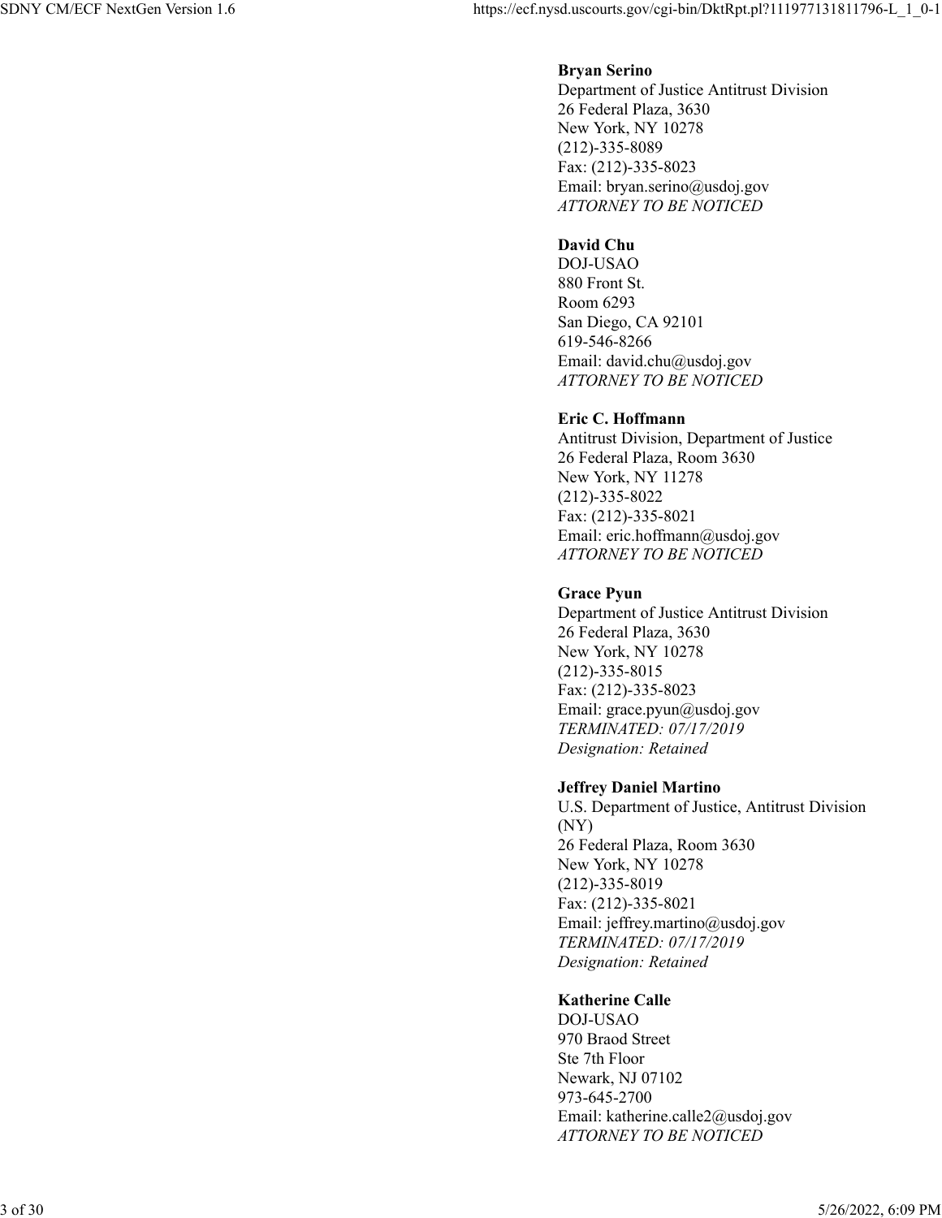**Bryan Serino**
Department of Justice Antitrust Division
26 Federal Plaza, 3630
New York, NY 10278
(212)-335-8089
Fax: (212)-335-8023
Email: bryan.serino@usdoj.gov
*ATTORNEY TO BE NOTICED*

**David Chu**
DOJ-USAO
880 Front St.
Room 6293
San Diego, CA 92101
619-546-8266
Email: david.chu@usdoj.gov
*ATTORNEY TO BE NOTICED*

**Eric C. Hoffmann**
Antitrust Division, Department of Justice
26 Federal Plaza, Room 3630
New York, NY 11278
(212)-335-8022
Fax: (212)-335-8021
Email: eric.hoffmann@usdoj.gov
*ATTORNEY TO BE NOTICED*

**Grace Pyun**
Department of Justice Antitrust Division
26 Federal Plaza, 3630
New York, NY 10278
(212)-335-8015
Fax: (212)-335-8023
Email: grace.pyun@usdoj.gov
*TERMINATED: 07/17/2019*
*Designation: Retained*

**Jeffrey Daniel Martino**
U.S. Department of Justice, Antitrust Division (NY)
26 Federal Plaza, Room 3630
New York, NY 10278
(212)-335-8019
Fax: (212)-335-8021
Email: jeffrey.martino@usdoj.gov
*TERMINATED: 07/17/2019*
*Designation: Retained*

**Katherine Calle**
DOJ-USAO
970 Braod Street
Ste 7th Floor
Newark, NJ 07102
973-645-2700
Email: katherine.calle2@usdoj.gov
*ATTORNEY TO BE NOTICED*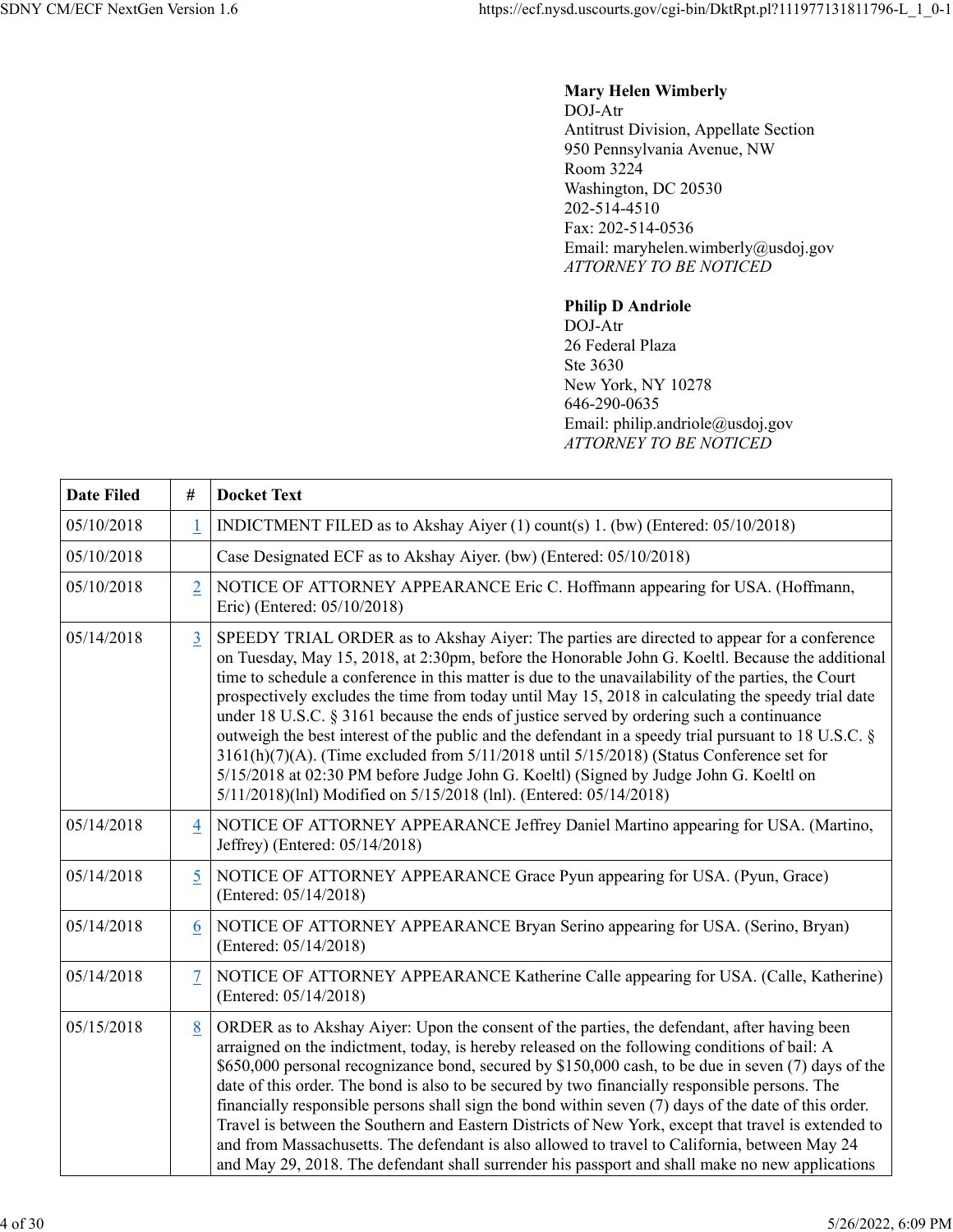**Mary Helen Wimberly**
DOJ-Atr
Antitrust Division, Appellate Section
950 Pennsylvania Avenue, NW
Room 3224
Washington, DC 20530
202-514-4510
Fax: 202-514-0536
Email: maryhelen.wimberly@usdoj.gov
*ATTORNEY TO BE NOTICED*

**Philip D Andriole**
DOJ-Atr
26 Federal Plaza
Ste 3630
New York, NY 10278
646-290-0635
Email: philip.andriole@usdoj.gov
*ATTORNEY TO BE NOTICED*

| Date Filed | # | Docket Text |
|---|---|---|
| 05/10/2018 | 1 | INDICTMENT FILED as to Akshay Aiyer (1) count(s) 1. (bw) (Entered: 05/10/2018) |
| 05/10/2018 | | Case Designated ECF as to Akshay Aiyer. (bw) (Entered: 05/10/2018) |
| 05/10/2018 | 2 | NOTICE OF ATTORNEY APPEARANCE Eric C. Hoffmann appearing for USA. (Hoffmann, Eric) (Entered: 05/10/2018) |
| 05/14/2018 | 3 | SPEEDY TRIAL ORDER as to Akshay Aiyer: The parties are directed to appear for a conference on Tuesday, May 15, 2018, at 2:30pm, before the Honorable John G. Koeltl. Because the additional time to schedule a conference in this matter is due to the unavailability of the parties, the Court prospectively excludes the time from today until May 15, 2018 in calculating the speedy trial date under 18 U.S.C. § 3161 because the ends of justice served by ordering such a continuance outweigh the best interest of the public and the defendant in a speedy trial pursuant to 18 U.S.C. § 3161(h)(7)(A). (Time excluded from 5/11/2018 until 5/15/2018) (Status Conference set for 5/15/2018 at 02:30 PM before Judge John G. Koeltl) (Signed by Judge John G. Koeltl on 5/11/2018)(lnl) Modified on 5/15/2018 (lnl). (Entered: 05/14/2018) |
| 05/14/2018 | 4 | NOTICE OF ATTORNEY APPEARANCE Jeffrey Daniel Martino appearing for USA. (Martino, Jeffrey) (Entered: 05/14/2018) |
| 05/14/2018 | 5 | NOTICE OF ATTORNEY APPEARANCE Grace Pyun appearing for USA. (Pyun, Grace) (Entered: 05/14/2018) |
| 05/14/2018 | 6 | NOTICE OF ATTORNEY APPEARANCE Bryan Serino appearing for USA. (Serino, Bryan) (Entered: 05/14/2018) |
| 05/14/2018 | 7 | NOTICE OF ATTORNEY APPEARANCE Katherine Calle appearing for USA. (Calle, Katherine) (Entered: 05/14/2018) |
| 05/15/2018 | 8 | ORDER as to Akshay Aiyer: Upon the consent of the parties, the defendant, after having been arraigned on the indictment, today, is hereby released on the following conditions of bail: A $650,000 personal recognizance bond, secured by $150,000 cash, to be due in seven (7) days of the date of this order. The bond is also to be secured by two financially responsible persons. The financially responsible persons shall sign the bond within seven (7) days of the date of this order. Travel is between the Southern and Eastern Districts of New York, except that travel is extended to and from Massachusetts. The defendant is also allowed to travel to California, between May 24 and May 29, 2018. The defendant shall surrender his passport and shall make no new applications |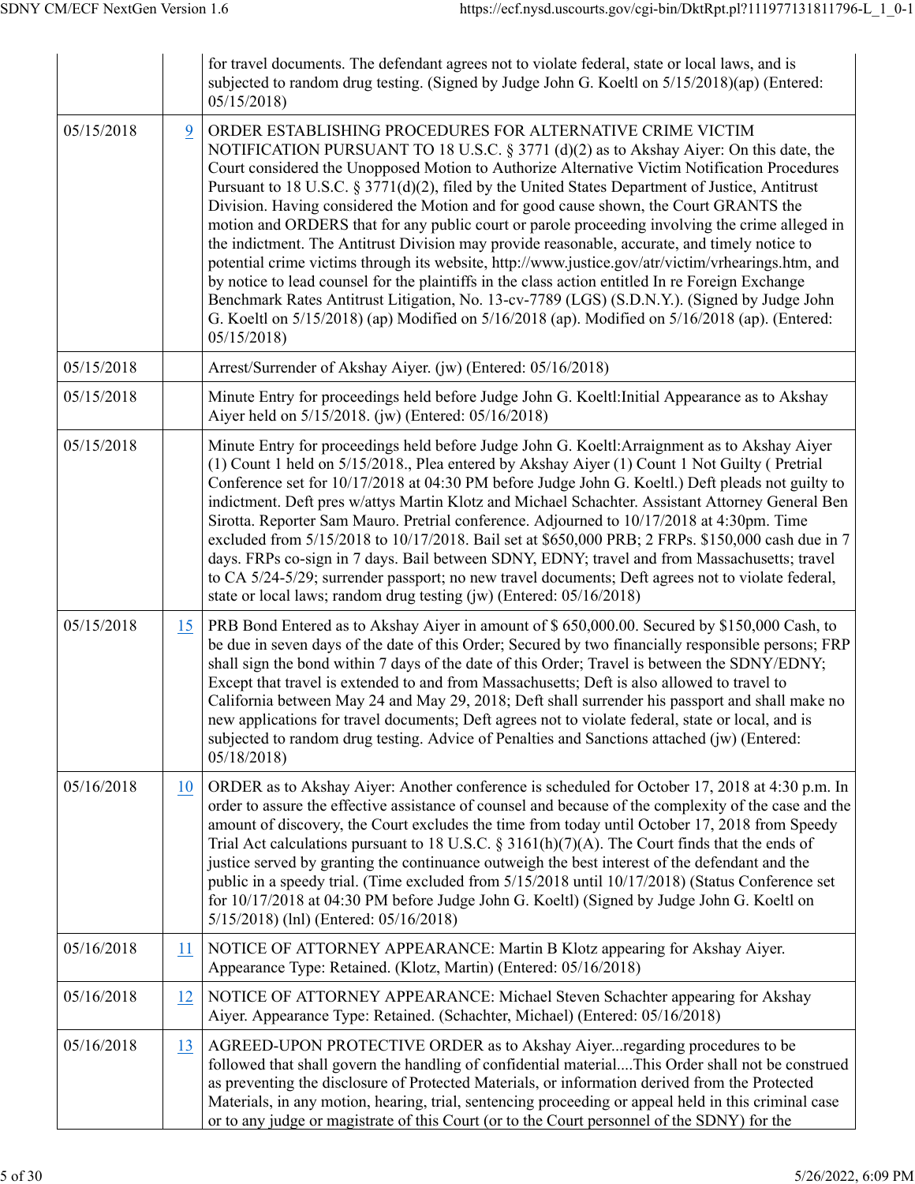| | | |
|---|---|---|
| | | for travel documents. The defendant agrees not to violate federal, state or local laws, and is subjected to random drug testing. (Signed by Judge John G. Koeltl on 5/15/2018)(ap) (Entered: 05/15/2018) |
| 05/15/2018 | 9 | ORDER ESTABLISHING PROCEDURES FOR ALTERNATIVE CRIME VICTIM NOTIFICATION PURSUANT TO 18 U.S.C. § 3771 (d)(2) as to Akshay Aiyer: On this date, the Court considered the Unopposed Motion to Authorize Alternative Victim Notification Procedures Pursuant to 18 U.S.C. § 3771(d)(2), filed by the United States Department of Justice, Antitrust Division. Having considered the Motion and for good cause shown, the Court GRANTS the motion and ORDERS that for any public court or parole proceeding involving the crime alleged in the indictment. The Antitrust Division may provide reasonable, accurate, and timely notice to potential crime victims through its website, http://www.justice.gov/atr/victim/vrhearings.htm, and by notice to lead counsel for the plaintiffs in the class action entitled In re Foreign Exchange Benchmark Rates Antitrust Litigation, No. 13-cv-7789 (LGS) (S.D.N.Y.). (Signed by Judge John G. Koeltl on 5/15/2018) (ap) Modified on 5/16/2018 (ap). Modified on 5/16/2018 (ap). (Entered: 05/15/2018) |
| 05/15/2018 | | Arrest/Surrender of Akshay Aiyer. (jw) (Entered: 05/16/2018) |
| 05/15/2018 | | Minute Entry for proceedings held before Judge John G. Koeltl:Initial Appearance as to Akshay Aiyer held on 5/15/2018. (jw) (Entered: 05/16/2018) |
| 05/15/2018 | | Minute Entry for proceedings held before Judge John G. Koeltl:Arraignment as to Akshay Aiyer (1) Count 1 held on 5/15/2018., Plea entered by Akshay Aiyer (1) Count 1 Not Guilty ( Pretrial Conference set for 10/17/2018 at 04:30 PM before Judge John G. Koeltl.) Deft pleads not guilty to indictment. Deft pres w/attys Martin Klotz and Michael Schachter. Assistant Attorney General Ben Sirotta. Reporter Sam Mauro. Pretrial conference. Adjourned to 10/17/2018 at 4:30pm. Time excluded from 5/15/2018 to 10/17/2018. Bail set at $650,000 PRB; 2 FRPs. $150,000 cash due in 7 days. FRPs co-sign in 7 days. Bail between SDNY, EDNY; travel and from Massachusetts; travel to CA 5/24-5/29; surrender passport; no new travel documents; Deft agrees not to violate federal, state or local laws; random drug testing (jw) (Entered: 05/16/2018) |
| 05/15/2018 | 15 | PRB Bond Entered as to Akshay Aiyer in amount of $ 650,000.00. Secured by $150,000 Cash, to be due in seven days of the date of this Order; Secured by two financially responsible persons; FRP shall sign the bond within 7 days of the date of this Order; Travel is between the SDNY/EDNY; Except that travel is extended to and from Massachusetts; Deft is also allowed to travel to California between May 24 and May 29, 2018; Deft shall surrender his passport and shall make no new applications for travel documents; Deft agrees not to violate federal, state or local, and is subjected to random drug testing. Advice of Penalties and Sanctions attached (jw) (Entered: 05/18/2018) |
| 05/16/2018 | 10 | ORDER as to Akshay Aiyer: Another conference is scheduled for October 17, 2018 at 4:30 p.m. In order to assure the effective assistance of counsel and because of the complexity of the case and the amount of discovery, the Court excludes the time from today until October 17, 2018 from Speedy Trial Act calculations pursuant to 18 U.S.C. § 3161(h)(7)(A). The Court finds that the ends of justice served by granting the continuance outweigh the best interest of the defendant and the public in a speedy trial. (Time excluded from 5/15/2018 until 10/17/2018) (Status Conference set for 10/17/2018 at 04:30 PM before Judge John G. Koeltl) (Signed by Judge John G. Koeltl on 5/15/2018) (lnl) (Entered: 05/16/2018) |
| 05/16/2018 | 11 | NOTICE OF ATTORNEY APPEARANCE: Martin B Klotz appearing for Akshay Aiyer. Appearance Type: Retained. (Klotz, Martin) (Entered: 05/16/2018) |
| 05/16/2018 | 12 | NOTICE OF ATTORNEY APPEARANCE: Michael Steven Schachter appearing for Akshay Aiyer. Appearance Type: Retained. (Schachter, Michael) (Entered: 05/16/2018) |
| 05/16/2018 | 13 | AGREED-UPON PROTECTIVE ORDER as to Akshay Aiyer...regarding procedures to be followed that shall govern the handling of confidential material....This Order shall not be construed as preventing the disclosure of Protected Materials, or information derived from the Protected Materials, in any motion, hearing, trial, sentencing proceeding or appeal held in this criminal case or to any judge or magistrate of this Court (or to the Court personnel of the SDNY) for the |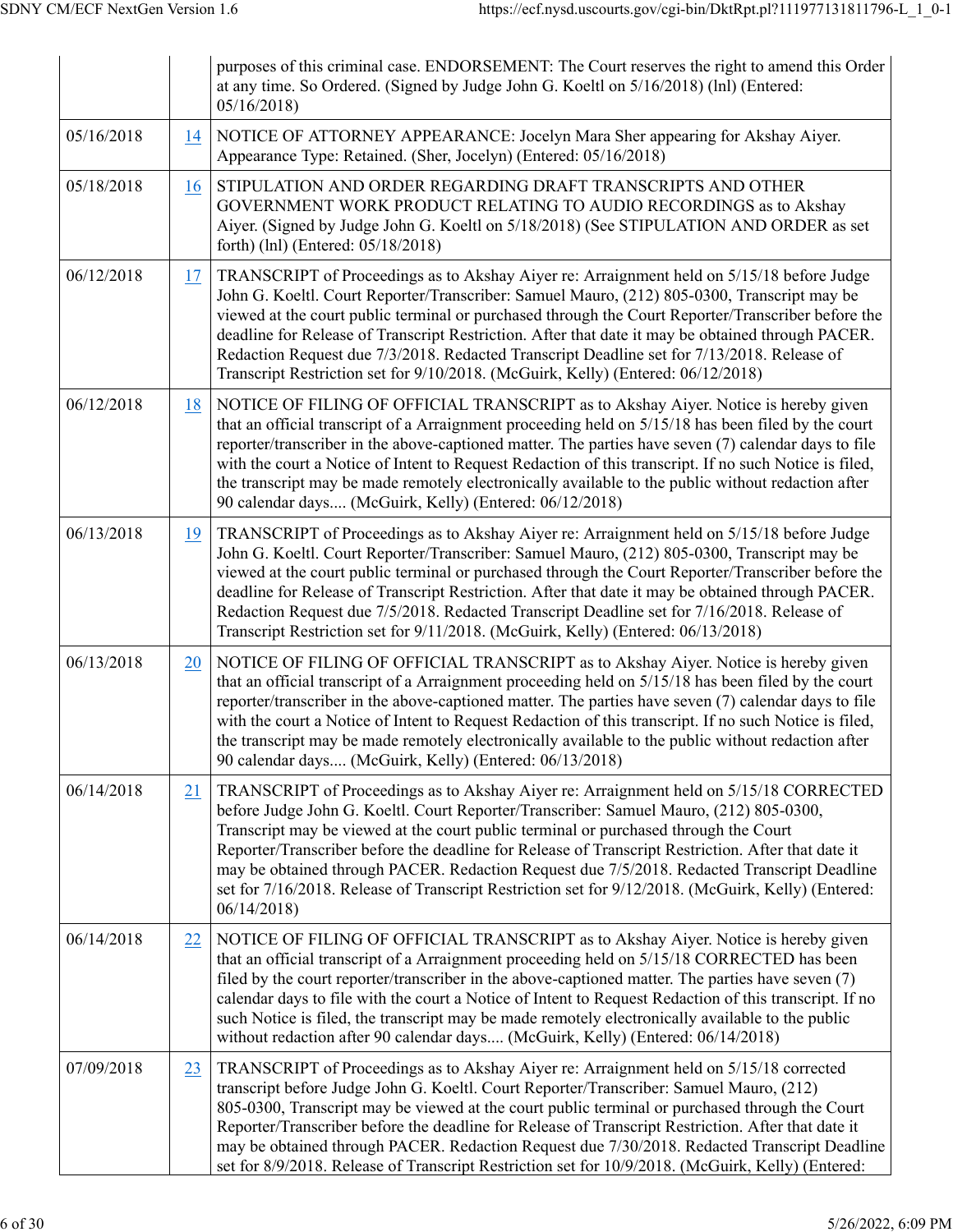| | | |
|---|---|---|
| | | purposes of this criminal case. ENDORSEMENT: The Court reserves the right to amend this Order at any time. So Ordered. (Signed by Judge John G. Koeltl on 5/16/2018) (lnl) (Entered: 05/16/2018) |
| 05/16/2018 | 14 | NOTICE OF ATTORNEY APPEARANCE: Jocelyn Mara Sher appearing for Akshay Aiyer. Appearance Type: Retained. (Sher, Jocelyn) (Entered: 05/16/2018) |
| 05/18/2018 | 16 | STIPULATION AND ORDER REGARDING DRAFT TRANSCRIPTS AND OTHER GOVERNMENT WORK PRODUCT RELATING TO AUDIO RECORDINGS as to Akshay Aiyer. (Signed by Judge John G. Koeltl on 5/18/2018) (See STIPULATION AND ORDER as set forth) (lnl) (Entered: 05/18/2018) |
| 06/12/2018 | 17 | TRANSCRIPT of Proceedings as to Akshay Aiyer re: Arraignment held on 5/15/18 before Judge John G. Koeltl. Court Reporter/Transcriber: Samuel Mauro, (212) 805-0300, Transcript may be viewed at the court public terminal or purchased through the Court Reporter/Transcriber before the deadline for Release of Transcript Restriction. After that date it may be obtained through PACER. Redaction Request due 7/3/2018. Redacted Transcript Deadline set for 7/13/2018. Release of Transcript Restriction set for 9/10/2018. (McGuirk, Kelly) (Entered: 06/12/2018) |
| 06/12/2018 | 18 | NOTICE OF FILING OF OFFICIAL TRANSCRIPT as to Akshay Aiyer. Notice is hereby given that an official transcript of a Arraignment proceeding held on 5/15/18 has been filed by the court reporter/transcriber in the above-captioned matter. The parties have seven (7) calendar days to file with the court a Notice of Intent to Request Redaction of this transcript. If no such Notice is filed, the transcript may be made remotely electronically available to the public without redaction after 90 calendar days.... (McGuirk, Kelly) (Entered: 06/12/2018) |
| 06/13/2018 | 19 | TRANSCRIPT of Proceedings as to Akshay Aiyer re: Arraignment held on 5/15/18 before Judge John G. Koeltl. Court Reporter/Transcriber: Samuel Mauro, (212) 805-0300, Transcript may be viewed at the court public terminal or purchased through the Court Reporter/Transcriber before the deadline for Release of Transcript Restriction. After that date it may be obtained through PACER. Redaction Request due 7/5/2018. Redacted Transcript Deadline set for 7/16/2018. Release of Transcript Restriction set for 9/11/2018. (McGuirk, Kelly) (Entered: 06/13/2018) |
| 06/13/2018 | 20 | NOTICE OF FILING OF OFFICIAL TRANSCRIPT as to Akshay Aiyer. Notice is hereby given that an official transcript of a Arraignment proceeding held on 5/15/18 has been filed by the court reporter/transcriber in the above-captioned matter. The parties have seven (7) calendar days to file with the court a Notice of Intent to Request Redaction of this transcript. If no such Notice is filed, the transcript may be made remotely electronically available to the public without redaction after 90 calendar days.... (McGuirk, Kelly) (Entered: 06/13/2018) |
| 06/14/2018 | 21 | TRANSCRIPT of Proceedings as to Akshay Aiyer re: Arraignment held on 5/15/18 CORRECTED before Judge John G. Koeltl. Court Reporter/Transcriber: Samuel Mauro, (212) 805-0300, Transcript may be viewed at the court public terminal or purchased through the Court Reporter/Transcriber before the deadline for Release of Transcript Restriction. After that date it may be obtained through PACER. Redaction Request due 7/5/2018. Redacted Transcript Deadline set for 7/16/2018. Release of Transcript Restriction set for 9/12/2018. (McGuirk, Kelly) (Entered: 06/14/2018) |
| 06/14/2018 | 22 | NOTICE OF FILING OF OFFICIAL TRANSCRIPT as to Akshay Aiyer. Notice is hereby given that an official transcript of a Arraignment proceeding held on 5/15/18 CORRECTED has been filed by the court reporter/transcriber in the above-captioned matter. The parties have seven (7) calendar days to file with the court a Notice of Intent to Request Redaction of this transcript. If no such Notice is filed, the transcript may be made remotely electronically available to the public without redaction after 90 calendar days.... (McGuirk, Kelly) (Entered: 06/14/2018) |
| 07/09/2018 | 23 | TRANSCRIPT of Proceedings as to Akshay Aiyer re: Arraignment held on 5/15/18 corrected transcript before Judge John G. Koeltl. Court Reporter/Transcriber: Samuel Mauro, (212) 805-0300, Transcript may be viewed at the court public terminal or purchased through the Court Reporter/Transcriber before the deadline for Release of Transcript Restriction. After that date it may be obtained through PACER. Redaction Request due 7/30/2018. Redacted Transcript Deadline set for 8/9/2018. Release of Transcript Restriction set for 10/9/2018. (McGuirk, Kelly) (Entered: |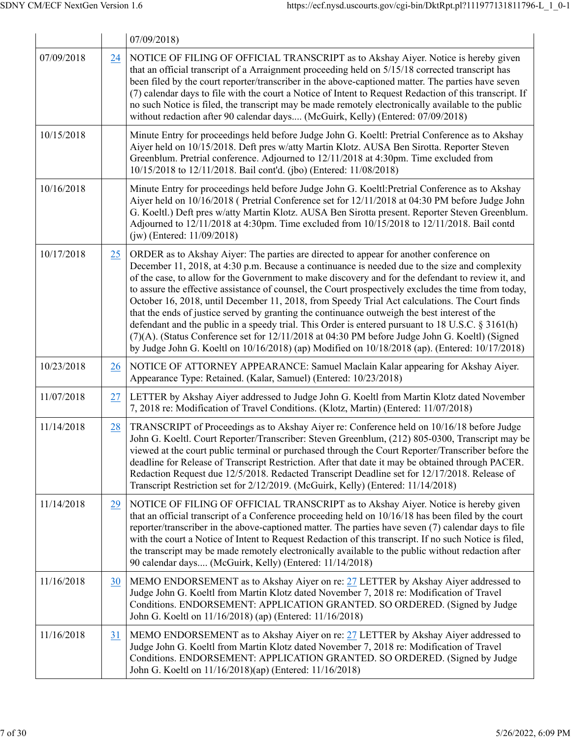| | | 07/09/2018) |
|---|---|---|
| 07/09/2018 | 24 | NOTICE OF FILING OF OFFICIAL TRANSCRIPT as to Akshay Aiyer. Notice is hereby given that an official transcript of a Arraignment proceeding held on 5/15/18 corrected transcript has been filed by the court reporter/transcriber in the above-captioned matter. The parties have seven (7) calendar days to file with the court a Notice of Intent to Request Redaction of this transcript. If no such Notice is filed, the transcript may be made remotely electronically available to the public without redaction after 90 calendar days.... (McGuirk, Kelly) (Entered: 07/09/2018) |
| 10/15/2018 | | Minute Entry for proceedings held before Judge John G. Koeltl: Pretrial Conference as to Akshay Aiyer held on 10/15/2018. Deft pres w/atty Martin Klotz. AUSA Ben Sirotta. Reporter Steven Greenblum. Pretrial conference. Adjourned to 12/11/2018 at 4:30pm. Time excluded from 10/15/2018 to 12/11/2018. Bail cont'd. (jbo) (Entered: 11/08/2018) |
| 10/16/2018 | | Minute Entry for proceedings held before Judge John G. Koeltl:Pretrial Conference as to Akshay Aiyer held on 10/16/2018 ( Pretrial Conference set for 12/11/2018 at 04:30 PM before Judge John G. Koeltl.) Deft pres w/atty Martin Klotz. AUSA Ben Sirotta present. Reporter Steven Greenblum. Adjourned to 12/11/2018 at 4:30pm. Time excluded from 10/15/2018 to 12/11/2018. Bail contd (jw) (Entered: 11/09/2018) |
| 10/17/2018 | 25 | ORDER as to Akshay Aiyer: The parties are directed to appear for another conference on December 11, 2018, at 4:30 p.m. Because a continuance is needed due to the size and complexity of the case, to allow for the Government to make discovery and for the defendant to review it, and to assure the effective assistance of counsel, the Court prospectively excludes the time from today, October 16, 2018, until December 11, 2018, from Speedy Trial Act calculations. The Court finds that the ends of justice served by granting the continuance outweigh the best interest of the defendant and the public in a speedy trial. This Order is entered pursuant to 18 U.S.C. § 3161(h)(7)(A). (Status Conference set for 12/11/2018 at 04:30 PM before Judge John G. Koeltl) (Signed by Judge John G. Koeltl on 10/16/2018) (ap) Modified on 10/18/2018 (ap). (Entered: 10/17/2018) |
| 10/23/2018 | 26 | NOTICE OF ATTORNEY APPEARANCE: Samuel Maclain Kalar appearing for Akshay Aiyer. Appearance Type: Retained. (Kalar, Samuel) (Entered: 10/23/2018) |
| 11/07/2018 | 27 | LETTER by Akshay Aiyer addressed to Judge John G. Koeltl from Martin Klotz dated November 7, 2018 re: Modification of Travel Conditions. (Klotz, Martin) (Entered: 11/07/2018) |
| 11/14/2018 | 28 | TRANSCRIPT of Proceedings as to Akshay Aiyer re: Conference held on 10/16/18 before Judge John G. Koeltl. Court Reporter/Transcriber: Steven Greenblum, (212) 805-0300, Transcript may be viewed at the court public terminal or purchased through the Court Reporter/Transcriber before the deadline for Release of Transcript Restriction. After that date it may be obtained through PACER. Redaction Request due 12/5/2018. Redacted Transcript Deadline set for 12/17/2018. Release of Transcript Restriction set for 2/12/2019. (McGuirk, Kelly) (Entered: 11/14/2018) |
| 11/14/2018 | 29 | NOTICE OF FILING OF OFFICIAL TRANSCRIPT as to Akshay Aiyer. Notice is hereby given that an official transcript of a Conference proceeding held on 10/16/18 has been filed by the court reporter/transcriber in the above-captioned matter. The parties have seven (7) calendar days to file with the court a Notice of Intent to Request Redaction of this transcript. If no such Notice is filed, the transcript may be made remotely electronically available to the public without redaction after 90 calendar days.... (McGuirk, Kelly) (Entered: 11/14/2018) |
| 11/16/2018 | 30 | MEMO ENDORSEMENT as to Akshay Aiyer on re: 27 LETTER by Akshay Aiyer addressed to Judge John G. Koeltl from Martin Klotz dated November 7, 2018 re: Modification of Travel Conditions. ENDORSEMENT: APPLICATION GRANTED. SO ORDERED. (Signed by Judge John G. Koeltl on 11/16/2018) (ap) (Entered: 11/16/2018) |
| 11/16/2018 | 31 | MEMO ENDORSEMENT as to Akshay Aiyer on re: 27 LETTER by Akshay Aiyer addressed to Judge John G. Koeltl from Martin Klotz dated November 7, 2018 re: Modification of Travel Conditions. ENDORSEMENT: APPLICATION GRANTED. SO ORDERED. (Signed by Judge John G. Koeltl on 11/16/2018)(ap) (Entered: 11/16/2018) |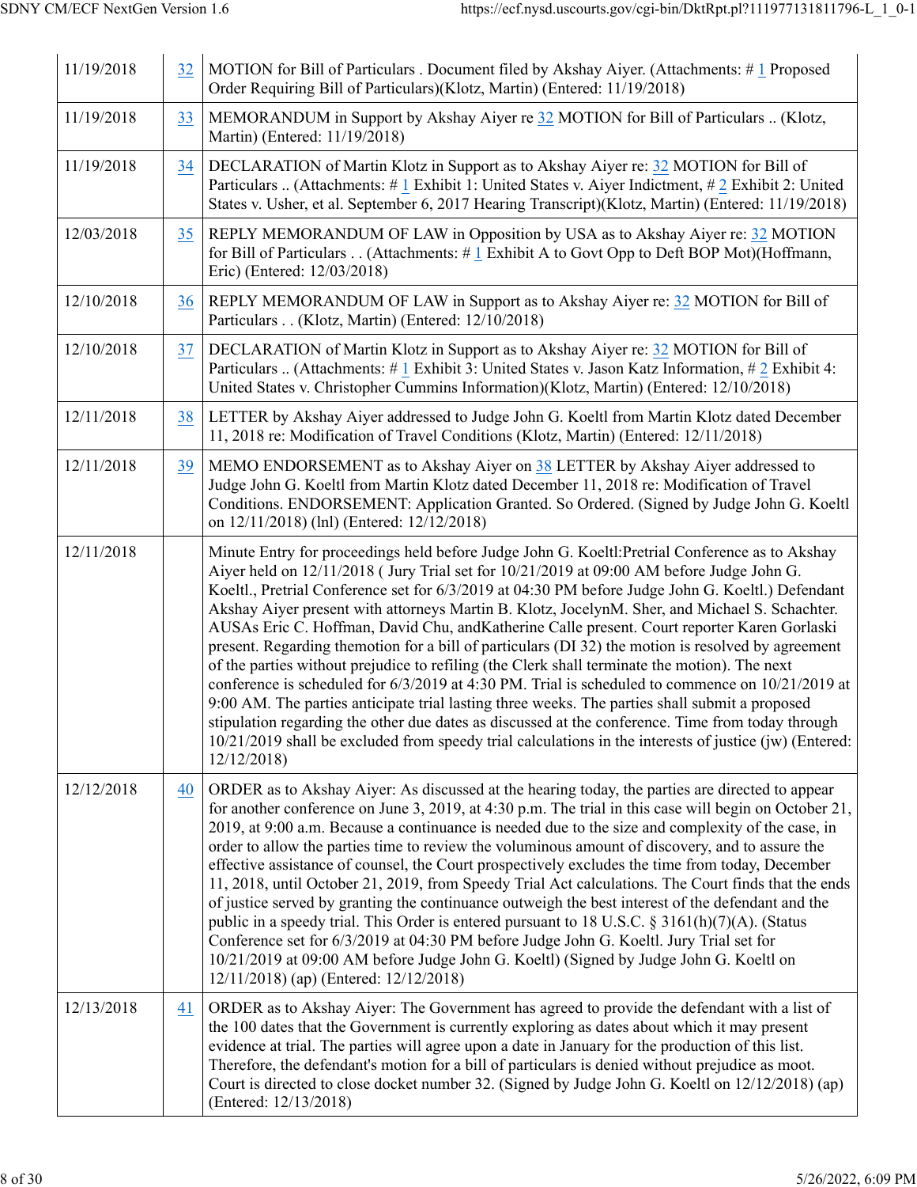| | | |
|---|---|---|
| 11/19/2018 | 32 | MOTION for Bill of Particulars . Document filed by Akshay Aiyer. (Attachments: # 1 Proposed Order Requiring Bill of Particulars)(Klotz, Martin) (Entered: 11/19/2018) |
| 11/19/2018 | 33 | MEMORANDUM in Support by Akshay Aiyer re 32 MOTION for Bill of Particulars .. (Klotz, Martin) (Entered: 11/19/2018) |
| 11/19/2018 | 34 | DECLARATION of Martin Klotz in Support as to Akshay Aiyer re: 32 MOTION for Bill of Particulars .. (Attachments: # 1 Exhibit 1: United States v. Aiyer Indictment, # 2 Exhibit 2: United States v. Usher, et al. September 6, 2017 Hearing Transcript)(Klotz, Martin) (Entered: 11/19/2018) |
| 12/03/2018 | 35 | REPLY MEMORANDUM OF LAW in Opposition by USA as to Akshay Aiyer re: 32 MOTION for Bill of Particulars . . (Attachments: # 1 Exhibit A to Govt Opp to Deft BOP Mot)(Hoffmann, Eric) (Entered: 12/03/2018) |
| 12/10/2018 | 36 | REPLY MEMORANDUM OF LAW in Support as to Akshay Aiyer re: 32 MOTION for Bill of Particulars . . (Klotz, Martin) (Entered: 12/10/2018) |
| 12/10/2018 | 37 | DECLARATION of Martin Klotz in Support as to Akshay Aiyer re: 32 MOTION for Bill of Particulars .. (Attachments: # 1 Exhibit 3: United States v. Jason Katz Information, # 2 Exhibit 4: United States v. Christopher Cummins Information)(Klotz, Martin) (Entered: 12/10/2018) |
| 12/11/2018 | 38 | LETTER by Akshay Aiyer addressed to Judge John G. Koeltl from Martin Klotz dated December 11, 2018 re: Modification of Travel Conditions (Klotz, Martin) (Entered: 12/11/2018) |
| 12/11/2018 | 39 | MEMO ENDORSEMENT as to Akshay Aiyer on 38 LETTER by Akshay Aiyer addressed to Judge John G. Koeltl from Martin Klotz dated December 11, 2018 re: Modification of Travel Conditions. ENDORSEMENT: Application Granted. So Ordered. (Signed by Judge John G. Koeltl on 12/11/2018) (lnl) (Entered: 12/12/2018) |
| 12/11/2018 | | Minute Entry for proceedings held before Judge John G. Koeltl:Pretrial Conference as to Akshay Aiyer held on 12/11/2018 ( Jury Trial set for 10/21/2019 at 09:00 AM before Judge John G. Koeltl., Pretrial Conference set for 6/3/2019 at 04:30 PM before Judge John G. Koeltl.) Defendant Akshay Aiyer present with attorneys Martin B. Klotz, JocelynM. Sher, and Michael S. Schachter. AUSAs Eric C. Hoffman, David Chu, andKatherine Calle present. Court reporter Karen Gorlaski present. Regarding themotion for a bill of particulars (DI 32) the motion is resolved by agreement of the parties without prejudice to refiling (the Clerk shall terminate the motion). The next conference is scheduled for 6/3/2019 at 4:30 PM. Trial is scheduled to commence on 10/21/2019 at 9:00 AM. The parties anticipate trial lasting three weeks. The parties shall submit a proposed stipulation regarding the other due dates as discussed at the conference. Time from today through 10/21/2019 shall be excluded from speedy trial calculations in the interests of justice (jw) (Entered: 12/12/2018) |
| 12/12/2018 | 40 | ORDER as to Akshay Aiyer: As discussed at the hearing today, the parties are directed to appear for another conference on June 3, 2019, at 4:30 p.m. The trial in this case will begin on October 21, 2019, at 9:00 a.m. Because a continuance is needed due to the size and complexity of the case, in order to allow the parties time to review the voluminous amount of discovery, and to assure the effective assistance of counsel, the Court prospectively excludes the time from today, December 11, 2018, until October 21, 2019, from Speedy Trial Act calculations. The Court finds that the ends of justice served by granting the continuance outweigh the best interest of the defendant and the public in a speedy trial. This Order is entered pursuant to 18 U.S.C. § 3161(h)(7)(A). (Status Conference set for 6/3/2019 at 04:30 PM before Judge John G. Koeltl. Jury Trial set for 10/21/2019 at 09:00 AM before Judge John G. Koeltl) (Signed by Judge John G. Koeltl on 12/11/2018) (ap) (Entered: 12/12/2018) |
| 12/13/2018 | 41 | ORDER as to Akshay Aiyer: The Government has agreed to provide the defendant with a list of the 100 dates that the Government is currently exploring as dates about which it may present evidence at trial. The parties will agree upon a date in January for the production of this list. Therefore, the defendant's motion for a bill of particulars is denied without prejudice as moot. Court is directed to close docket number 32. (Signed by Judge John G. Koeltl on 12/12/2018) (ap) (Entered: 12/13/2018) |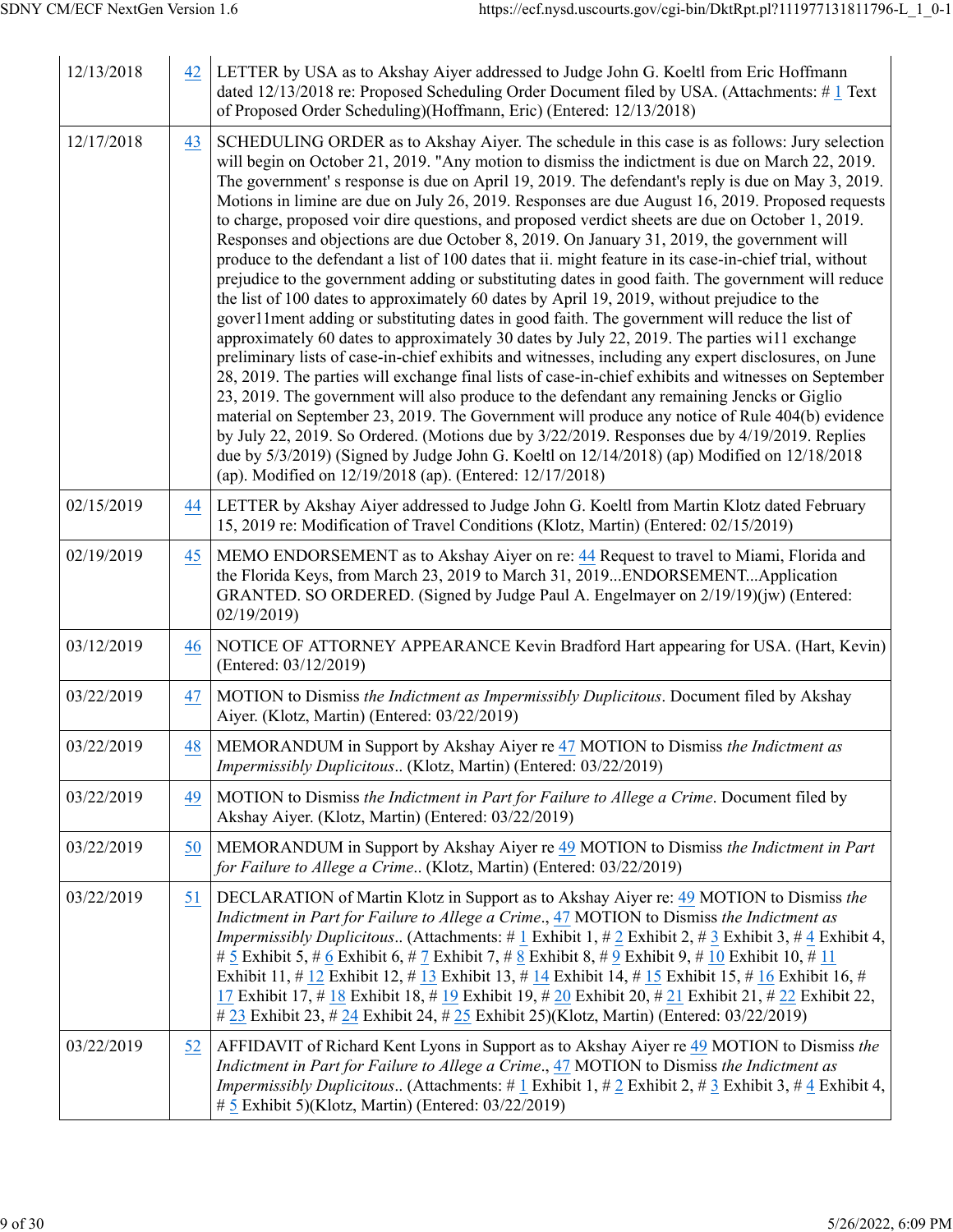| | | |
|---|---|---|
| 12/13/2018 | 42 | LETTER by USA as to Akshay Aiyer addressed to Judge John G. Koeltl from Eric Hoffmann dated 12/13/2018 re: Proposed Scheduling Order Document filed by USA. (Attachments: # 1 Text of Proposed Order Scheduling)(Hoffmann, Eric) (Entered: 12/13/2018) |
| 12/17/2018 | 43 | SCHEDULING ORDER as to Akshay Aiyer. The schedule in this case is as follows: Jury selection will begin on October 21, 2019. "Any motion to dismiss the indictment is due on March 22, 2019. The government' s response is due on April 19, 2019. The defendant's reply is due on May 3, 2019. Motions in limine are due on July 26, 2019. Responses are due August 16, 2019. Proposed requests to charge, proposed voir dire questions, and proposed verdict sheets are due on October 1, 2019. Responses and objections are due October 8, 2019. On January 31, 2019, the government will produce to the defendant a list of 100 dates that ii. might feature in its case-in-chief trial, without prejudice to the government adding or substituting dates in good faith. The government will reduce the list of 100 dates to approximately 60 dates by April 19, 2019, without prejudice to the gover11ment adding or substituting dates in good faith. The government will reduce the list of approximately 60 dates to approximately 30 dates by July 22, 2019. The parties wi11 exchange preliminary lists of case-in-chief exhibits and witnesses, including any expert disclosures, on June 28, 2019. The parties will exchange final lists of case-in-chief exhibits and witnesses on September 23, 2019. The government will also produce to the defendant any remaining Jencks or Giglio material on September 23, 2019. The Government will produce any notice of Rule 404(b) evidence by July 22, 2019. So Ordered. (Motions due by 3/22/2019. Responses due by 4/19/2019. Replies due by 5/3/2019) (Signed by Judge John G. Koeltl on 12/14/2018) (ap) Modified on 12/18/2018 (ap). Modified on 12/19/2018 (ap). (Entered: 12/17/2018) |
| 02/15/2019 | 44 | LETTER by Akshay Aiyer addressed to Judge John G. Koeltl from Martin Klotz dated February 15, 2019 re: Modification of Travel Conditions (Klotz, Martin) (Entered: 02/15/2019) |
| 02/19/2019 | 45 | MEMO ENDORSEMENT as to Akshay Aiyer on re: 44 Request to travel to Miami, Florida and the Florida Keys, from March 23, 2019 to March 31, 2019...ENDORSEMENT...Application GRANTED. SO ORDERED. (Signed by Judge Paul A. Engelmayer on 2/19/19)(jw) (Entered: 02/19/2019) |
| 03/12/2019 | 46 | NOTICE OF ATTORNEY APPEARANCE Kevin Bradford Hart appearing for USA. (Hart, Kevin) (Entered: 03/12/2019) |
| 03/22/2019 | 47 | MOTION to Dismiss *the Indictment as Impermissibly Duplicitous*. Document filed by Akshay Aiyer. (Klotz, Martin) (Entered: 03/22/2019) |
| 03/22/2019 | 48 | MEMORANDUM in Support by Akshay Aiyer re 47 MOTION to Dismiss *the Indictment as Impermissibly Duplicitous*.. (Klotz, Martin) (Entered: 03/22/2019) |
| 03/22/2019 | 49 | MOTION to Dismiss *the Indictment in Part for Failure to Allege a Crime*. Document filed by Akshay Aiyer. (Klotz, Martin) (Entered: 03/22/2019) |
| 03/22/2019 | 50 | MEMORANDUM in Support by Akshay Aiyer re 49 MOTION to Dismiss *the Indictment in Part for Failure to Allege a Crime*.. (Klotz, Martin) (Entered: 03/22/2019) |
| 03/22/2019 | 51 | DECLARATION of Martin Klotz in Support as to Akshay Aiyer re: 49 MOTION to Dismiss *the Indictment in Part for Failure to Allege a Crime*., 47 MOTION to Dismiss *the Indictment as Impermissibly Duplicitous*.. (Attachments: # 1 Exhibit 1, # 2 Exhibit 2, # 3 Exhibit 3, # 4 Exhibit 4, # 5 Exhibit 5, # 6 Exhibit 6, # 7 Exhibit 7, # 8 Exhibit 8, # 9 Exhibit 9, # 10 Exhibit 10, # 11 Exhibit 11, # 12 Exhibit 12, # 13 Exhibit 13, # 14 Exhibit 14, # 15 Exhibit 15, # 16 Exhibit 16, # 17 Exhibit 17, # 18 Exhibit 18, # 19 Exhibit 19, # 20 Exhibit 20, # 21 Exhibit 21, # 22 Exhibit 22, # 23 Exhibit 23, # 24 Exhibit 24, # 25 Exhibit 25)(Klotz, Martin) (Entered: 03/22/2019) |
| 03/22/2019 | 52 | AFFIDAVIT of Richard Kent Lyons in Support as to Akshay Aiyer re 49 MOTION to Dismiss *the Indictment in Part for Failure to Allege a Crime*., 47 MOTION to Dismiss *the Indictment as Impermissibly Duplicitous*.. (Attachments: # 1 Exhibit 1, # 2 Exhibit 2, # 3 Exhibit 3, # 4 Exhibit 4, # 5 Exhibit 5)(Klotz, Martin) (Entered: 03/22/2019) |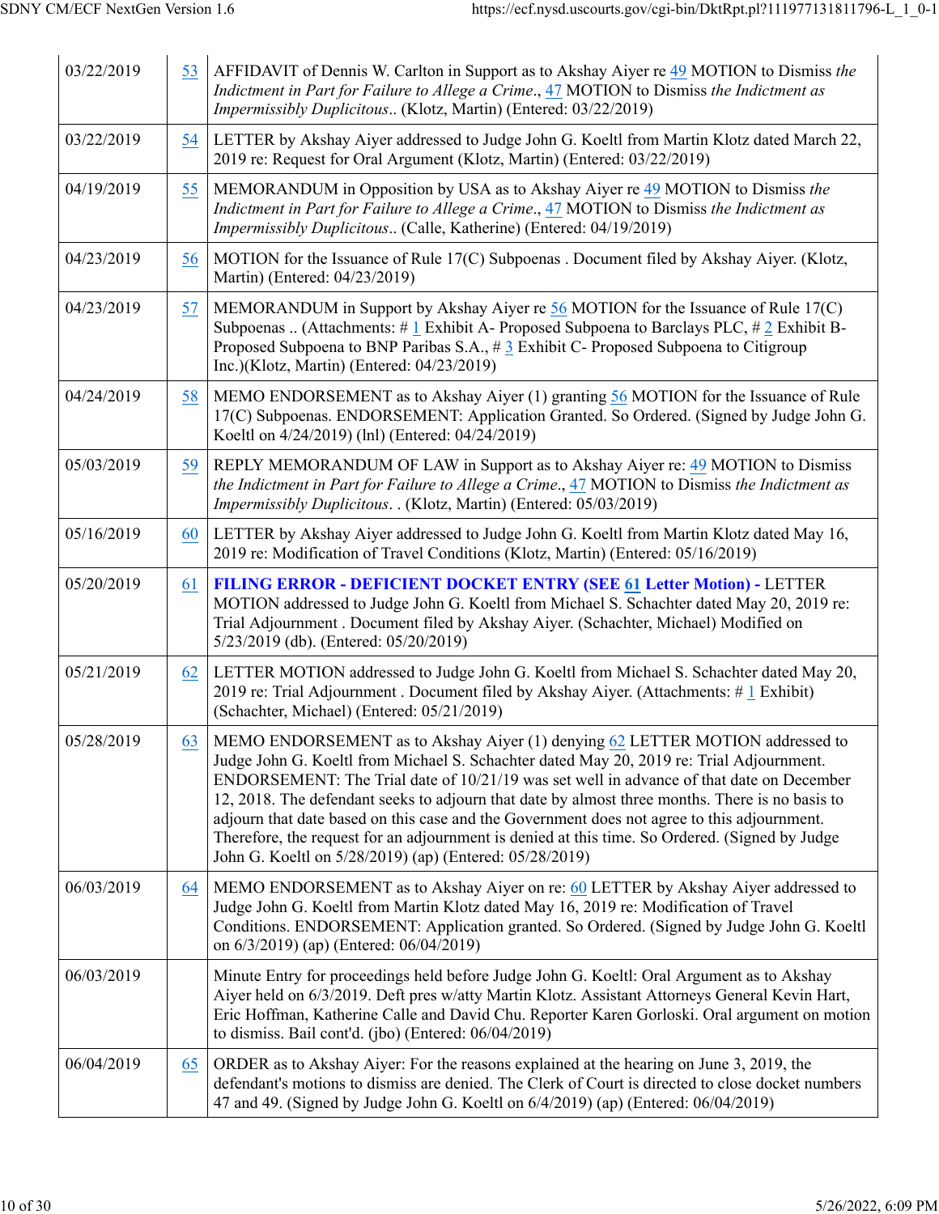| | | |
|---|---|---|
| 03/22/2019 | 53 | AFFIDAVIT of Dennis W. Carlton in Support as to Akshay Aiyer re 49 MOTION to Dismiss *the Indictment in Part for Failure to Allege a Crime*., 47 MOTION to Dismiss *the Indictment as Impermissibly Duplicitous*.. (Klotz, Martin) (Entered: 03/22/2019) |
| 03/22/2019 | 54 | LETTER by Akshay Aiyer addressed to Judge John G. Koeltl from Martin Klotz dated March 22, 2019 re: Request for Oral Argument (Klotz, Martin) (Entered: 03/22/2019) |
| 04/19/2019 | 55 | MEMORANDUM in Opposition by USA as to Akshay Aiyer re 49 MOTION to Dismiss *the Indictment in Part for Failure to Allege a Crime*., 47 MOTION to Dismiss *the Indictment as Impermissibly Duplicitous*.. (Calle, Katherine) (Entered: 04/19/2019) |
| 04/23/2019 | 56 | MOTION for the Issuance of Rule 17(C) Subpoenas . Document filed by Akshay Aiyer. (Klotz, Martin) (Entered: 04/23/2019) |
| 04/23/2019 | 57 | MEMORANDUM in Support by Akshay Aiyer re 56 MOTION for the Issuance of Rule 17(C) Subpoenas .. (Attachments: # 1 Exhibit A- Proposed Subpoena to Barclays PLC, # 2 Exhibit B- Proposed Subpoena to BNP Paribas S.A., # 3 Exhibit C- Proposed Subpoena to Citigroup Inc.)(Klotz, Martin) (Entered: 04/23/2019) |
| 04/24/2019 | 58 | MEMO ENDORSEMENT as to Akshay Aiyer (1) granting 56 MOTION for the Issuance of Rule 17(C) Subpoenas. ENDORSEMENT: Application Granted. So Ordered. (Signed by Judge John G. Koeltl on 4/24/2019) (lnl) (Entered: 04/24/2019) |
| 05/03/2019 | 59 | REPLY MEMORANDUM OF LAW in Support as to Akshay Aiyer re: 49 MOTION to Dismiss *the Indictment in Part for Failure to Allege a Crime*., 47 MOTION to Dismiss *the Indictment as Impermissibly Duplicitous*. . (Klotz, Martin) (Entered: 05/03/2019) |
| 05/16/2019 | 60 | LETTER by Akshay Aiyer addressed to Judge John G. Koeltl from Martin Klotz dated May 16, 2019 re: Modification of Travel Conditions (Klotz, Martin) (Entered: 05/16/2019) |
| 05/20/2019 | 61 | **FILING ERROR - DEFICIENT DOCKET ENTRY (SEE 61 Letter Motion) -** LETTER MOTION addressed to Judge John G. Koeltl from Michael S. Schachter dated May 20, 2019 re: Trial Adjournment . Document filed by Akshay Aiyer. (Schachter, Michael) Modified on 5/23/2019 (db). (Entered: 05/20/2019) |
| 05/21/2019 | 62 | LETTER MOTION addressed to Judge John G. Koeltl from Michael S. Schachter dated May 20, 2019 re: Trial Adjournment . Document filed by Akshay Aiyer. (Attachments: # 1 Exhibit) (Schachter, Michael) (Entered: 05/21/2019) |
| 05/28/2019 | 63 | MEMO ENDORSEMENT as to Akshay Aiyer (1) denying 62 LETTER MOTION addressed to Judge John G. Koeltl from Michael S. Schachter dated May 20, 2019 re: Trial Adjournment. ENDORSEMENT: The Trial date of 10/21/19 was set well in advance of that date on December 12, 2018. The defendant seeks to adjourn that date by almost three months. There is no basis to adjourn that date based on this case and the Government does not agree to this adjournment. Therefore, the request for an adjournment is denied at this time. So Ordered. (Signed by Judge John G. Koeltl on 5/28/2019) (ap) (Entered: 05/28/2019) |
| 06/03/2019 | 64 | MEMO ENDORSEMENT as to Akshay Aiyer on re: 60 LETTER by Akshay Aiyer addressed to Judge John G. Koeltl from Martin Klotz dated May 16, 2019 re: Modification of Travel Conditions. ENDORSEMENT: Application granted. So Ordered. (Signed by Judge John G. Koeltl on 6/3/2019) (ap) (Entered: 06/04/2019) |
| 06/03/2019 | | Minute Entry for proceedings held before Judge John G. Koeltl: Oral Argument as to Akshay Aiyer held on 6/3/2019. Deft pres w/atty Martin Klotz. Assistant Attorneys General Kevin Hart, Eric Hoffman, Katherine Calle and David Chu. Reporter Karen Gorloski. Oral argument on motion to dismiss. Bail cont'd. (jbo) (Entered: 06/04/2019) |
| 06/04/2019 | 65 | ORDER as to Akshay Aiyer: For the reasons explained at the hearing on June 3, 2019, the defendant's motions to dismiss are denied. The Clerk of Court is directed to close docket numbers 47 and 49. (Signed by Judge John G. Koeltl on 6/4/2019) (ap) (Entered: 06/04/2019) |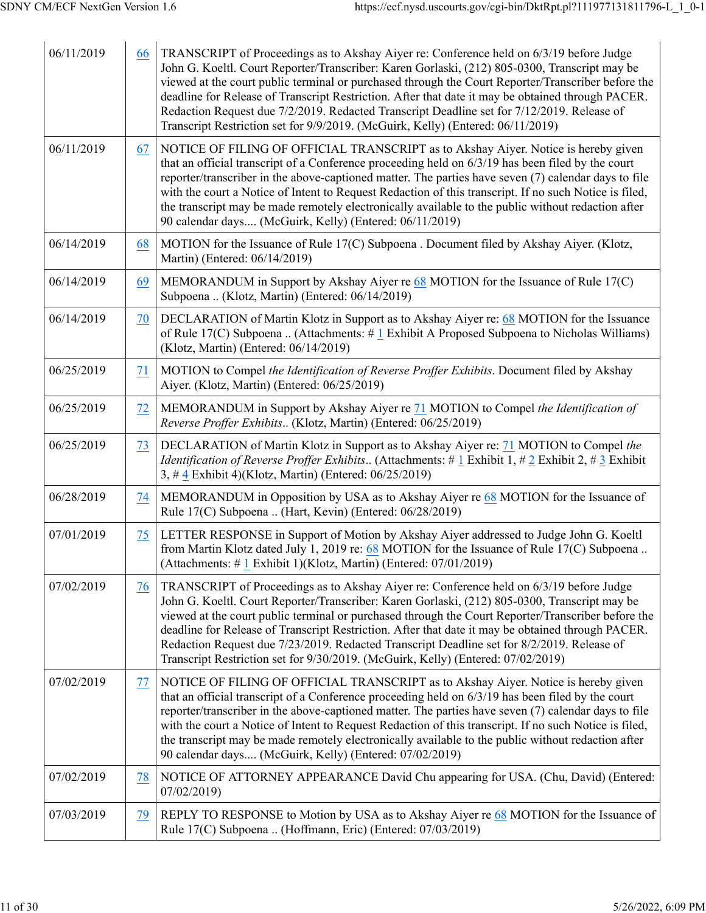| | | |
|---|---|---|
| 06/11/2019 | 66 | TRANSCRIPT of Proceedings as to Akshay Aiyer re: Conference held on 6/3/19 before Judge John G. Koeltl. Court Reporter/Transcriber: Karen Gorlaski, (212) 805-0300, Transcript may be viewed at the court public terminal or purchased through the Court Reporter/Transcriber before the deadline for Release of Transcript Restriction. After that date it may be obtained through PACER. Redaction Request due 7/2/2019. Redacted Transcript Deadline set for 7/12/2019. Release of Transcript Restriction set for 9/9/2019. (McGuirk, Kelly) (Entered: 06/11/2019) |
| 06/11/2019 | 67 | NOTICE OF FILING OF OFFICIAL TRANSCRIPT as to Akshay Aiyer. Notice is hereby given that an official transcript of a Conference proceeding held on 6/3/19 has been filed by the court reporter/transcriber in the above-captioned matter. The parties have seven (7) calendar days to file with the court a Notice of Intent to Request Redaction of this transcript. If no such Notice is filed, the transcript may be made remotely electronically available to the public without redaction after 90 calendar days.... (McGuirk, Kelly) (Entered: 06/11/2019) |
| 06/14/2019 | 68 | MOTION for the Issuance of Rule 17(C) Subpoena . Document filed by Akshay Aiyer. (Klotz, Martin) (Entered: 06/14/2019) |
| 06/14/2019 | 69 | MEMORANDUM in Support by Akshay Aiyer re 68 MOTION for the Issuance of Rule 17(C) Subpoena .. (Klotz, Martin) (Entered: 06/14/2019) |
| 06/14/2019 | 70 | DECLARATION of Martin Klotz in Support as to Akshay Aiyer re: 68 MOTION for the Issuance of Rule 17(C) Subpoena .. (Attachments: # 1 Exhibit A Proposed Subpoena to Nicholas Williams)(Klotz, Martin) (Entered: 06/14/2019) |
| 06/25/2019 | 71 | MOTION to Compel *the Identification of Reverse Proffer Exhibits*. Document filed by Akshay Aiyer. (Klotz, Martin) (Entered: 06/25/2019) |
| 06/25/2019 | 72 | MEMORANDUM in Support by Akshay Aiyer re 71 MOTION to Compel *the Identification of Reverse Proffer Exhibits*.. (Klotz, Martin) (Entered: 06/25/2019) |
| 06/25/2019 | 73 | DECLARATION of Martin Klotz in Support as to Akshay Aiyer re: 71 MOTION to Compel *the Identification of Reverse Proffer Exhibits*.. (Attachments: # 1 Exhibit 1, # 2 Exhibit 2, # 3 Exhibit 3, # 4 Exhibit 4)(Klotz, Martin) (Entered: 06/25/2019) |
| 06/28/2019 | 74 | MEMORANDUM in Opposition by USA as to Akshay Aiyer re 68 MOTION for the Issuance of Rule 17(C) Subpoena .. (Hart, Kevin) (Entered: 06/28/2019) |
| 07/01/2019 | 75 | LETTER RESPONSE in Support of Motion by Akshay Aiyer addressed to Judge John G. Koeltl from Martin Klotz dated July 1, 2019 re: 68 MOTION for the Issuance of Rule 17(C) Subpoena .. (Attachments: # 1 Exhibit 1)(Klotz, Martin) (Entered: 07/01/2019) |
| 07/02/2019 | 76 | TRANSCRIPT of Proceedings as to Akshay Aiyer re: Conference held on 6/3/19 before Judge John G. Koeltl. Court Reporter/Transcriber: Karen Gorlaski, (212) 805-0300, Transcript may be viewed at the court public terminal or purchased through the Court Reporter/Transcriber before the deadline for Release of Transcript Restriction. After that date it may be obtained through PACER. Redaction Request due 7/23/2019. Redacted Transcript Deadline set for 8/2/2019. Release of Transcript Restriction set for 9/30/2019. (McGuirk, Kelly) (Entered: 07/02/2019) |
| 07/02/2019 | 77 | NOTICE OF FILING OF OFFICIAL TRANSCRIPT as to Akshay Aiyer. Notice is hereby given that an official transcript of a Conference proceeding held on 6/3/19 has been filed by the court reporter/transcriber in the above-captioned matter. The parties have seven (7) calendar days to file with the court a Notice of Intent to Request Redaction of this transcript. If no such Notice is filed, the transcript may be made remotely electronically available to the public without redaction after 90 calendar days.... (McGuirk, Kelly) (Entered: 07/02/2019) |
| 07/02/2019 | 78 | NOTICE OF ATTORNEY APPEARANCE David Chu appearing for USA. (Chu, David) (Entered: 07/02/2019) |
| 07/03/2019 | 79 | REPLY TO RESPONSE to Motion by USA as to Akshay Aiyer re 68 MOTION for the Issuance of Rule 17(C) Subpoena .. (Hoffmann, Eric) (Entered: 07/03/2019) |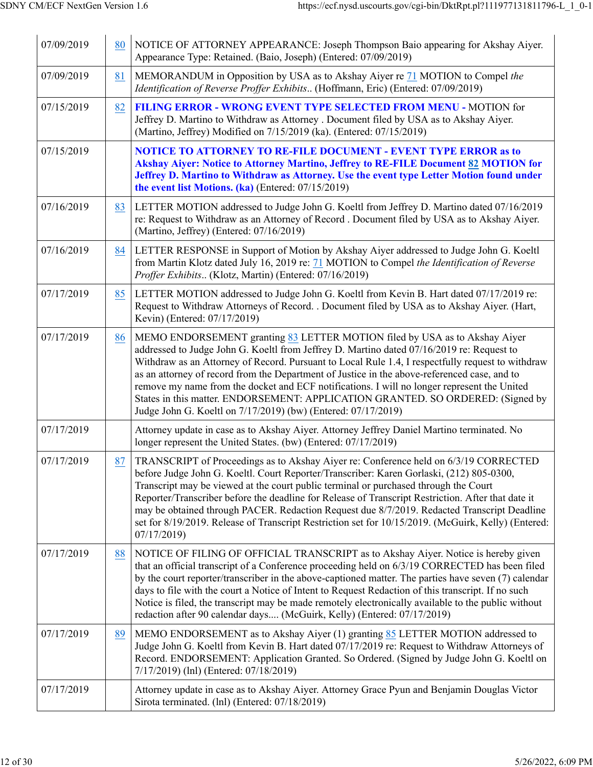| | | |
|---|---|---|
| 07/09/2019 | 80 | NOTICE OF ATTORNEY APPEARANCE: Joseph Thompson Baio appearing for Akshay Aiyer. Appearance Type: Retained. (Baio, Joseph) (Entered: 07/09/2019) |
| 07/09/2019 | 81 | MEMORANDUM in Opposition by USA as to Akshay Aiyer re 71 MOTION to Compel *the Identification of Reverse Proffer Exhibits*.. (Hoffmann, Eric) (Entered: 07/09/2019) |
| 07/15/2019 | 82 | **FILING ERROR - WRONG EVENT TYPE SELECTED FROM MENU -** MOTION for Jeffrey D. Martino to Withdraw as Attorney . Document filed by USA as to Akshay Aiyer. (Martino, Jeffrey) Modified on 7/15/2019 (ka). (Entered: 07/15/2019) |
| 07/15/2019 | | **NOTICE TO ATTORNEY TO RE-FILE DOCUMENT - EVENT TYPE ERROR as to Akshay Aiyer: Notice to Attorney Martino, Jeffrey to RE-FILE Document 82 MOTION for Jeffrey D. Martino to Withdraw as Attorney. Use the event type Letter Motion found under the event list Motions. (ka)** (Entered: 07/15/2019) |
| 07/16/2019 | 83 | LETTER MOTION addressed to Judge John G. Koeltl from Jeffrey D. Martino dated 07/16/2019 re: Request to Withdraw as an Attorney of Record . Document filed by USA as to Akshay Aiyer. (Martino, Jeffrey) (Entered: 07/16/2019) |
| 07/16/2019 | 84 | LETTER RESPONSE in Support of Motion by Akshay Aiyer addressed to Judge John G. Koeltl from Martin Klotz dated July 16, 2019 re: 71 MOTION to Compel *the Identification of Reverse Proffer Exhibits*.. (Klotz, Martin) (Entered: 07/16/2019) |
| 07/17/2019 | 85 | LETTER MOTION addressed to Judge John G. Koeltl from Kevin B. Hart dated 07/17/2019 re: Request to Withdraw Attorneys of Record. . Document filed by USA as to Akshay Aiyer. (Hart, Kevin) (Entered: 07/17/2019) |
| 07/17/2019 | 86 | MEMO ENDORSEMENT granting 83 LETTER MOTION filed by USA as to Akshay Aiyer addressed to Judge John G. Koeltl from Jeffrey D. Martino dated 07/16/2019 re: Request to Withdraw as an Attorney of Record. Pursuant to Local Rule 1.4, I respectfully request to withdraw as an attorney of record from the Department of Justice in the above-referenced case, and to remove my name from the docket and ECF notifications. I will no longer represent the United States in this matter. ENDORSEMENT: APPLICATION GRANTED. SO ORDERED: (Signed by Judge John G. Koeltl on 7/17/2019) (bw) (Entered: 07/17/2019) |
| 07/17/2019 | | Attorney update in case as to Akshay Aiyer. Attorney Jeffrey Daniel Martino terminated. No longer represent the United States. (bw) (Entered: 07/17/2019) |
| 07/17/2019 | 87 | TRANSCRIPT of Proceedings as to Akshay Aiyer re: Conference held on 6/3/19 CORRECTED before Judge John G. Koeltl. Court Reporter/Transcriber: Karen Gorlaski, (212) 805-0300, Transcript may be viewed at the court public terminal or purchased through the Court Reporter/Transcriber before the deadline for Release of Transcript Restriction. After that date it may be obtained through PACER. Redaction Request due 8/7/2019. Redacted Transcript Deadline set for 8/19/2019. Release of Transcript Restriction set for 10/15/2019. (McGuirk, Kelly) (Entered: 07/17/2019) |
| 07/17/2019 | 88 | NOTICE OF FILING OF OFFICIAL TRANSCRIPT as to Akshay Aiyer. Notice is hereby given that an official transcript of a Conference proceeding held on 6/3/19 CORRECTED has been filed by the court reporter/transcriber in the above-captioned matter. The parties have seven (7) calendar days to file with the court a Notice of Intent to Request Redaction of this transcript. If no such Notice is filed, the transcript may be made remotely electronically available to the public without redaction after 90 calendar days.... (McGuirk, Kelly) (Entered: 07/17/2019) |
| 07/17/2019 | 89 | MEMO ENDORSEMENT as to Akshay Aiyer (1) granting 85 LETTER MOTION addressed to Judge John G. Koeltl from Kevin B. Hart dated 07/17/2019 re: Request to Withdraw Attorneys of Record. ENDORSEMENT: Application Granted. So Ordered. (Signed by Judge John G. Koeltl on 7/17/2019) (lnl) (Entered: 07/18/2019) |
| 07/17/2019 | | Attorney update in case as to Akshay Aiyer. Attorney Grace Pyun and Benjamin Douglas Victor Sirota terminated. (lnl) (Entered: 07/18/2019) |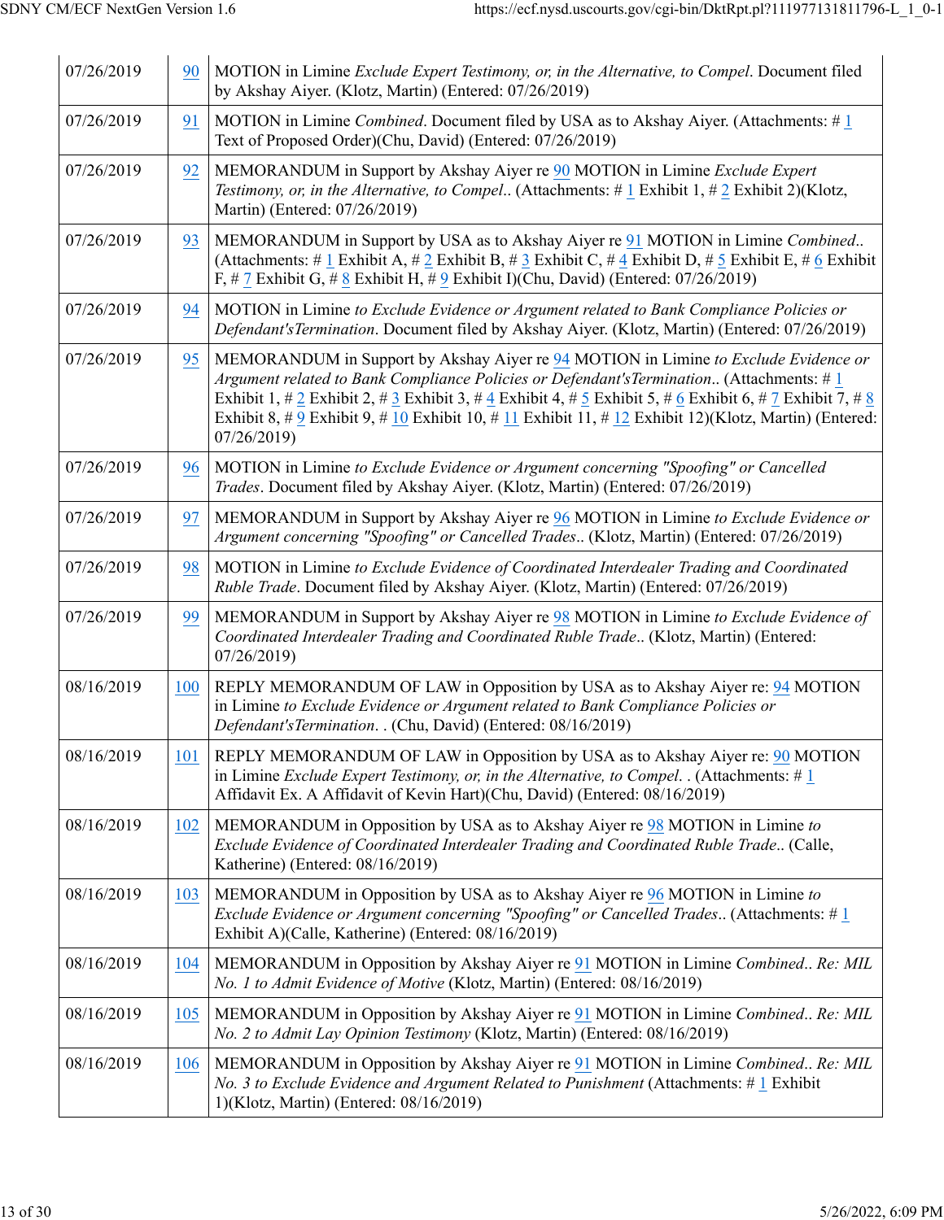| | | |
|---|---|---|
| 07/26/2019 | 90 | MOTION in Limine *Exclude Expert Testimony, or, in the Alternative, to Compel*. Document filed by Akshay Aiyer. (Klotz, Martin) (Entered: 07/26/2019) |
| 07/26/2019 | 91 | MOTION in Limine *Combined*. Document filed by USA as to Akshay Aiyer. (Attachments: # 1 Text of Proposed Order)(Chu, David) (Entered: 07/26/2019) |
| 07/26/2019 | 92 | MEMORANDUM in Support by Akshay Aiyer re 90 MOTION in Limine *Exclude Expert Testimony, or, in the Alternative, to Compel*.. (Attachments: # 1 Exhibit 1, # 2 Exhibit 2)(Klotz, Martin) (Entered: 07/26/2019) |
| 07/26/2019 | 93 | MEMORANDUM in Support by USA as to Akshay Aiyer re 91 MOTION in Limine *Combined*.. (Attachments: # 1 Exhibit A, # 2 Exhibit B, # 3 Exhibit C, # 4 Exhibit D, # 5 Exhibit E, # 6 Exhibit F, # 7 Exhibit G, # 8 Exhibit H, # 9 Exhibit I)(Chu, David) (Entered: 07/26/2019) |
| 07/26/2019 | 94 | MOTION in Limine *to Exclude Evidence or Argument related to Bank Compliance Policies or Defendant'sTermination*. Document filed by Akshay Aiyer. (Klotz, Martin) (Entered: 07/26/2019) |
| 07/26/2019 | 95 | MEMORANDUM in Support by Akshay Aiyer re 94 MOTION in Limine *to Exclude Evidence or Argument related to Bank Compliance Policies or Defendant'sTermination*.. (Attachments: # 1 Exhibit 1, # 2 Exhibit 2, # 3 Exhibit 3, # 4 Exhibit 4, # 5 Exhibit 5, # 6 Exhibit 6, # 7 Exhibit 7, # 8 Exhibit 8, # 9 Exhibit 9, # 10 Exhibit 10, # 11 Exhibit 11, # 12 Exhibit 12)(Klotz, Martin) (Entered: 07/26/2019) |
| 07/26/2019 | 96 | MOTION in Limine *to Exclude Evidence or Argument concerning "Spoofing" or Cancelled Trades*. Document filed by Akshay Aiyer. (Klotz, Martin) (Entered: 07/26/2019) |
| 07/26/2019 | 97 | MEMORANDUM in Support by Akshay Aiyer re 96 MOTION in Limine *to Exclude Evidence or Argument concerning "Spoofing" or Cancelled Trades*.. (Klotz, Martin) (Entered: 07/26/2019) |
| 07/26/2019 | 98 | MOTION in Limine *to Exclude Evidence of Coordinated Interdealer Trading and Coordinated Ruble Trade*. Document filed by Akshay Aiyer. (Klotz, Martin) (Entered: 07/26/2019) |
| 07/26/2019 | 99 | MEMORANDUM in Support by Akshay Aiyer re 98 MOTION in Limine *to Exclude Evidence of Coordinated Interdealer Trading and Coordinated Ruble Trade*.. (Klotz, Martin) (Entered: 07/26/2019) |
| 08/16/2019 | 100 | REPLY MEMORANDUM OF LAW in Opposition by USA as to Akshay Aiyer re: 94 MOTION in Limine *to Exclude Evidence or Argument related to Bank Compliance Policies or Defendant'sTermination*. . (Chu, David) (Entered: 08/16/2019) |
| 08/16/2019 | 101 | REPLY MEMORANDUM OF LAW in Opposition by USA as to Akshay Aiyer re: 90 MOTION in Limine *Exclude Expert Testimony, or, in the Alternative, to Compel*. . (Attachments: # 1 Affidavit Ex. A Affidavit of Kevin Hart)(Chu, David) (Entered: 08/16/2019) |
| 08/16/2019 | 102 | MEMORANDUM in Opposition by USA as to Akshay Aiyer re 98 MOTION in Limine *to Exclude Evidence of Coordinated Interdealer Trading and Coordinated Ruble Trade*.. (Calle, Katherine) (Entered: 08/16/2019) |
| 08/16/2019 | 103 | MEMORANDUM in Opposition by USA as to Akshay Aiyer re 96 MOTION in Limine *to Exclude Evidence or Argument concerning "Spoofing" or Cancelled Trades*.. (Attachments: # 1 Exhibit A)(Calle, Katherine) (Entered: 08/16/2019) |
| 08/16/2019 | 104 | MEMORANDUM in Opposition by Akshay Aiyer re 91 MOTION in Limine *Combined*.. *Re: MIL No. 1 to Admit Evidence of Motive* (Klotz, Martin) (Entered: 08/16/2019) |
| 08/16/2019 | 105 | MEMORANDUM in Opposition by Akshay Aiyer re 91 MOTION in Limine *Combined*.. *Re: MIL No. 2 to Admit Lay Opinion Testimony* (Klotz, Martin) (Entered: 08/16/2019) |
| 08/16/2019 | 106 | MEMORANDUM in Opposition by Akshay Aiyer re 91 MOTION in Limine *Combined*.. *Re: MIL No. 3 to Exclude Evidence and Argument Related to Punishment* (Attachments: # 1 Exhibit 1)(Klotz, Martin) (Entered: 08/16/2019) |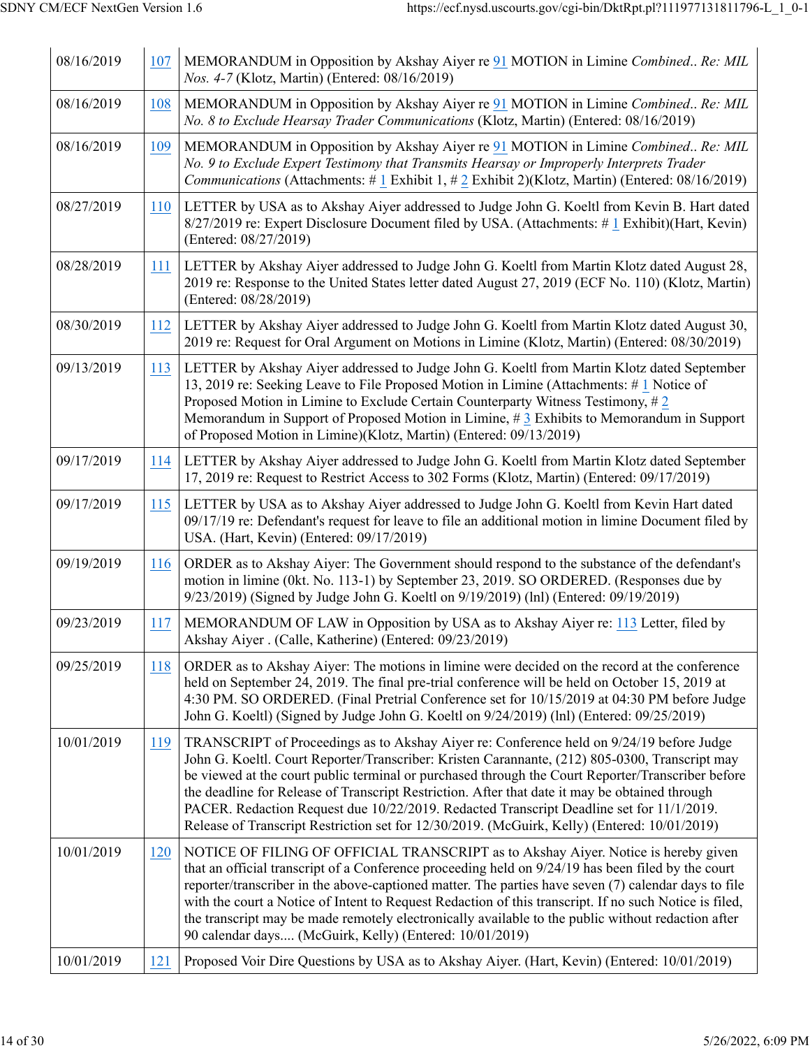| | | |
|---|---|---|
| 08/16/2019 | 107 | MEMORANDUM in Opposition by Akshay Aiyer re 91 MOTION in Limine *Combined.. Re: MIL Nos. 4-7* (Klotz, Martin) (Entered: 08/16/2019) |
| 08/16/2019 | 108 | MEMORANDUM in Opposition by Akshay Aiyer re 91 MOTION in Limine *Combined.. Re: MIL No. 8 to Exclude Hearsay Trader Communications* (Klotz, Martin) (Entered: 08/16/2019) |
| 08/16/2019 | 109 | MEMORANDUM in Opposition by Akshay Aiyer re 91 MOTION in Limine *Combined.. Re: MIL No. 9 to Exclude Expert Testimony that Transmits Hearsay or Improperly Interprets Trader Communications* (Attachments: # 1 Exhibit 1, # 2 Exhibit 2)(Klotz, Martin) (Entered: 08/16/2019) |
| 08/27/2019 | 110 | LETTER by USA as to Akshay Aiyer addressed to Judge John G. Koeltl from Kevin B. Hart dated 8/27/2019 re: Expert Disclosure Document filed by USA. (Attachments: # 1 Exhibit)(Hart, Kevin) (Entered: 08/27/2019) |
| 08/28/2019 | 111 | LETTER by Akshay Aiyer addressed to Judge John G. Koeltl from Martin Klotz dated August 28, 2019 re: Response to the United States letter dated August 27, 2019 (ECF No. 110) (Klotz, Martin) (Entered: 08/28/2019) |
| 08/30/2019 | 112 | LETTER by Akshay Aiyer addressed to Judge John G. Koeltl from Martin Klotz dated August 30, 2019 re: Request for Oral Argument on Motions in Limine (Klotz, Martin) (Entered: 08/30/2019) |
| 09/13/2019 | 113 | LETTER by Akshay Aiyer addressed to Judge John G. Koeltl from Martin Klotz dated September 13, 2019 re: Seeking Leave to File Proposed Motion in Limine (Attachments: # 1 Notice of Proposed Motion in Limine to Exclude Certain Counterparty Witness Testimony, # 2 Memorandum in Support of Proposed Motion in Limine, # 3 Exhibits to Memorandum in Support of Proposed Motion in Limine)(Klotz, Martin) (Entered: 09/13/2019) |
| 09/17/2019 | 114 | LETTER by Akshay Aiyer addressed to Judge John G. Koeltl from Martin Klotz dated September 17, 2019 re: Request to Restrict Access to 302 Forms (Klotz, Martin) (Entered: 09/17/2019) |
| 09/17/2019 | 115 | LETTER by USA as to Akshay Aiyer addressed to Judge John G. Koeltl from Kevin Hart dated 09/17/19 re: Defendant's request for leave to file an additional motion in limine Document filed by USA. (Hart, Kevin) (Entered: 09/17/2019) |
| 09/19/2019 | 116 | ORDER as to Akshay Aiyer: The Government should respond to the substance of the defendant's motion in limine (0kt. No. 113-1) by September 23, 2019. SO ORDERED. (Responses due by 9/23/2019) (Signed by Judge John G. Koeltl on 9/19/2019) (lnl) (Entered: 09/19/2019) |
| 09/23/2019 | 117 | MEMORANDUM OF LAW in Opposition by USA as to Akshay Aiyer re: 113 Letter, filed by Akshay Aiyer . (Calle, Katherine) (Entered: 09/23/2019) |
| 09/25/2019 | 118 | ORDER as to Akshay Aiyer: The motions in limine were decided on the record at the conference held on September 24, 2019. The final pre-trial conference will be held on October 15, 2019 at 4:30 PM. SO ORDERED. (Final Pretrial Conference set for 10/15/2019 at 04:30 PM before Judge John G. Koeltl) (Signed by Judge John G. Koeltl on 9/24/2019) (lnl) (Entered: 09/25/2019) |
| 10/01/2019 | 119 | TRANSCRIPT of Proceedings as to Akshay Aiyer re: Conference held on 9/24/19 before Judge John G. Koeltl. Court Reporter/Transcriber: Kristen Carannante, (212) 805-0300, Transcript may be viewed at the court public terminal or purchased through the Court Reporter/Transcriber before the deadline for Release of Transcript Restriction. After that date it may be obtained through PACER. Redaction Request due 10/22/2019. Redacted Transcript Deadline set for 11/1/2019. Release of Transcript Restriction set for 12/30/2019. (McGuirk, Kelly) (Entered: 10/01/2019) |
| 10/01/2019 | 120 | NOTICE OF FILING OF OFFICIAL TRANSCRIPT as to Akshay Aiyer. Notice is hereby given that an official transcript of a Conference proceeding held on 9/24/19 has been filed by the court reporter/transcriber in the above-captioned matter. The parties have seven (7) calendar days to file with the court a Notice of Intent to Request Redaction of this transcript. If no such Notice is filed, the transcript may be made remotely electronically available to the public without redaction after 90 calendar days.... (McGuirk, Kelly) (Entered: 10/01/2019) |
| 10/01/2019 | 121 | Proposed Voir Dire Questions by USA as to Akshay Aiyer. (Hart, Kevin) (Entered: 10/01/2019) |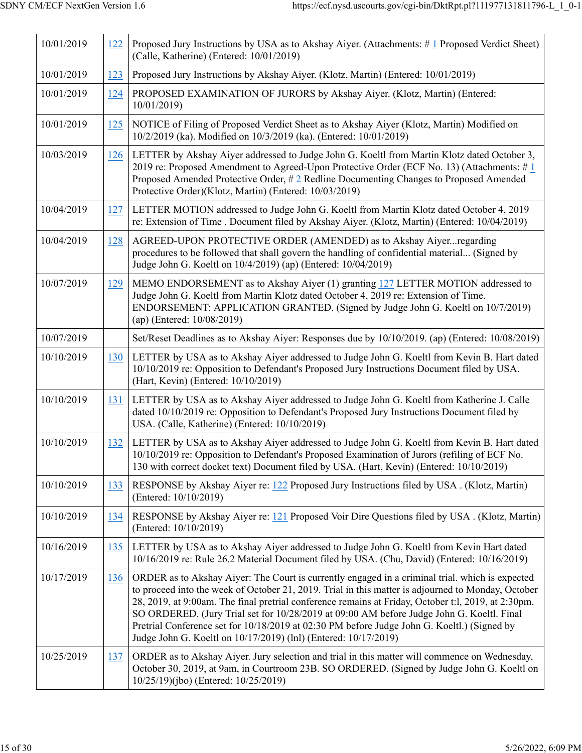| | | |
|---|---|---|
| 10/01/2019 | 122 | Proposed Jury Instructions by USA as to Akshay Aiyer. (Attachments: # 1 Proposed Verdict Sheet) (Calle, Katherine) (Entered: 10/01/2019) |
| 10/01/2019 | 123 | Proposed Jury Instructions by Akshay Aiyer. (Klotz, Martin) (Entered: 10/01/2019) |
| 10/01/2019 | 124 | PROPOSED EXAMINATION OF JURORS by Akshay Aiyer. (Klotz, Martin) (Entered: 10/01/2019) |
| 10/01/2019 | 125 | NOTICE of Filing of Proposed Verdict Sheet as to Akshay Aiyer (Klotz, Martin) Modified on 10/2/2019 (ka). Modified on 10/3/2019 (ka). (Entered: 10/01/2019) |
| 10/03/2019 | 126 | LETTER by Akshay Aiyer addressed to Judge John G. Koeltl from Martin Klotz dated October 3, 2019 re: Proposed Amendment to Agreed-Upon Protective Order (ECF No. 13) (Attachments: # 1 Proposed Amended Protective Order, # 2 Redline Documenting Changes to Proposed Amended Protective Order)(Klotz, Martin) (Entered: 10/03/2019) |
| 10/04/2019 | 127 | LETTER MOTION addressed to Judge John G. Koeltl from Martin Klotz dated October 4, 2019 re: Extension of Time . Document filed by Akshay Aiyer. (Klotz, Martin) (Entered: 10/04/2019) |
| 10/04/2019 | 128 | AGREED-UPON PROTECTIVE ORDER (AMENDED) as to Akshay Aiyer...regarding procedures to be followed that shall govern the handling of confidential material... (Signed by Judge John G. Koeltl on 10/4/2019) (ap) (Entered: 10/04/2019) |
| 10/07/2019 | 129 | MEMO ENDORSEMENT as to Akshay Aiyer (1) granting 127 LETTER MOTION addressed to Judge John G. Koeltl from Martin Klotz dated October 4, 2019 re: Extension of Time. ENDORSEMENT: APPLICATION GRANTED. (Signed by Judge John G. Koeltl on 10/7/2019) (ap) (Entered: 10/08/2019) |
| 10/07/2019 | | Set/Reset Deadlines as to Akshay Aiyer: Responses due by 10/10/2019. (ap) (Entered: 10/08/2019) |
| 10/10/2019 | 130 | LETTER by USA as to Akshay Aiyer addressed to Judge John G. Koeltl from Kevin B. Hart dated 10/10/2019 re: Opposition to Defendant's Proposed Jury Instructions Document filed by USA. (Hart, Kevin) (Entered: 10/10/2019) |
| 10/10/2019 | 131 | LETTER by USA as to Akshay Aiyer addressed to Judge John G. Koeltl from Katherine J. Calle dated 10/10/2019 re: Opposition to Defendant's Proposed Jury Instructions Document filed by USA. (Calle, Katherine) (Entered: 10/10/2019) |
| 10/10/2019 | 132 | LETTER by USA as to Akshay Aiyer addressed to Judge John G. Koeltl from Kevin B. Hart dated 10/10/2019 re: Opposition to Defendant's Proposed Examination of Jurors (refiling of ECF No. 130 with correct docket text) Document filed by USA. (Hart, Kevin) (Entered: 10/10/2019) |
| 10/10/2019 | 133 | RESPONSE by Akshay Aiyer re: 122 Proposed Jury Instructions filed by USA . (Klotz, Martin) (Entered: 10/10/2019) |
| 10/10/2019 | 134 | RESPONSE by Akshay Aiyer re: 121 Proposed Voir Dire Questions filed by USA . (Klotz, Martin) (Entered: 10/10/2019) |
| 10/16/2019 | 135 | LETTER by USA as to Akshay Aiyer addressed to Judge John G. Koeltl from Kevin Hart dated 10/16/2019 re: Rule 26.2 Material Document filed by USA. (Chu, David) (Entered: 10/16/2019) |
| 10/17/2019 | 136 | ORDER as to Akshay Aiyer: The Court is currently engaged in a criminal trial. which is expected to proceed into the week of October 21, 2019. Trial in this matter is adjourned to Monday, October 28, 2019, at 9:00am. The final pretrial conference remains at Friday, October t:l, 2019, at 2:30pm. SO ORDERED. (Jury Trial set for 10/28/2019 at 09:00 AM before Judge John G. Koeltl. Final Pretrial Conference set for 10/18/2019 at 02:30 PM before Judge John G. Koeltl.) (Signed by Judge John G. Koeltl on 10/17/2019) (lnl) (Entered: 10/17/2019) |
| 10/25/2019 | 137 | ORDER as to Akshay Aiyer. Jury selection and trial in this matter will commence on Wednesday, October 30, 2019, at 9am, in Courtroom 23B. SO ORDERED. (Signed by Judge John G. Koeltl on 10/25/19)(jbo) (Entered: 10/25/2019) |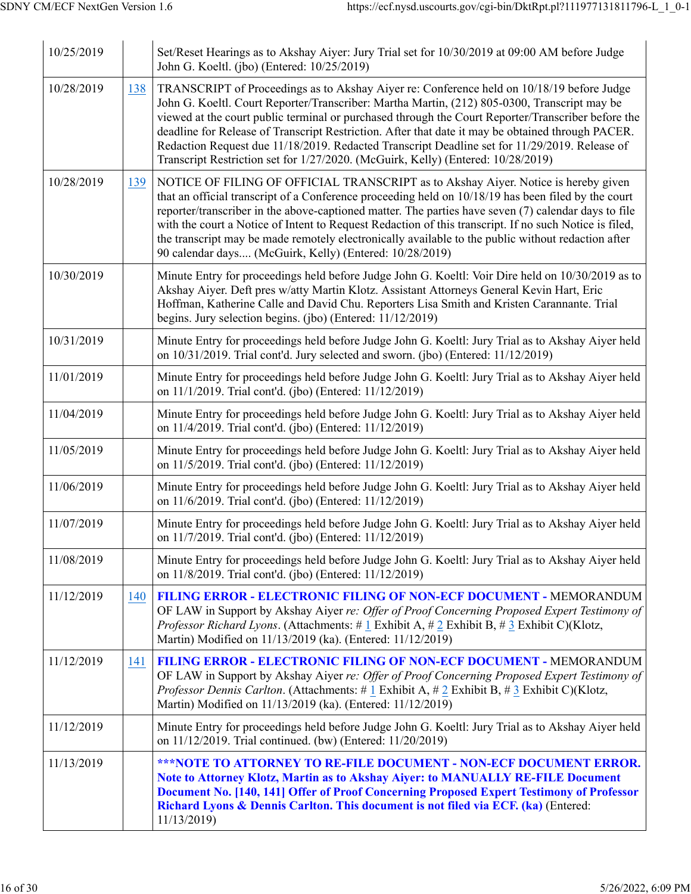| | | |
|---|---|---|
| 10/25/2019 | | Set/Reset Hearings as to Akshay Aiyer: Jury Trial set for 10/30/2019 at 09:00 AM before Judge John G. Koeltl. (jbo) (Entered: 10/25/2019) |
| 10/28/2019 | 138 | TRANSCRIPT of Proceedings as to Akshay Aiyer re: Conference held on 10/18/19 before Judge John G. Koeltl. Court Reporter/Transcriber: Martha Martin, (212) 805-0300, Transcript may be viewed at the court public terminal or purchased through the Court Reporter/Transcriber before the deadline for Release of Transcript Restriction. After that date it may be obtained through PACER. Redaction Request due 11/18/2019. Redacted Transcript Deadline set for 11/29/2019. Release of Transcript Restriction set for 1/27/2020. (McGuirk, Kelly) (Entered: 10/28/2019) |
| 10/28/2019 | 139 | NOTICE OF FILING OF OFFICIAL TRANSCRIPT as to Akshay Aiyer. Notice is hereby given that an official transcript of a Conference proceeding held on 10/18/19 has been filed by the court reporter/transcriber in the above-captioned matter. The parties have seven (7) calendar days to file with the court a Notice of Intent to Request Redaction of this transcript. If no such Notice is filed, the transcript may be made remotely electronically available to the public without redaction after 90 calendar days.... (McGuirk, Kelly) (Entered: 10/28/2019) |
| 10/30/2019 | | Minute Entry for proceedings held before Judge John G. Koeltl: Voir Dire held on 10/30/2019 as to Akshay Aiyer. Deft pres w/atty Martin Klotz. Assistant Attorneys General Kevin Hart, Eric Hoffman, Katherine Calle and David Chu. Reporters Lisa Smith and Kristen Carannante. Trial begins. Jury selection begins. (jbo) (Entered: 11/12/2019) |
| 10/31/2019 | | Minute Entry for proceedings held before Judge John G. Koeltl: Jury Trial as to Akshay Aiyer held on 10/31/2019. Trial cont'd. Jury selected and sworn. (jbo) (Entered: 11/12/2019) |
| 11/01/2019 | | Minute Entry for proceedings held before Judge John G. Koeltl: Jury Trial as to Akshay Aiyer held on 11/1/2019. Trial cont'd. (jbo) (Entered: 11/12/2019) |
| 11/04/2019 | | Minute Entry for proceedings held before Judge John G. Koeltl: Jury Trial as to Akshay Aiyer held on 11/4/2019. Trial cont'd. (jbo) (Entered: 11/12/2019) |
| 11/05/2019 | | Minute Entry for proceedings held before Judge John G. Koeltl: Jury Trial as to Akshay Aiyer held on 11/5/2019. Trial cont'd. (jbo) (Entered: 11/12/2019) |
| 11/06/2019 | | Minute Entry for proceedings held before Judge John G. Koeltl: Jury Trial as to Akshay Aiyer held on 11/6/2019. Trial cont'd. (jbo) (Entered: 11/12/2019) |
| 11/07/2019 | | Minute Entry for proceedings held before Judge John G. Koeltl: Jury Trial as to Akshay Aiyer held on 11/7/2019. Trial cont'd. (jbo) (Entered: 11/12/2019) |
| 11/08/2019 | | Minute Entry for proceedings held before Judge John G. Koeltl: Jury Trial as to Akshay Aiyer held on 11/8/2019. Trial cont'd. (jbo) (Entered: 11/12/2019) |
| 11/12/2019 | 140 | **FILING ERROR - ELECTRONIC FILING OF NON-ECF DOCUMENT -** MEMORANDUM OF LAW in Support by Akshay Aiyer *re: Offer of Proof Concerning Proposed Expert Testimony of Professor Richard Lyons*. (Attachments: # 1 Exhibit A, # 2 Exhibit B, # 3 Exhibit C)(Klotz, Martin) Modified on 11/13/2019 (ka). (Entered: 11/12/2019) |
| 11/12/2019 | 141 | **FILING ERROR - ELECTRONIC FILING OF NON-ECF DOCUMENT -** MEMORANDUM OF LAW in Support by Akshay Aiyer *re: Offer of Proof Concerning Proposed Expert Testimony of Professor Dennis Carlton*. (Attachments: # 1 Exhibit A, # 2 Exhibit B, # 3 Exhibit C)(Klotz, Martin) Modified on 11/13/2019 (ka). (Entered: 11/12/2019) |
| 11/12/2019 | | Minute Entry for proceedings held before Judge John G. Koeltl: Jury Trial as to Akshay Aiyer held on 11/12/2019. Trial continued. (bw) (Entered: 11/20/2019) |
| 11/13/2019 | | **\*\*\*NOTE TO ATTORNEY TO RE-FILE DOCUMENT - NON-ECF DOCUMENT ERROR. Note to Attorney Klotz, Martin as to Akshay Aiyer: to MANUALLY RE-FILE Document Document No. [140, 141] Offer of Proof Concerning Proposed Expert Testimony of Professor Richard Lyons & Dennis Carlton. This document is not filed via ECF. (ka)** (Entered: 11/13/2019) |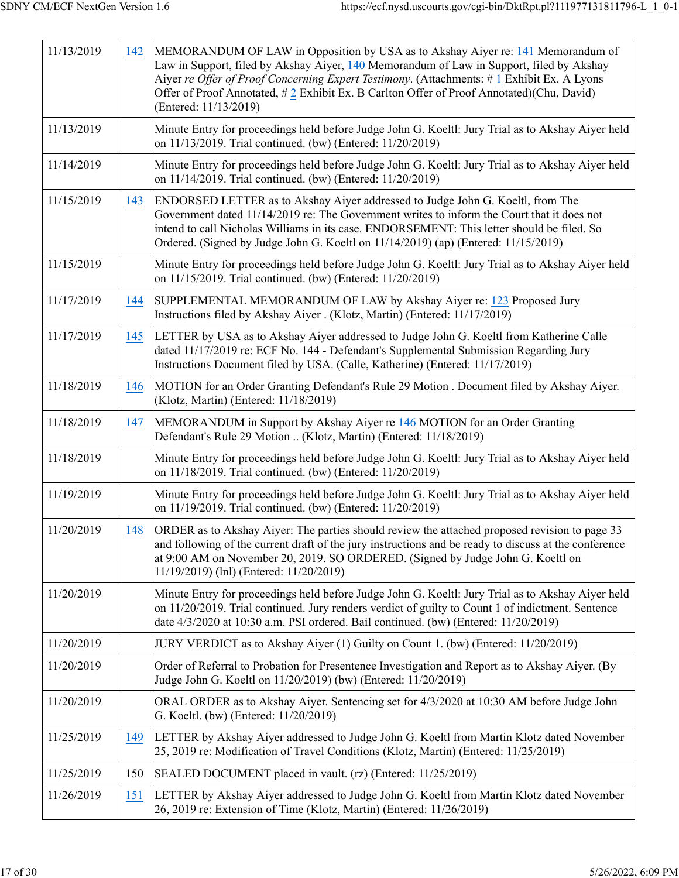| | | |
|---|---|---|
| 11/13/2019 | 142 | MEMORANDUM OF LAW in Opposition by USA as to Akshay Aiyer re: 141 Memorandum of Law in Support, filed by Akshay Aiyer, 140 Memorandum of Law in Support, filed by Akshay Aiyer *re Offer of Proof Concerning Expert Testimony*. (Attachments: # 1 Exhibit Ex. A Lyons Offer of Proof Annotated, # 2 Exhibit Ex. B Carlton Offer of Proof Annotated)(Chu, David) (Entered: 11/13/2019) |
| 11/13/2019 | | Minute Entry for proceedings held before Judge John G. Koeltl: Jury Trial as to Akshay Aiyer held on 11/13/2019. Trial continued. (bw) (Entered: 11/20/2019) |
| 11/14/2019 | | Minute Entry for proceedings held before Judge John G. Koeltl: Jury Trial as to Akshay Aiyer held on 11/14/2019. Trial continued. (bw) (Entered: 11/20/2019) |
| 11/15/2019 | 143 | ENDORSED LETTER as to Akshay Aiyer addressed to Judge John G. Koeltl, from The Government dated 11/14/2019 re: The Government writes to inform the Court that it does not intend to call Nicholas Williams in its case. ENDORSEMENT: This letter should be filed. So Ordered. (Signed by Judge John G. Koeltl on 11/14/2019) (ap) (Entered: 11/15/2019) |
| 11/15/2019 | | Minute Entry for proceedings held before Judge John G. Koeltl: Jury Trial as to Akshay Aiyer held on 11/15/2019. Trial continued. (bw) (Entered: 11/20/2019) |
| 11/17/2019 | 144 | SUPPLEMENTAL MEMORANDUM OF LAW by Akshay Aiyer re: 123 Proposed Jury Instructions filed by Akshay Aiyer . (Klotz, Martin) (Entered: 11/17/2019) |
| 11/17/2019 | 145 | LETTER by USA as to Akshay Aiyer addressed to Judge John G. Koeltl from Katherine Calle dated 11/17/2019 re: ECF No. 144 - Defendant's Supplemental Submission Regarding Jury Instructions Document filed by USA. (Calle, Katherine) (Entered: 11/17/2019) |
| 11/18/2019 | 146 | MOTION for an Order Granting Defendant's Rule 29 Motion . Document filed by Akshay Aiyer. (Klotz, Martin) (Entered: 11/18/2019) |
| 11/18/2019 | 147 | MEMORANDUM in Support by Akshay Aiyer re 146 MOTION for an Order Granting Defendant's Rule 29 Motion .. (Klotz, Martin) (Entered: 11/18/2019) |
| 11/18/2019 | | Minute Entry for proceedings held before Judge John G. Koeltl: Jury Trial as to Akshay Aiyer held on 11/18/2019. Trial continued. (bw) (Entered: 11/20/2019) |
| 11/19/2019 | | Minute Entry for proceedings held before Judge John G. Koeltl: Jury Trial as to Akshay Aiyer held on 11/19/2019. Trial continued. (bw) (Entered: 11/20/2019) |
| 11/20/2019 | 148 | ORDER as to Akshay Aiyer: The parties should review the attached proposed revision to page 33 and following of the current draft of the jury instructions and be ready to discuss at the conference at 9:00 AM on November 20, 2019. SO ORDERED. (Signed by Judge John G. Koeltl on 11/19/2019) (lnl) (Entered: 11/20/2019) |
| 11/20/2019 | | Minute Entry for proceedings held before Judge John G. Koeltl: Jury Trial as to Akshay Aiyer held on 11/20/2019. Trial continued. Jury renders verdict of guilty to Count 1 of indictment. Sentence date 4/3/2020 at 10:30 a.m. PSI ordered. Bail continued. (bw) (Entered: 11/20/2019) |
| 11/20/2019 | | JURY VERDICT as to Akshay Aiyer (1) Guilty on Count 1. (bw) (Entered: 11/20/2019) |
| 11/20/2019 | | Order of Referral to Probation for Presentence Investigation and Report as to Akshay Aiyer. (By Judge John G. Koeltl on 11/20/2019) (bw) (Entered: 11/20/2019) |
| 11/20/2019 | | ORAL ORDER as to Akshay Aiyer. Sentencing set for 4/3/2020 at 10:30 AM before Judge John G. Koeltl. (bw) (Entered: 11/20/2019) |
| 11/25/2019 | 149 | LETTER by Akshay Aiyer addressed to Judge John G. Koeltl from Martin Klotz dated November 25, 2019 re: Modification of Travel Conditions (Klotz, Martin) (Entered: 11/25/2019) |
| 11/25/2019 | 150 | SEALED DOCUMENT placed in vault. (rz) (Entered: 11/25/2019) |
| 11/26/2019 | 151 | LETTER by Akshay Aiyer addressed to Judge John G. Koeltl from Martin Klotz dated November 26, 2019 re: Extension of Time (Klotz, Martin) (Entered: 11/26/2019) |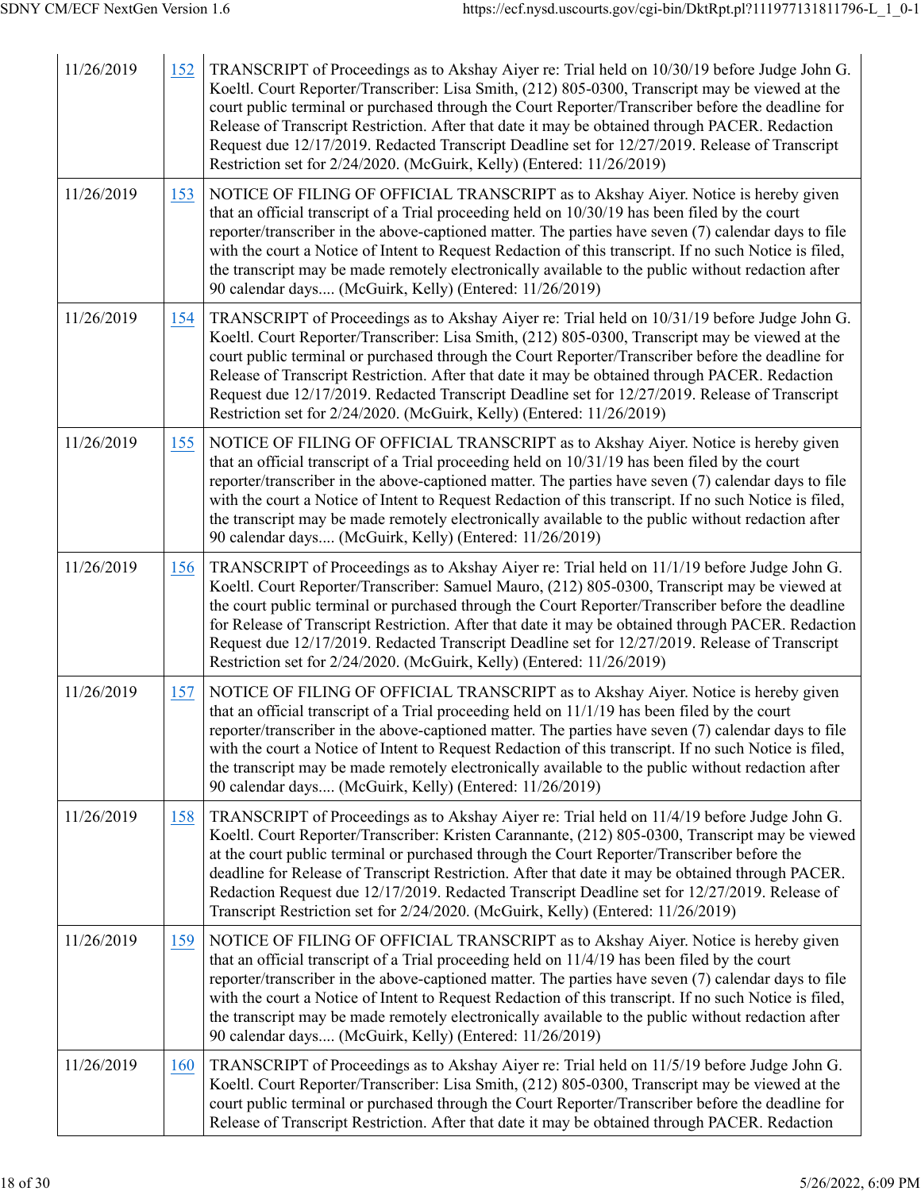| | | |
|---|---|---|
| 11/26/2019 | 152 | TRANSCRIPT of Proceedings as to Akshay Aiyer re: Trial held on 10/30/19 before Judge John G. Koeltl. Court Reporter/Transcriber: Lisa Smith, (212) 805-0300, Transcript may be viewed at the court public terminal or purchased through the Court Reporter/Transcriber before the deadline for Release of Transcript Restriction. After that date it may be obtained through PACER. Redaction Request due 12/17/2019. Redacted Transcript Deadline set for 12/27/2019. Release of Transcript Restriction set for 2/24/2020. (McGuirk, Kelly) (Entered: 11/26/2019) |
| 11/26/2019 | 153 | NOTICE OF FILING OF OFFICIAL TRANSCRIPT as to Akshay Aiyer. Notice is hereby given that an official transcript of a Trial proceeding held on 10/30/19 has been filed by the court reporter/transcriber in the above-captioned matter. The parties have seven (7) calendar days to file with the court a Notice of Intent to Request Redaction of this transcript. If no such Notice is filed, the transcript may be made remotely electronically available to the public without redaction after 90 calendar days.... (McGuirk, Kelly) (Entered: 11/26/2019) |
| 11/26/2019 | 154 | TRANSCRIPT of Proceedings as to Akshay Aiyer re: Trial held on 10/31/19 before Judge John G. Koeltl. Court Reporter/Transcriber: Lisa Smith, (212) 805-0300, Transcript may be viewed at the court public terminal or purchased through the Court Reporter/Transcriber before the deadline for Release of Transcript Restriction. After that date it may be obtained through PACER. Redaction Request due 12/17/2019. Redacted Transcript Deadline set for 12/27/2019. Release of Transcript Restriction set for 2/24/2020. (McGuirk, Kelly) (Entered: 11/26/2019) |
| 11/26/2019 | 155 | NOTICE OF FILING OF OFFICIAL TRANSCRIPT as to Akshay Aiyer. Notice is hereby given that an official transcript of a Trial proceeding held on 10/31/19 has been filed by the court reporter/transcriber in the above-captioned matter. The parties have seven (7) calendar days to file with the court a Notice of Intent to Request Redaction of this transcript. If no such Notice is filed, the transcript may be made remotely electronically available to the public without redaction after 90 calendar days.... (McGuirk, Kelly) (Entered: 11/26/2019) |
| 11/26/2019 | 156 | TRANSCRIPT of Proceedings as to Akshay Aiyer re: Trial held on 11/1/19 before Judge John G. Koeltl. Court Reporter/Transcriber: Samuel Mauro, (212) 805-0300, Transcript may be viewed at the court public terminal or purchased through the Court Reporter/Transcriber before the deadline for Release of Transcript Restriction. After that date it may be obtained through PACER. Redaction Request due 12/17/2019. Redacted Transcript Deadline set for 12/27/2019. Release of Transcript Restriction set for 2/24/2020. (McGuirk, Kelly) (Entered: 11/26/2019) |
| 11/26/2019 | 157 | NOTICE OF FILING OF OFFICIAL TRANSCRIPT as to Akshay Aiyer. Notice is hereby given that an official transcript of a Trial proceeding held on 11/1/19 has been filed by the court reporter/transcriber in the above-captioned matter. The parties have seven (7) calendar days to file with the court a Notice of Intent to Request Redaction of this transcript. If no such Notice is filed, the transcript may be made remotely electronically available to the public without redaction after 90 calendar days.... (McGuirk, Kelly) (Entered: 11/26/2019) |
| 11/26/2019 | 158 | TRANSCRIPT of Proceedings as to Akshay Aiyer re: Trial held on 11/4/19 before Judge John G. Koeltl. Court Reporter/Transcriber: Kristen Carannante, (212) 805-0300, Transcript may be viewed at the court public terminal or purchased through the Court Reporter/Transcriber before the deadline for Release of Transcript Restriction. After that date it may be obtained through PACER. Redaction Request due 12/17/2019. Redacted Transcript Deadline set for 12/27/2019. Release of Transcript Restriction set for 2/24/2020. (McGuirk, Kelly) (Entered: 11/26/2019) |
| 11/26/2019 | 159 | NOTICE OF FILING OF OFFICIAL TRANSCRIPT as to Akshay Aiyer. Notice is hereby given that an official transcript of a Trial proceeding held on 11/4/19 has been filed by the court reporter/transcriber in the above-captioned matter. The parties have seven (7) calendar days to file with the court a Notice of Intent to Request Redaction of this transcript. If no such Notice is filed, the transcript may be made remotely electronically available to the public without redaction after 90 calendar days.... (McGuirk, Kelly) (Entered: 11/26/2019) |
| 11/26/2019 | 160 | TRANSCRIPT of Proceedings as to Akshay Aiyer re: Trial held on 11/5/19 before Judge John G. Koeltl. Court Reporter/Transcriber: Lisa Smith, (212) 805-0300, Transcript may be viewed at the court public terminal or purchased through the Court Reporter/Transcriber before the deadline for Release of Transcript Restriction. After that date it may be obtained through PACER. Redaction |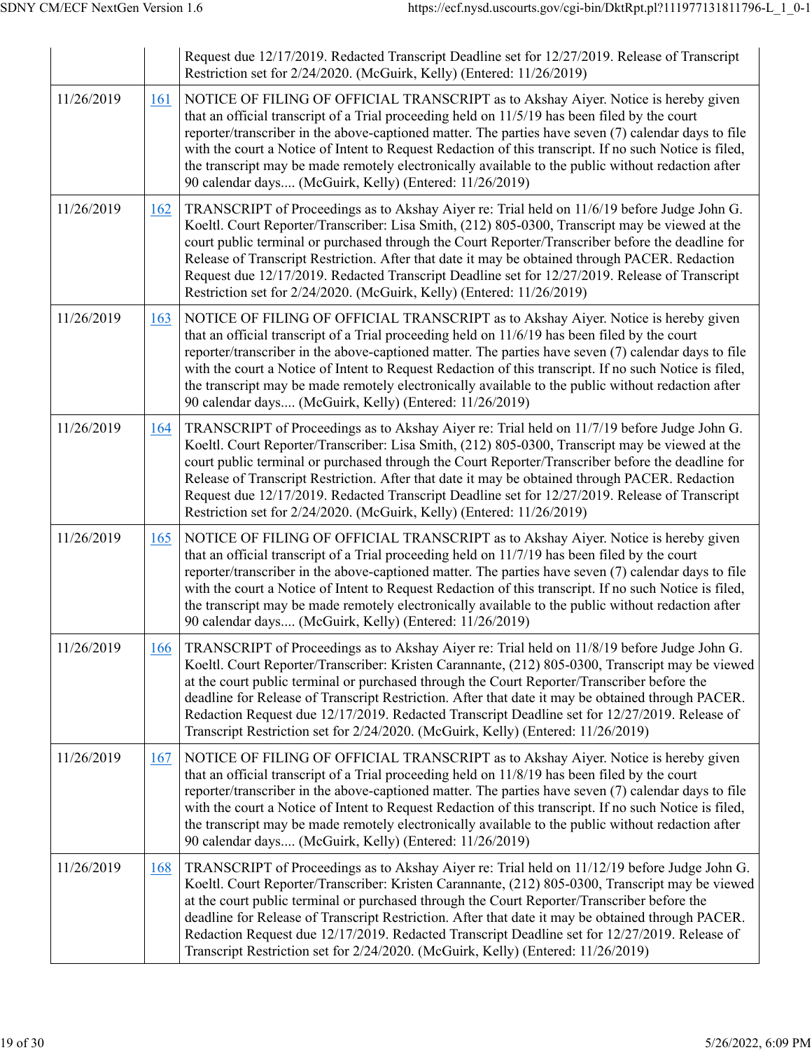| | | Request due 12/17/2019. Redacted Transcript Deadline set for 12/27/2019. Release of Transcript Restriction set for 2/24/2020. (McGuirk, Kelly) (Entered: 11/26/2019) |
|---|---|---|
| 11/26/2019 | 161 | NOTICE OF FILING OF OFFICIAL TRANSCRIPT as to Akshay Aiyer. Notice is hereby given that an official transcript of a Trial proceeding held on 11/5/19 has been filed by the court reporter/transcriber in the above-captioned matter. The parties have seven (7) calendar days to file with the court a Notice of Intent to Request Redaction of this transcript. If no such Notice is filed, the transcript may be made remotely electronically available to the public without redaction after 90 calendar days.... (McGuirk, Kelly) (Entered: 11/26/2019) |
| 11/26/2019 | 162 | TRANSCRIPT of Proceedings as to Akshay Aiyer re: Trial held on 11/6/19 before Judge John G. Koeltl. Court Reporter/Transcriber: Lisa Smith, (212) 805-0300, Transcript may be viewed at the court public terminal or purchased through the Court Reporter/Transcriber before the deadline for Release of Transcript Restriction. After that date it may be obtained through PACER. Redaction Request due 12/17/2019. Redacted Transcript Deadline set for 12/27/2019. Release of Transcript Restriction set for 2/24/2020. (McGuirk, Kelly) (Entered: 11/26/2019) |
| 11/26/2019 | 163 | NOTICE OF FILING OF OFFICIAL TRANSCRIPT as to Akshay Aiyer. Notice is hereby given that an official transcript of a Trial proceeding held on 11/6/19 has been filed by the court reporter/transcriber in the above-captioned matter. The parties have seven (7) calendar days to file with the court a Notice of Intent to Request Redaction of this transcript. If no such Notice is filed, the transcript may be made remotely electronically available to the public without redaction after 90 calendar days.... (McGuirk, Kelly) (Entered: 11/26/2019) |
| 11/26/2019 | 164 | TRANSCRIPT of Proceedings as to Akshay Aiyer re: Trial held on 11/7/19 before Judge John G. Koeltl. Court Reporter/Transcriber: Lisa Smith, (212) 805-0300, Transcript may be viewed at the court public terminal or purchased through the Court Reporter/Transcriber before the deadline for Release of Transcript Restriction. After that date it may be obtained through PACER. Redaction Request due 12/17/2019. Redacted Transcript Deadline set for 12/27/2019. Release of Transcript Restriction set for 2/24/2020. (McGuirk, Kelly) (Entered: 11/26/2019) |
| 11/26/2019 | 165 | NOTICE OF FILING OF OFFICIAL TRANSCRIPT as to Akshay Aiyer. Notice is hereby given that an official transcript of a Trial proceeding held on 11/7/19 has been filed by the court reporter/transcriber in the above-captioned matter. The parties have seven (7) calendar days to file with the court a Notice of Intent to Request Redaction of this transcript. If no such Notice is filed, the transcript may be made remotely electronically available to the public without redaction after 90 calendar days.... (McGuirk, Kelly) (Entered: 11/26/2019) |
| 11/26/2019 | 166 | TRANSCRIPT of Proceedings as to Akshay Aiyer re: Trial held on 11/8/19 before Judge John G. Koeltl. Court Reporter/Transcriber: Kristen Carannante, (212) 805-0300, Transcript may be viewed at the court public terminal or purchased through the Court Reporter/Transcriber before the deadline for Release of Transcript Restriction. After that date it may be obtained through PACER. Redaction Request due 12/17/2019. Redacted Transcript Deadline set for 12/27/2019. Release of Transcript Restriction set for 2/24/2020. (McGuirk, Kelly) (Entered: 11/26/2019) |
| 11/26/2019 | 167 | NOTICE OF FILING OF OFFICIAL TRANSCRIPT as to Akshay Aiyer. Notice is hereby given that an official transcript of a Trial proceeding held on 11/8/19 has been filed by the court reporter/transcriber in the above-captioned matter. The parties have seven (7) calendar days to file with the court a Notice of Intent to Request Redaction of this transcript. If no such Notice is filed, the transcript may be made remotely electronically available to the public without redaction after 90 calendar days.... (McGuirk, Kelly) (Entered: 11/26/2019) |
| 11/26/2019 | 168 | TRANSCRIPT of Proceedings as to Akshay Aiyer re: Trial held on 11/12/19 before Judge John G. Koeltl. Court Reporter/Transcriber: Kristen Carannante, (212) 805-0300, Transcript may be viewed at the court public terminal or purchased through the Court Reporter/Transcriber before the deadline for Release of Transcript Restriction. After that date it may be obtained through PACER. Redaction Request due 12/17/2019. Redacted Transcript Deadline set for 12/27/2019. Release of Transcript Restriction set for 2/24/2020. (McGuirk, Kelly) (Entered: 11/26/2019) |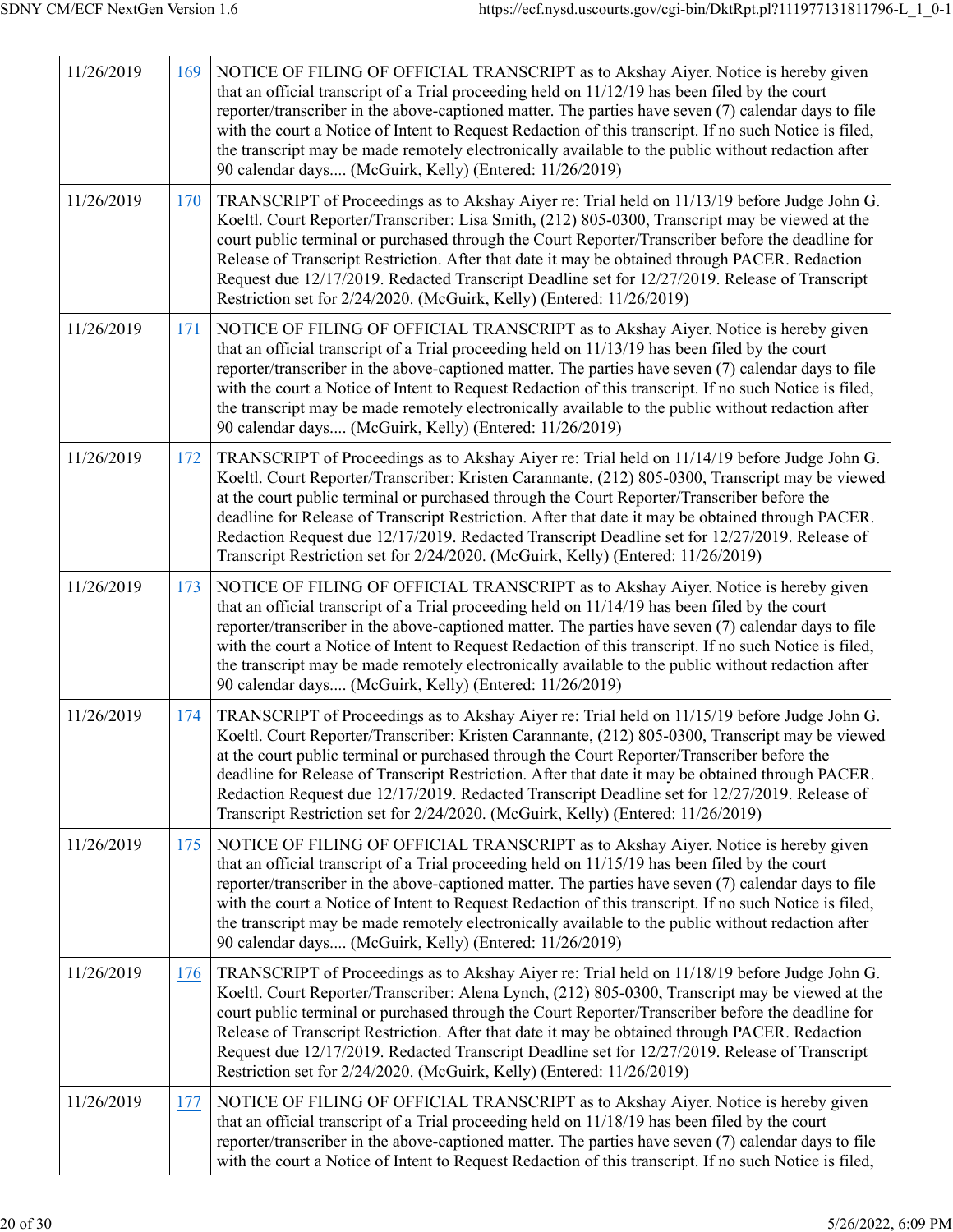| | | |
|---|---|---|
| 11/26/2019 | 169 | NOTICE OF FILING OF OFFICIAL TRANSCRIPT as to Akshay Aiyer. Notice is hereby given that an official transcript of a Trial proceeding held on 11/12/19 has been filed by the court reporter/transcriber in the above-captioned matter. The parties have seven (7) calendar days to file with the court a Notice of Intent to Request Redaction of this transcript. If no such Notice is filed, the transcript may be made remotely electronically available to the public without redaction after 90 calendar days.... (McGuirk, Kelly) (Entered: 11/26/2019) |
| 11/26/2019 | 170 | TRANSCRIPT of Proceedings as to Akshay Aiyer re: Trial held on 11/13/19 before Judge John G. Koeltl. Court Reporter/Transcriber: Lisa Smith, (212) 805-0300, Transcript may be viewed at the court public terminal or purchased through the Court Reporter/Transcriber before the deadline for Release of Transcript Restriction. After that date it may be obtained through PACER. Redaction Request due 12/17/2019. Redacted Transcript Deadline set for 12/27/2019. Release of Transcript Restriction set for 2/24/2020. (McGuirk, Kelly) (Entered: 11/26/2019) |
| 11/26/2019 | 171 | NOTICE OF FILING OF OFFICIAL TRANSCRIPT as to Akshay Aiyer. Notice is hereby given that an official transcript of a Trial proceeding held on 11/13/19 has been filed by the court reporter/transcriber in the above-captioned matter. The parties have seven (7) calendar days to file with the court a Notice of Intent to Request Redaction of this transcript. If no such Notice is filed, the transcript may be made remotely electronically available to the public without redaction after 90 calendar days.... (McGuirk, Kelly) (Entered: 11/26/2019) |
| 11/26/2019 | 172 | TRANSCRIPT of Proceedings as to Akshay Aiyer re: Trial held on 11/14/19 before Judge John G. Koeltl. Court Reporter/Transcriber: Kristen Carannante, (212) 805-0300, Transcript may be viewed at the court public terminal or purchased through the Court Reporter/Transcriber before the deadline for Release of Transcript Restriction. After that date it may be obtained through PACER. Redaction Request due 12/17/2019. Redacted Transcript Deadline set for 12/27/2019. Release of Transcript Restriction set for 2/24/2020. (McGuirk, Kelly) (Entered: 11/26/2019) |
| 11/26/2019 | 173 | NOTICE OF FILING OF OFFICIAL TRANSCRIPT as to Akshay Aiyer. Notice is hereby given that an official transcript of a Trial proceeding held on 11/14/19 has been filed by the court reporter/transcriber in the above-captioned matter. The parties have seven (7) calendar days to file with the court a Notice of Intent to Request Redaction of this transcript. If no such Notice is filed, the transcript may be made remotely electronically available to the public without redaction after 90 calendar days.... (McGuirk, Kelly) (Entered: 11/26/2019) |
| 11/26/2019 | 174 | TRANSCRIPT of Proceedings as to Akshay Aiyer re: Trial held on 11/15/19 before Judge John G. Koeltl. Court Reporter/Transcriber: Kristen Carannante, (212) 805-0300, Transcript may be viewed at the court public terminal or purchased through the Court Reporter/Transcriber before the deadline for Release of Transcript Restriction. After that date it may be obtained through PACER. Redaction Request due 12/17/2019. Redacted Transcript Deadline set for 12/27/2019. Release of Transcript Restriction set for 2/24/2020. (McGuirk, Kelly) (Entered: 11/26/2019) |
| 11/26/2019 | 175 | NOTICE OF FILING OF OFFICIAL TRANSCRIPT as to Akshay Aiyer. Notice is hereby given that an official transcript of a Trial proceeding held on 11/15/19 has been filed by the court reporter/transcriber in the above-captioned matter. The parties have seven (7) calendar days to file with the court a Notice of Intent to Request Redaction of this transcript. If no such Notice is filed, the transcript may be made remotely electronically available to the public without redaction after 90 calendar days.... (McGuirk, Kelly) (Entered: 11/26/2019) |
| 11/26/2019 | 176 | TRANSCRIPT of Proceedings as to Akshay Aiyer re: Trial held on 11/18/19 before Judge John G. Koeltl. Court Reporter/Transcriber: Alena Lynch, (212) 805-0300, Transcript may be viewed at the court public terminal or purchased through the Court Reporter/Transcriber before the deadline for Release of Transcript Restriction. After that date it may be obtained through PACER. Redaction Request due 12/17/2019. Redacted Transcript Deadline set for 12/27/2019. Release of Transcript Restriction set for 2/24/2020. (McGuirk, Kelly) (Entered: 11/26/2019) |
| 11/26/2019 | 177 | NOTICE OF FILING OF OFFICIAL TRANSCRIPT as to Akshay Aiyer. Notice is hereby given that an official transcript of a Trial proceeding held on 11/18/19 has been filed by the court reporter/transcriber in the above-captioned matter. The parties have seven (7) calendar days to file with the court a Notice of Intent to Request Redaction of this transcript. If no such Notice is filed, |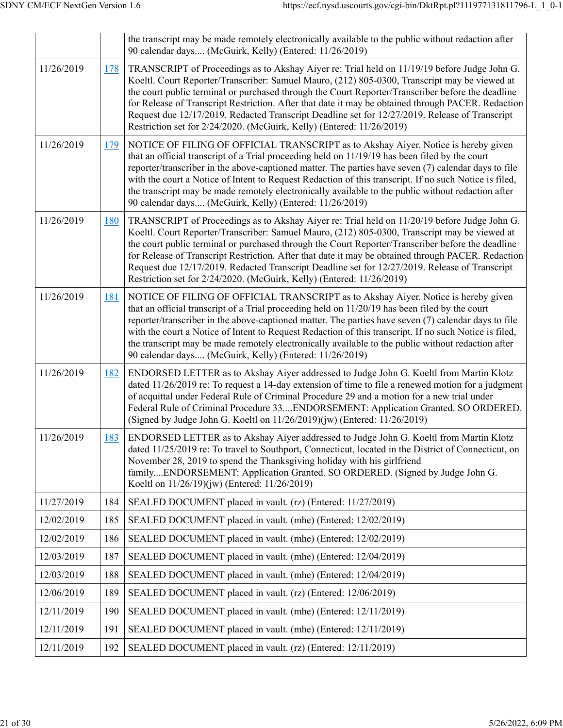| | | |
|---|---|---|
| | | the transcript may be made remotely electronically available to the public without redaction after 90 calendar days.... (McGuirk, Kelly) (Entered: 11/26/2019) |
| 11/26/2019 | 178 | TRANSCRIPT of Proceedings as to Akshay Aiyer re: Trial held on 11/19/19 before Judge John G. Koeltl. Court Reporter/Transcriber: Samuel Mauro, (212) 805-0300, Transcript may be viewed at the court public terminal or purchased through the Court Reporter/Transcriber before the deadline for Release of Transcript Restriction. After that date it may be obtained through PACER. Redaction Request due 12/17/2019. Redacted Transcript Deadline set for 12/27/2019. Release of Transcript Restriction set for 2/24/2020. (McGuirk, Kelly) (Entered: 11/26/2019) |
| 11/26/2019 | 179 | NOTICE OF FILING OF OFFICIAL TRANSCRIPT as to Akshay Aiyer. Notice is hereby given that an official transcript of a Trial proceeding held on 11/19/19 has been filed by the court reporter/transcriber in the above-captioned matter. The parties have seven (7) calendar days to file with the court a Notice of Intent to Request Redaction of this transcript. If no such Notice is filed, the transcript may be made remotely electronically available to the public without redaction after 90 calendar days.... (McGuirk, Kelly) (Entered: 11/26/2019) |
| 11/26/2019 | 180 | TRANSCRIPT of Proceedings as to Akshay Aiyer re: Trial held on 11/20/19 before Judge John G. Koeltl. Court Reporter/Transcriber: Samuel Mauro, (212) 805-0300, Transcript may be viewed at the court public terminal or purchased through the Court Reporter/Transcriber before the deadline for Release of Transcript Restriction. After that date it may be obtained through PACER. Redaction Request due 12/17/2019. Redacted Transcript Deadline set for 12/27/2019. Release of Transcript Restriction set for 2/24/2020. (McGuirk, Kelly) (Entered: 11/26/2019) |
| 11/26/2019 | 181 | NOTICE OF FILING OF OFFICIAL TRANSCRIPT as to Akshay Aiyer. Notice is hereby given that an official transcript of a Trial proceeding held on 11/20/19 has been filed by the court reporter/transcriber in the above-captioned matter. The parties have seven (7) calendar days to file with the court a Notice of Intent to Request Redaction of this transcript. If no such Notice is filed, the transcript may be made remotely electronically available to the public without redaction after 90 calendar days.... (McGuirk, Kelly) (Entered: 11/26/2019) |
| 11/26/2019 | 182 | ENDORSED LETTER as to Akshay Aiyer addressed to Judge John G. Koeltl from Martin Klotz dated 11/26/2019 re: To request a 14-day extension of time to file a renewed motion for a judgment of acquittal under Federal Rule of Criminal Procedure 29 and a motion for a new trial under Federal Rule of Criminal Procedure 33....ENDORSEMENT: Application Granted. SO ORDERED. (Signed by Judge John G. Koeltl on 11/26/2019)(jw) (Entered: 11/26/2019) |
| 11/26/2019 | 183 | ENDORSED LETTER as to Akshay Aiyer addressed to Judge John G. Koeltl from Martin Klotz dated 11/25/2019 re: To travel to Southport, Connecticut, located in the District of Connecticut, on November 28, 2019 to spend the Thanksgiving holiday with his girlfriend family....ENDORSEMENT: Application Granted. SO ORDERED. (Signed by Judge John G. Koeltl on 11/26/19)(jw) (Entered: 11/26/2019) |
| 11/27/2019 | 184 | SEALED DOCUMENT placed in vault. (rz) (Entered: 11/27/2019) |
| 12/02/2019 | 185 | SEALED DOCUMENT placed in vault. (mhe) (Entered: 12/02/2019) |
| 12/02/2019 | 186 | SEALED DOCUMENT placed in vault. (mhe) (Entered: 12/02/2019) |
| 12/03/2019 | 187 | SEALED DOCUMENT placed in vault. (mhe) (Entered: 12/04/2019) |
| 12/03/2019 | 188 | SEALED DOCUMENT placed in vault. (mhe) (Entered: 12/04/2019) |
| 12/06/2019 | 189 | SEALED DOCUMENT placed in vault. (rz) (Entered: 12/06/2019) |
| 12/11/2019 | 190 | SEALED DOCUMENT placed in vault. (mhe) (Entered: 12/11/2019) |
| 12/11/2019 | 191 | SEALED DOCUMENT placed in vault. (mhe) (Entered: 12/11/2019) |
| 12/11/2019 | 192 | SEALED DOCUMENT placed in vault. (rz) (Entered: 12/11/2019) |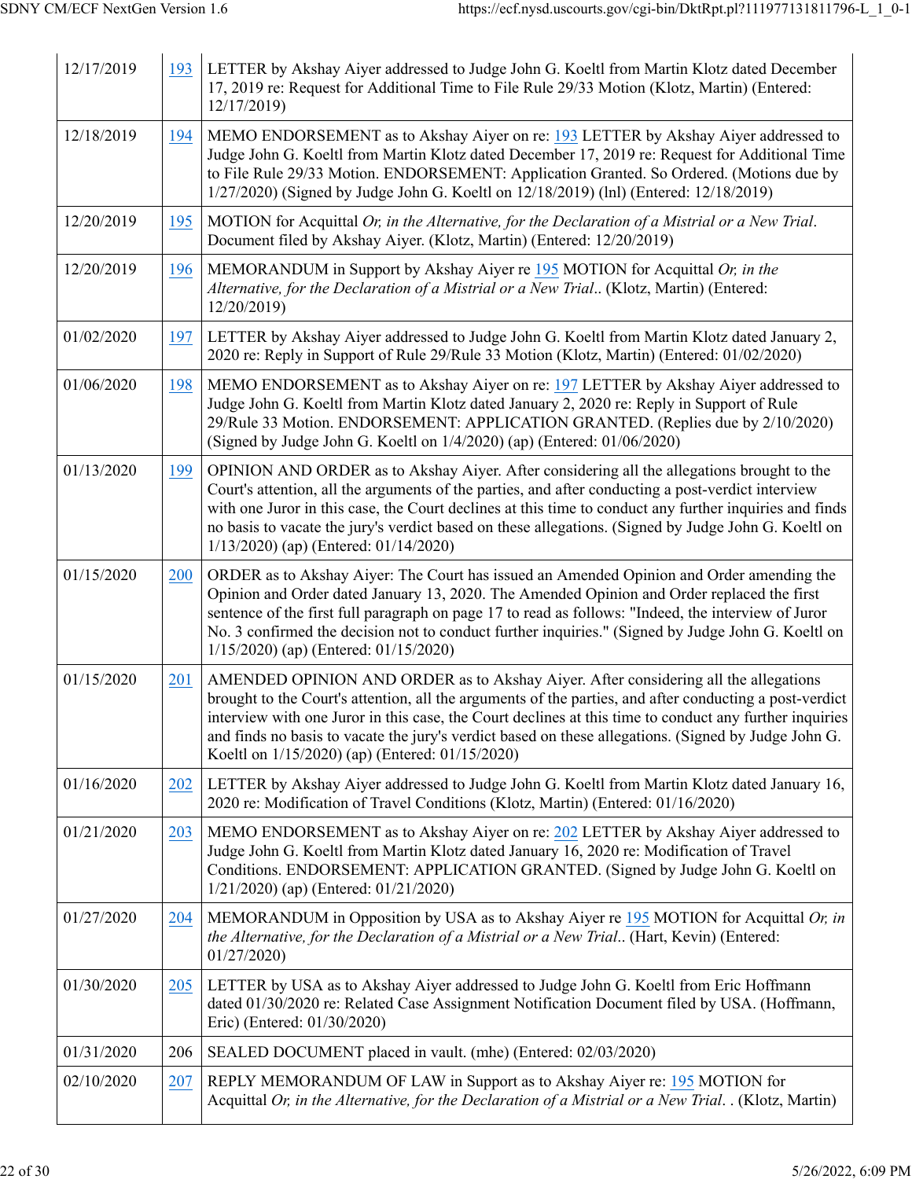| | | |
|---|---|---|
| 12/17/2019 | 193 | LETTER by Akshay Aiyer addressed to Judge John G. Koeltl from Martin Klotz dated December 17, 2019 re: Request for Additional Time to File Rule 29/33 Motion (Klotz, Martin) (Entered: 12/17/2019) |
| 12/18/2019 | 194 | MEMO ENDORSEMENT as to Akshay Aiyer on re: 193 LETTER by Akshay Aiyer addressed to Judge John G. Koeltl from Martin Klotz dated December 17, 2019 re: Request for Additional Time to File Rule 29/33 Motion. ENDORSEMENT: Application Granted. So Ordered. (Motions due by 1/27/2020) (Signed by Judge John G. Koeltl on 12/18/2019) (lnl) (Entered: 12/18/2019) |
| 12/20/2019 | 195 | MOTION for Acquittal *Or, in the Alternative, for the Declaration of a Mistrial or a New Trial*. Document filed by Akshay Aiyer. (Klotz, Martin) (Entered: 12/20/2019) |
| 12/20/2019 | 196 | MEMORANDUM in Support by Akshay Aiyer re 195 MOTION for Acquittal *Or, in the Alternative, for the Declaration of a Mistrial or a New Trial*.. (Klotz, Martin) (Entered: 12/20/2019) |
| 01/02/2020 | 197 | LETTER by Akshay Aiyer addressed to Judge John G. Koeltl from Martin Klotz dated January 2, 2020 re: Reply in Support of Rule 29/Rule 33 Motion (Klotz, Martin) (Entered: 01/02/2020) |
| 01/06/2020 | 198 | MEMO ENDORSEMENT as to Akshay Aiyer on re: 197 LETTER by Akshay Aiyer addressed to Judge John G. Koeltl from Martin Klotz dated January 2, 2020 re: Reply in Support of Rule 29/Rule 33 Motion. ENDORSEMENT: APPLICATION GRANTED. (Replies due by 2/10/2020) (Signed by Judge John G. Koeltl on 1/4/2020) (ap) (Entered: 01/06/2020) |
| 01/13/2020 | 199 | OPINION AND ORDER as to Akshay Aiyer. After considering all the allegations brought to the Court's attention, all the arguments of the parties, and after conducting a post-verdict interview with one Juror in this case, the Court declines at this time to conduct any further inquiries and finds no basis to vacate the jury's verdict based on these allegations. (Signed by Judge John G. Koeltl on 1/13/2020) (ap) (Entered: 01/14/2020) |
| 01/15/2020 | 200 | ORDER as to Akshay Aiyer: The Court has issued an Amended Opinion and Order amending the Opinion and Order dated January 13, 2020. The Amended Opinion and Order replaced the first sentence of the first full paragraph on page 17 to read as follows: "Indeed, the interview of Juror No. 3 confirmed the decision not to conduct further inquiries." (Signed by Judge John G. Koeltl on 1/15/2020) (ap) (Entered: 01/15/2020) |
| 01/15/2020 | 201 | AMENDED OPINION AND ORDER as to Akshay Aiyer. After considering all the allegations brought to the Court's attention, all the arguments of the parties, and after conducting a post-verdict interview with one Juror in this case, the Court declines at this time to conduct any further inquiries and finds no basis to vacate the jury's verdict based on these allegations. (Signed by Judge John G. Koeltl on 1/15/2020) (ap) (Entered: 01/15/2020) |
| 01/16/2020 | 202 | LETTER by Akshay Aiyer addressed to Judge John G. Koeltl from Martin Klotz dated January 16, 2020 re: Modification of Travel Conditions (Klotz, Martin) (Entered: 01/16/2020) |
| 01/21/2020 | 203 | MEMO ENDORSEMENT as to Akshay Aiyer on re: 202 LETTER by Akshay Aiyer addressed to Judge John G. Koeltl from Martin Klotz dated January 16, 2020 re: Modification of Travel Conditions. ENDORSEMENT: APPLICATION GRANTED. (Signed by Judge John G. Koeltl on 1/21/2020) (ap) (Entered: 01/21/2020) |
| 01/27/2020 | 204 | MEMORANDUM in Opposition by USA as to Akshay Aiyer re 195 MOTION for Acquittal *Or, in the Alternative, for the Declaration of a Mistrial or a New Trial*.. (Hart, Kevin) (Entered: 01/27/2020) |
| 01/30/2020 | 205 | LETTER by USA as to Akshay Aiyer addressed to Judge John G. Koeltl from Eric Hoffmann dated 01/30/2020 re: Related Case Assignment Notification Document filed by USA. (Hoffmann, Eric) (Entered: 01/30/2020) |
| 01/31/2020 | 206 | SEALED DOCUMENT placed in vault. (mhe) (Entered: 02/03/2020) |
| 02/10/2020 | 207 | REPLY MEMORANDUM OF LAW in Support as to Akshay Aiyer re: 195 MOTION for Acquittal *Or, in the Alternative, for the Declaration of a Mistrial or a New Trial*. . (Klotz, Martin) |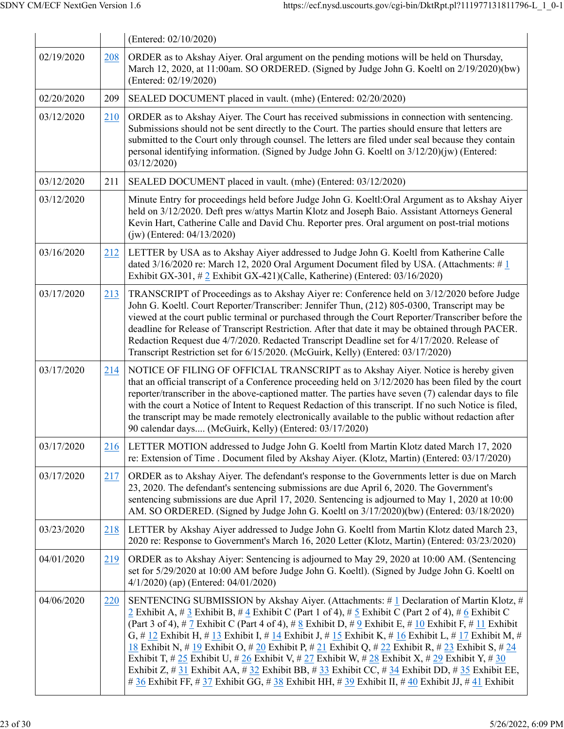| | | (Entered: 02/10/2020) |
|---|---|---|
| 02/19/2020 | 208 | ORDER as to Akshay Aiyer. Oral argument on the pending motions will be held on Thursday, March 12, 2020, at 11:00am. SO ORDERED. (Signed by Judge John G. Koeltl on 2/19/2020)(bw) (Entered: 02/19/2020) |
| 02/20/2020 | 209 | SEALED DOCUMENT placed in vault. (mhe) (Entered: 02/20/2020) |
| 03/12/2020 | 210 | ORDER as to Akshay Aiyer. The Court has received submissions in connection with sentencing. Submissions should not be sent directly to the Court. The parties should ensure that letters are submitted to the Court only through counsel. The letters are filed under seal because they contain personal identifying information. (Signed by Judge John G. Koeltl on 3/12/20)(jw) (Entered: 03/12/2020) |
| 03/12/2020 | 211 | SEALED DOCUMENT placed in vault. (mhe) (Entered: 03/12/2020) |
| 03/12/2020 | | Minute Entry for proceedings held before Judge John G. Koeltl:Oral Argument as to Akshay Aiyer held on 3/12/2020. Deft pres w/attys Martin Klotz and Joseph Baio. Assistant Attorneys General Kevin Hart, Catherine Calle and David Chu. Reporter pres. Oral argument on post-trial motions (jw) (Entered: 04/13/2020) |
| 03/16/2020 | 212 | LETTER by USA as to Akshay Aiyer addressed to Judge John G. Koeltl from Katherine Calle dated 3/16/2020 re: March 12, 2020 Oral Argument Document filed by USA. (Attachments: # 1 Exhibit GX-301, # 2 Exhibit GX-421)(Calle, Katherine) (Entered: 03/16/2020) |
| 03/17/2020 | 213 | TRANSCRIPT of Proceedings as to Akshay Aiyer re: Conference held on 3/12/2020 before Judge John G. Koeltl. Court Reporter/Transcriber: Jennifer Thun, (212) 805-0300, Transcript may be viewed at the court public terminal or purchased through the Court Reporter/Transcriber before the deadline for Release of Transcript Restriction. After that date it may be obtained through PACER. Redaction Request due 4/7/2020. Redacted Transcript Deadline set for 4/17/2020. Release of Transcript Restriction set for 6/15/2020. (McGuirk, Kelly) (Entered: 03/17/2020) |
| 03/17/2020 | 214 | NOTICE OF FILING OF OFFICIAL TRANSCRIPT as to Akshay Aiyer. Notice is hereby given that an official transcript of a Conference proceeding held on 3/12/2020 has been filed by the court reporter/transcriber in the above-captioned matter. The parties have seven (7) calendar days to file with the court a Notice of Intent to Request Redaction of this transcript. If no such Notice is filed, the transcript may be made remotely electronically available to the public without redaction after 90 calendar days.... (McGuirk, Kelly) (Entered: 03/17/2020) |
| 03/17/2020 | 216 | LETTER MOTION addressed to Judge John G. Koeltl from Martin Klotz dated March 17, 2020 re: Extension of Time . Document filed by Akshay Aiyer. (Klotz, Martin) (Entered: 03/17/2020) |
| 03/17/2020 | 217 | ORDER as to Akshay Aiyer. The defendant's response to the Governments letter is due on March 23, 2020. The defendant's sentencing submissions are due April 6, 2020. The Government's sentencing submissions are due April 17, 2020. Sentencing is adjourned to May 1, 2020 at 10:00 AM. SO ORDERED. (Signed by Judge John G. Koeltl on 3/17/2020)(bw) (Entered: 03/18/2020) |
| 03/23/2020 | 218 | LETTER by Akshay Aiyer addressed to Judge John G. Koeltl from Martin Klotz dated March 23, 2020 re: Response to Government's March 16, 2020 Letter (Klotz, Martin) (Entered: 03/23/2020) |
| 04/01/2020 | 219 | ORDER as to Akshay Aiyer: Sentencing is adjourned to May 29, 2020 at 10:00 AM. (Sentencing set for 5/29/2020 at 10:00 AM before Judge John G. Koeltl). (Signed by Judge John G. Koeltl on 4/1/2020) (ap) (Entered: 04/01/2020) |
| 04/06/2020 | 220 | SENTENCING SUBMISSION by Akshay Aiyer. (Attachments: # 1 Declaration of Martin Klotz, # 2 Exhibit A, # 3 Exhibit B, # 4 Exhibit C (Part 1 of 4), # 5 Exhibit C (Part 2 of 4), # 6 Exhibit C (Part 3 of 4), # 7 Exhibit C (Part 4 of 4), # 8 Exhibit D, # 9 Exhibit E, # 10 Exhibit F, # 11 Exhibit G, # 12 Exhibit H, # 13 Exhibit I, # 14 Exhibit J, # 15 Exhibit K, # 16 Exhibit L, # 17 Exhibit M, # 18 Exhibit N, # 19 Exhibit O, # 20 Exhibit P, # 21 Exhibit Q, # 22 Exhibit R, # 23 Exhibit S, # 24 Exhibit T, # 25 Exhibit U, # 26 Exhibit V, # 27 Exhibit W, # 28 Exhibit X, # 29 Exhibit Y, # 30 Exhibit Z, # 31 Exhibit AA, # 32 Exhibit BB, # 33 Exhibit CC, # 34 Exhibit DD, # 35 Exhibit EE, # 36 Exhibit FF, # 37 Exhibit GG, # 38 Exhibit HH, # 39 Exhibit II, # 40 Exhibit JJ, # 41 Exhibit |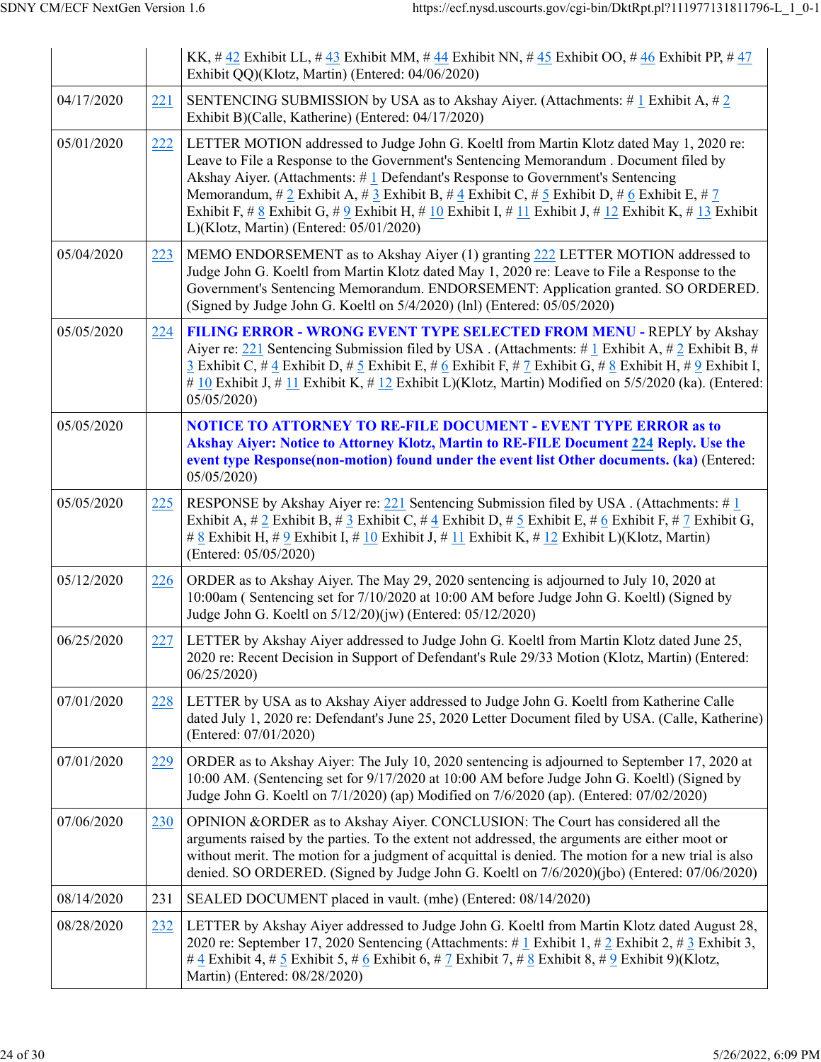| | | |
|---|---|---|
| | | KK, # 42 Exhibit LL, # 43 Exhibit MM, # 44 Exhibit NN, # 45 Exhibit OO, # 46 Exhibit PP, # 47 Exhibit QQ)(Klotz, Martin) (Entered: 04/06/2020) |
| 04/17/2020 | 221 | SENTENCING SUBMISSION by USA as to Akshay Aiyer. (Attachments: # 1 Exhibit A, # 2 Exhibit B)(Calle, Katherine) (Entered: 04/17/2020) |
| 05/01/2020 | 222 | LETTER MOTION addressed to Judge John G. Koeltl from Martin Klotz dated May 1, 2020 re: Leave to File a Response to the Government's Sentencing Memorandum . Document filed by Akshay Aiyer. (Attachments: # 1 Defendant's Response to Government's Sentencing Memorandum, # 2 Exhibit A, # 3 Exhibit B, # 4 Exhibit C, # 5 Exhibit D, # 6 Exhibit E, # 7 Exhibit F, # 8 Exhibit G, # 9 Exhibit H, # 10 Exhibit I, # 11 Exhibit J, # 12 Exhibit K, # 13 Exhibit L)(Klotz, Martin) (Entered: 05/01/2020) |
| 05/04/2020 | 223 | MEMO ENDORSEMENT as to Akshay Aiyer (1) granting 222 LETTER MOTION addressed to Judge John G. Koeltl from Martin Klotz dated May 1, 2020 re: Leave to File a Response to the Government's Sentencing Memorandum. ENDORSEMENT: Application granted. SO ORDERED. (Signed by Judge John G. Koeltl on 5/4/2020) (lnl) (Entered: 05/05/2020) |
| 05/05/2020 | 224 | **FILING ERROR - WRONG EVENT TYPE SELECTED FROM MENU -** REPLY by Akshay Aiyer re: 221 Sentencing Submission filed by USA . (Attachments: # 1 Exhibit A, # 2 Exhibit B, # 3 Exhibit C, # 4 Exhibit D, # 5 Exhibit E, # 6 Exhibit F, # 7 Exhibit G, # 8 Exhibit H, # 9 Exhibit I, # 10 Exhibit J, # 11 Exhibit K, # 12 Exhibit L)(Klotz, Martin) Modified on 5/5/2020 (ka). (Entered: 05/05/2020) |
| 05/05/2020 | | **NOTICE TO ATTORNEY TO RE-FILE DOCUMENT - EVENT TYPE ERROR as to Akshay Aiyer: Notice to Attorney Klotz, Martin to RE-FILE Document 224 Reply. Use the event type Response(non-motion) found under the event list Other documents. (ka)** (Entered: 05/05/2020) |
| 05/05/2020 | 225 | RESPONSE by Akshay Aiyer re: 221 Sentencing Submission filed by USA . (Attachments: # 1 Exhibit A, # 2 Exhibit B, # 3 Exhibit C, # 4 Exhibit D, # 5 Exhibit E, # 6 Exhibit F, # 7 Exhibit G, # 8 Exhibit H, # 9 Exhibit I, # 10 Exhibit J, # 11 Exhibit K, # 12 Exhibit L)(Klotz, Martin) (Entered: 05/05/2020) |
| 05/12/2020 | 226 | ORDER as to Akshay Aiyer. The May 29, 2020 sentencing is adjourned to July 10, 2020 at 10:00am ( Sentencing set for 7/10/2020 at 10:00 AM before Judge John G. Koeltl) (Signed by Judge John G. Koeltl on 5/12/20)(jw) (Entered: 05/12/2020) |
| 06/25/2020 | 227 | LETTER by Akshay Aiyer addressed to Judge John G. Koeltl from Martin Klotz dated June 25, 2020 re: Recent Decision in Support of Defendant's Rule 29/33 Motion (Klotz, Martin) (Entered: 06/25/2020) |
| 07/01/2020 | 228 | LETTER by USA as to Akshay Aiyer addressed to Judge John G. Koeltl from Katherine Calle dated July 1, 2020 re: Defendant's June 25, 2020 Letter Document filed by USA. (Calle, Katherine) (Entered: 07/01/2020) |
| 07/01/2020 | 229 | ORDER as to Akshay Aiyer: The July 10, 2020 sentencing is adjourned to September 17, 2020 at 10:00 AM. (Sentencing set for 9/17/2020 at 10:00 AM before Judge John G. Koeltl) (Signed by Judge John G. Koeltl on 7/1/2020) (ap) Modified on 7/6/2020 (ap). (Entered: 07/02/2020) |
| 07/06/2020 | 230 | OPINION &ORDER as to Akshay Aiyer. CONCLUSION: The Court has considered all the arguments raised by the parties. To the extent not addressed, the arguments are either moot or without merit. The motion for a judgment of acquittal is denied. The motion for a new trial is also denied. SO ORDERED. (Signed by Judge John G. Koeltl on 7/6/2020)(jbo) (Entered: 07/06/2020) |
| 08/14/2020 | 231 | SEALED DOCUMENT placed in vault. (mhe) (Entered: 08/14/2020) |
| 08/28/2020 | 232 | LETTER by Akshay Aiyer addressed to Judge John G. Koeltl from Martin Klotz dated August 28, 2020 re: September 17, 2020 Sentencing (Attachments: # 1 Exhibit 1, # 2 Exhibit 2, # 3 Exhibit 3, # 4 Exhibit 4, # 5 Exhibit 5, # 6 Exhibit 6, # 7 Exhibit 7, # 8 Exhibit 8, # 9 Exhibit 9)(Klotz, Martin) (Entered: 08/28/2020) |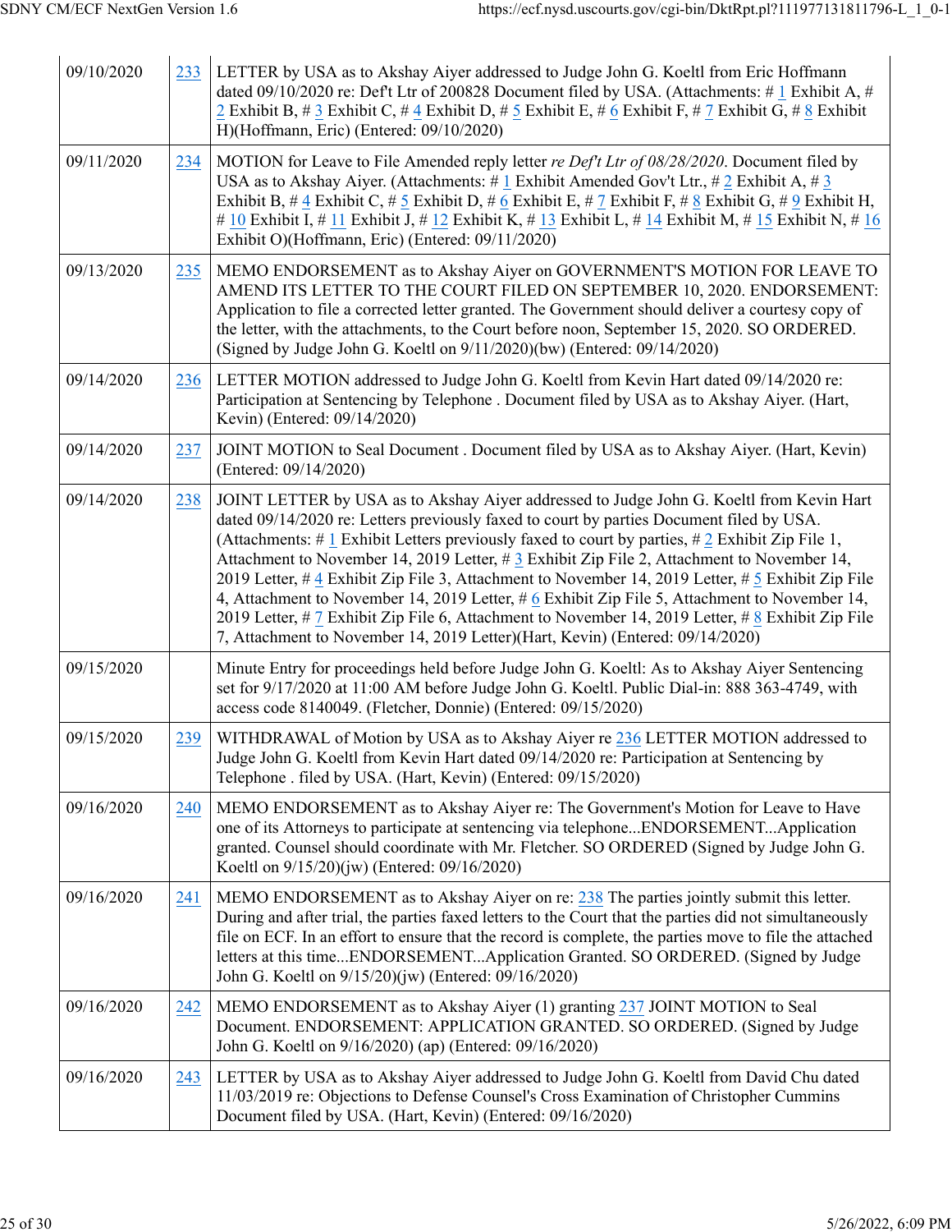| | | |
|---|---|---|
| 09/10/2020 | 233 | LETTER by USA as to Akshay Aiyer addressed to Judge John G. Koeltl from Eric Hoffmann dated 09/10/2020 re: Def't Ltr of 200828 Document filed by USA. (Attachments: # 1 Exhibit A, # 2 Exhibit B, # 3 Exhibit C, # 4 Exhibit D, # 5 Exhibit E, # 6 Exhibit F, # 7 Exhibit G, # 8 Exhibit H)(Hoffmann, Eric) (Entered: 09/10/2020) |
| 09/11/2020 | 234 | MOTION for Leave to File Amended reply letter *re Def't Ltr of 08/28/2020*. Document filed by USA as to Akshay Aiyer. (Attachments: # 1 Exhibit Amended Gov't Ltr., # 2 Exhibit A, # 3 Exhibit B, # 4 Exhibit C, # 5 Exhibit D, # 6 Exhibit E, # 7 Exhibit F, # 8 Exhibit G, # 9 Exhibit H, # 10 Exhibit I, # 11 Exhibit J, # 12 Exhibit K, # 13 Exhibit L, # 14 Exhibit M, # 15 Exhibit N, # 16 Exhibit O)(Hoffmann, Eric) (Entered: 09/11/2020) |
| 09/13/2020 | 235 | MEMO ENDORSEMENT as to Akshay Aiyer on GOVERNMENT'S MOTION FOR LEAVE TO AMEND ITS LETTER TO THE COURT FILED ON SEPTEMBER 10, 2020. ENDORSEMENT: Application to file a corrected letter granted. The Government should deliver a courtesy copy of the letter, with the attachments, to the Court before noon, September 15, 2020. SO ORDERED. (Signed by Judge John G. Koeltl on 9/11/2020)(bw) (Entered: 09/14/2020) |
| 09/14/2020 | 236 | LETTER MOTION addressed to Judge John G. Koeltl from Kevin Hart dated 09/14/2020 re: Participation at Sentencing by Telephone . Document filed by USA as to Akshay Aiyer. (Hart, Kevin) (Entered: 09/14/2020) |
| 09/14/2020 | 237 | JOINT MOTION to Seal Document . Document filed by USA as to Akshay Aiyer. (Hart, Kevin) (Entered: 09/14/2020) |
| 09/14/2020 | 238 | JOINT LETTER by USA as to Akshay Aiyer addressed to Judge John G. Koeltl from Kevin Hart dated 09/14/2020 re: Letters previously faxed to court by parties Document filed by USA. (Attachments: # 1 Exhibit Letters previously faxed to court by parties, # 2 Exhibit Zip File 1, Attachment to November 14, 2019 Letter, # 3 Exhibit Zip File 2, Attachment to November 14, 2019 Letter, # 4 Exhibit Zip File 3, Attachment to November 14, 2019 Letter, # 5 Exhibit Zip File 4, Attachment to November 14, 2019 Letter, # 6 Exhibit Zip File 5, Attachment to November 14, 2019 Letter, # 7 Exhibit Zip File 6, Attachment to November 14, 2019 Letter, # 8 Exhibit Zip File 7, Attachment to November 14, 2019 Letter)(Hart, Kevin) (Entered: 09/14/2020) |
| 09/15/2020 | | Minute Entry for proceedings held before Judge John G. Koeltl: As to Akshay Aiyer Sentencing set for 9/17/2020 at 11:00 AM before Judge John G. Koeltl. Public Dial-in: 888 363-4749, with access code 8140049. (Fletcher, Donnie) (Entered: 09/15/2020) |
| 09/15/2020 | 239 | WITHDRAWAL of Motion by USA as to Akshay Aiyer re 236 LETTER MOTION addressed to Judge John G. Koeltl from Kevin Hart dated 09/14/2020 re: Participation at Sentencing by Telephone . filed by USA. (Hart, Kevin) (Entered: 09/15/2020) |
| 09/16/2020 | 240 | MEMO ENDORSEMENT as to Akshay Aiyer re: The Government's Motion for Leave to Have one of its Attorneys to participate at sentencing via telephone...ENDORSEMENT...Application granted. Counsel should coordinate with Mr. Fletcher. SO ORDERED (Signed by Judge John G. Koeltl on 9/15/20)(jw) (Entered: 09/16/2020) |
| 09/16/2020 | 241 | MEMO ENDORSEMENT as to Akshay Aiyer on re: 238 The parties jointly submit this letter. During and after trial, the parties faxed letters to the Court that the parties did not simultaneously file on ECF. In an effort to ensure that the record is complete, the parties move to file the attached letters at this time...ENDORSEMENT...Application Granted. SO ORDERED. (Signed by Judge John G. Koeltl on 9/15/20)(jw) (Entered: 09/16/2020) |
| 09/16/2020 | 242 | MEMO ENDORSEMENT as to Akshay Aiyer (1) granting 237 JOINT MOTION to Seal Document. ENDORSEMENT: APPLICATION GRANTED. SO ORDERED. (Signed by Judge John G. Koeltl on 9/16/2020) (ap) (Entered: 09/16/2020) |
| 09/16/2020 | 243 | LETTER by USA as to Akshay Aiyer addressed to Judge John G. Koeltl from David Chu dated 11/03/2019 re: Objections to Defense Counsel's Cross Examination of Christopher Cummins Document filed by USA. (Hart, Kevin) (Entered: 09/16/2020) |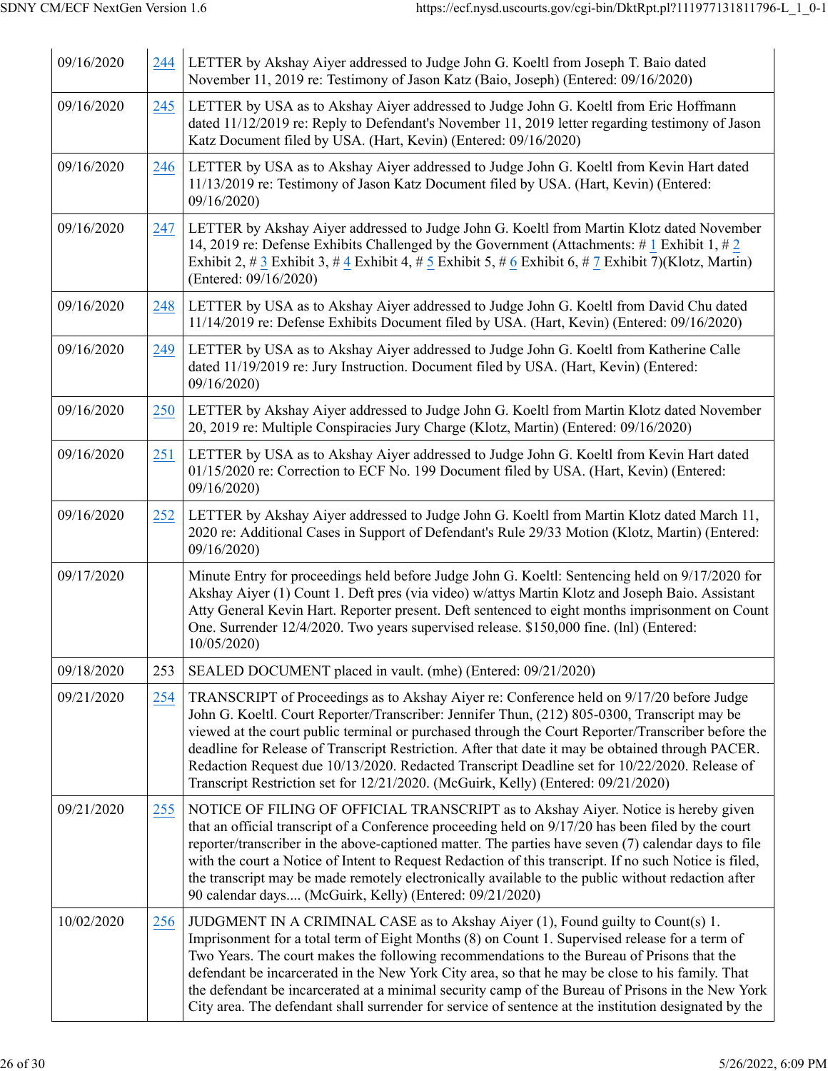| | | |
|---|---|---|
| 09/16/2020 | 244 | LETTER by Akshay Aiyer addressed to Judge John G. Koeltl from Joseph T. Baio dated November 11, 2019 re: Testimony of Jason Katz (Baio, Joseph) (Entered: 09/16/2020) |
| 09/16/2020 | 245 | LETTER by USA as to Akshay Aiyer addressed to Judge John G. Koeltl from Eric Hoffmann dated 11/12/2019 re: Reply to Defendant's November 11, 2019 letter regarding testimony of Jason Katz Document filed by USA. (Hart, Kevin) (Entered: 09/16/2020) |
| 09/16/2020 | 246 | LETTER by USA as to Akshay Aiyer addressed to Judge John G. Koeltl from Kevin Hart dated 11/13/2019 re: Testimony of Jason Katz Document filed by USA. (Hart, Kevin) (Entered: 09/16/2020) |
| 09/16/2020 | 247 | LETTER by Akshay Aiyer addressed to Judge John G. Koeltl from Martin Klotz dated November 14, 2019 re: Defense Exhibits Challenged by the Government (Attachments: # 1 Exhibit 1, # 2 Exhibit 2, # 3 Exhibit 3, # 4 Exhibit 4, # 5 Exhibit 5, # 6 Exhibit 6, # 7 Exhibit 7)(Klotz, Martin) (Entered: 09/16/2020) |
| 09/16/2020 | 248 | LETTER by USA as to Akshay Aiyer addressed to Judge John G. Koeltl from David Chu dated 11/14/2019 re: Defense Exhibits Document filed by USA. (Hart, Kevin) (Entered: 09/16/2020) |
| 09/16/2020 | 249 | LETTER by USA as to Akshay Aiyer addressed to Judge John G. Koeltl from Katherine Calle dated 11/19/2019 re: Jury Instruction. Document filed by USA. (Hart, Kevin) (Entered: 09/16/2020) |
| 09/16/2020 | 250 | LETTER by Akshay Aiyer addressed to Judge John G. Koeltl from Martin Klotz dated November 20, 2019 re: Multiple Conspiracies Jury Charge (Klotz, Martin) (Entered: 09/16/2020) |
| 09/16/2020 | 251 | LETTER by USA as to Akshay Aiyer addressed to Judge John G. Koeltl from Kevin Hart dated 01/15/2020 re: Correction to ECF No. 199 Document filed by USA. (Hart, Kevin) (Entered: 09/16/2020) |
| 09/16/2020 | 252 | LETTER by Akshay Aiyer addressed to Judge John G. Koeltl from Martin Klotz dated March 11, 2020 re: Additional Cases in Support of Defendant's Rule 29/33 Motion (Klotz, Martin) (Entered: 09/16/2020) |
| 09/17/2020 | | Minute Entry for proceedings held before Judge John G. Koeltl: Sentencing held on 9/17/2020 for Akshay Aiyer (1) Count 1. Deft pres (via video) w/attys Martin Klotz and Joseph Baio. Assistant Atty General Kevin Hart. Reporter present. Deft sentenced to eight months imprisonment on Count One. Surrender 12/4/2020. Two years supervised release. $150,000 fine. (lnl) (Entered: 10/05/2020) |
| 09/18/2020 | 253 | SEALED DOCUMENT placed in vault. (mhe) (Entered: 09/21/2020) |
| 09/21/2020 | 254 | TRANSCRIPT of Proceedings as to Akshay Aiyer re: Conference held on 9/17/20 before Judge John G. Koeltl. Court Reporter/Transcriber: Jennifer Thun, (212) 805-0300, Transcript may be viewed at the court public terminal or purchased through the Court Reporter/Transcriber before the deadline for Release of Transcript Restriction. After that date it may be obtained through PACER. Redaction Request due 10/13/2020. Redacted Transcript Deadline set for 10/22/2020. Release of Transcript Restriction set for 12/21/2020. (McGuirk, Kelly) (Entered: 09/21/2020) |
| 09/21/2020 | 255 | NOTICE OF FILING OF OFFICIAL TRANSCRIPT as to Akshay Aiyer. Notice is hereby given that an official transcript of a Conference proceeding held on 9/17/20 has been filed by the court reporter/transcriber in the above-captioned matter. The parties have seven (7) calendar days to file with the court a Notice of Intent to Request Redaction of this transcript. If no such Notice is filed, the transcript may be made remotely electronically available to the public without redaction after 90 calendar days.... (McGuirk, Kelly) (Entered: 09/21/2020) |
| 10/02/2020 | 256 | JUDGMENT IN A CRIMINAL CASE as to Akshay Aiyer (1), Found guilty to Count(s) 1. Imprisonment for a total term of Eight Months (8) on Count 1. Supervised release for a term of Two Years. The court makes the following recommendations to the Bureau of Prisons that the defendant be incarcerated in the New York City area, so that he may be close to his family. That the defendant be incarcerated at a minimal security camp of the Bureau of Prisons in the New York City area. The defendant shall surrender for service of sentence at the institution designated by the |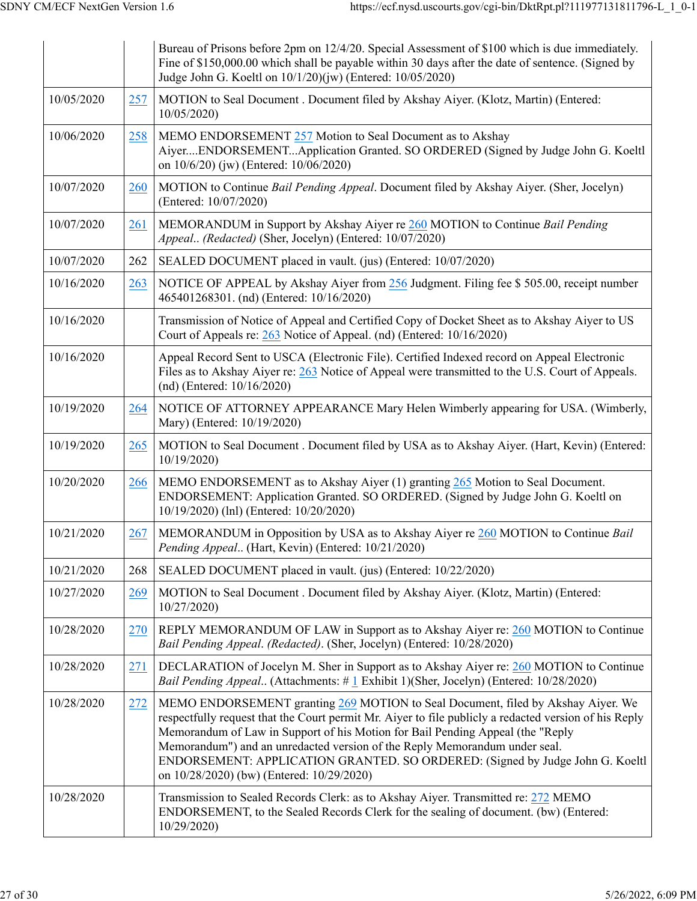| | | |
|---|---|---|
| | | Bureau of Prisons before 2pm on 12/4/20. Special Assessment of $100 which is due immediately. Fine of $150,000.00 which shall be payable within 30 days after the date of sentence. (Signed by Judge John G. Koeltl on 10/1/20)(jw) (Entered: 10/05/2020) |
| 10/05/2020 | 257 | MOTION to Seal Document . Document filed by Akshay Aiyer. (Klotz, Martin) (Entered: 10/05/2020) |
| 10/06/2020 | 258 | MEMO ENDORSEMENT 257 Motion to Seal Document as to Akshay Aiyer....ENDORSEMENT...Application Granted. SO ORDERED (Signed by Judge John G. Koeltl on 10/6/20) (jw) (Entered: 10/06/2020) |
| 10/07/2020 | 260 | MOTION to Continue *Bail Pending Appeal*. Document filed by Akshay Aiyer. (Sher, Jocelyn) (Entered: 10/07/2020) |
| 10/07/2020 | 261 | MEMORANDUM in Support by Akshay Aiyer re 260 MOTION to Continue *Bail Pending Appeal*.. *(Redacted)* (Sher, Jocelyn) (Entered: 10/07/2020) |
| 10/07/2020 | 262 | SEALED DOCUMENT placed in vault. (jus) (Entered: 10/07/2020) |
| 10/16/2020 | 263 | NOTICE OF APPEAL by Akshay Aiyer from 256 Judgment. Filing fee $ 505.00, receipt number 465401268301. (nd) (Entered: 10/16/2020) |
| 10/16/2020 | | Transmission of Notice of Appeal and Certified Copy of Docket Sheet as to Akshay Aiyer to US Court of Appeals re: 263 Notice of Appeal. (nd) (Entered: 10/16/2020) |
| 10/16/2020 | | Appeal Record Sent to USCA (Electronic File). Certified Indexed record on Appeal Electronic Files as to Akshay Aiyer re: 263 Notice of Appeal were transmitted to the U.S. Court of Appeals. (nd) (Entered: 10/16/2020) |
| 10/19/2020 | 264 | NOTICE OF ATTORNEY APPEARANCE Mary Helen Wimberly appearing for USA. (Wimberly, Mary) (Entered: 10/19/2020) |
| 10/19/2020 | 265 | MOTION to Seal Document . Document filed by USA as to Akshay Aiyer. (Hart, Kevin) (Entered: 10/19/2020) |
| 10/20/2020 | 266 | MEMO ENDORSEMENT as to Akshay Aiyer (1) granting 265 Motion to Seal Document. ENDORSEMENT: Application Granted. SO ORDERED. (Signed by Judge John G. Koeltl on 10/19/2020) (lnl) (Entered: 10/20/2020) |
| 10/21/2020 | 267 | MEMORANDUM in Opposition by USA as to Akshay Aiyer re 260 MOTION to Continue *Bail Pending Appeal*.. (Hart, Kevin) (Entered: 10/21/2020) |
| 10/21/2020 | 268 | SEALED DOCUMENT placed in vault. (jus) (Entered: 10/22/2020) |
| 10/27/2020 | 269 | MOTION to Seal Document . Document filed by Akshay Aiyer. (Klotz, Martin) (Entered: 10/27/2020) |
| 10/28/2020 | 270 | REPLY MEMORANDUM OF LAW in Support as to Akshay Aiyer re: 260 MOTION to Continue *Bail Pending Appeal*. *(Redacted)*. (Sher, Jocelyn) (Entered: 10/28/2020) |
| 10/28/2020 | 271 | DECLARATION of Jocelyn M. Sher in Support as to Akshay Aiyer re: 260 MOTION to Continue *Bail Pending Appeal*.. (Attachments: # 1 Exhibit 1)(Sher, Jocelyn) (Entered: 10/28/2020) |
| 10/28/2020 | 272 | MEMO ENDORSEMENT granting 269 MOTION to Seal Document, filed by Akshay Aiyer. We respectfully request that the Court permit Mr. Aiyer to file publicly a redacted version of his Reply Memorandum of Law in Support of his Motion for Bail Pending Appeal (the "Reply Memorandum") and an unredacted version of the Reply Memorandum under seal. ENDORSEMENT: APPLICATION GRANTED. SO ORDERED: (Signed by Judge John G. Koeltl on 10/28/2020) (bw) (Entered: 10/29/2020) |
| 10/28/2020 | | Transmission to Sealed Records Clerk: as to Akshay Aiyer. Transmitted re: 272 MEMO ENDORSEMENT, to the Sealed Records Clerk for the sealing of document. (bw) (Entered: 10/29/2020) |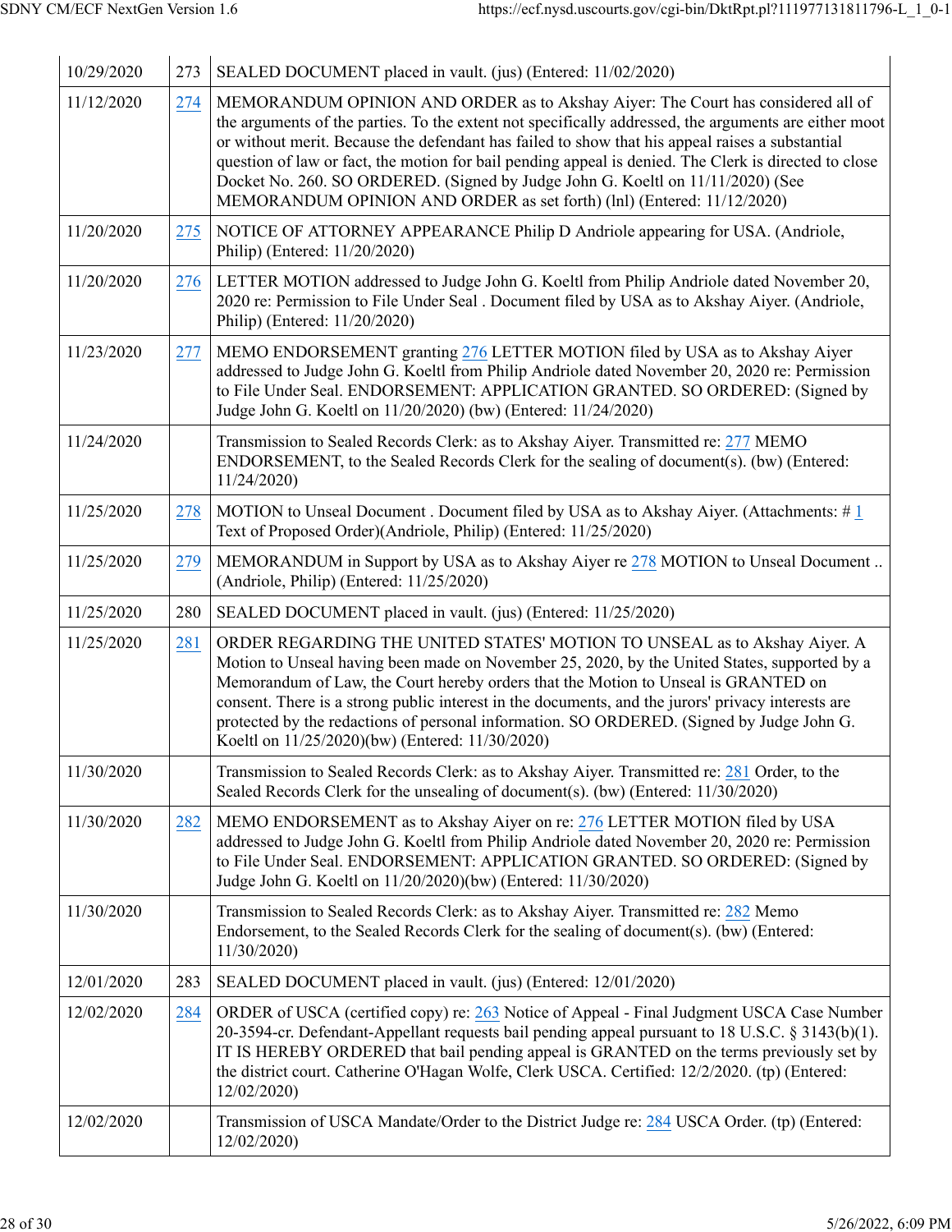| | | |
|---|---|---|
| 10/29/2020 | 273 | SEALED DOCUMENT placed in vault. (jus) (Entered: 11/02/2020) |
| 11/12/2020 | 274 | MEMORANDUM OPINION AND ORDER as to Akshay Aiyer: The Court has considered all of the arguments of the parties. To the extent not specifically addressed, the arguments are either moot or without merit. Because the defendant has failed to show that his appeal raises a substantial question of law or fact, the motion for bail pending appeal is denied. The Clerk is directed to close Docket No. 260. SO ORDERED. (Signed by Judge John G. Koeltl on 11/11/2020) (See MEMORANDUM OPINION AND ORDER as set forth) (lnl) (Entered: 11/12/2020) |
| 11/20/2020 | 275 | NOTICE OF ATTORNEY APPEARANCE Philip D Andriole appearing for USA. (Andriole, Philip) (Entered: 11/20/2020) |
| 11/20/2020 | 276 | LETTER MOTION addressed to Judge John G. Koeltl from Philip Andriole dated November 20, 2020 re: Permission to File Under Seal . Document filed by USA as to Akshay Aiyer. (Andriole, Philip) (Entered: 11/20/2020) |
| 11/23/2020 | 277 | MEMO ENDORSEMENT granting 276 LETTER MOTION filed by USA as to Akshay Aiyer addressed to Judge John G. Koeltl from Philip Andriole dated November 20, 2020 re: Permission to File Under Seal. ENDORSEMENT: APPLICATION GRANTED. SO ORDERED: (Signed by Judge John G. Koeltl on 11/20/2020) (bw) (Entered: 11/24/2020) |
| 11/24/2020 | | Transmission to Sealed Records Clerk: as to Akshay Aiyer. Transmitted re: 277 MEMO ENDORSEMENT, to the Sealed Records Clerk for the sealing of document(s). (bw) (Entered: 11/24/2020) |
| 11/25/2020 | 278 | MOTION to Unseal Document . Document filed by USA as to Akshay Aiyer. (Attachments: # 1 Text of Proposed Order)(Andriole, Philip) (Entered: 11/25/2020) |
| 11/25/2020 | 279 | MEMORANDUM in Support by USA as to Akshay Aiyer re 278 MOTION to Unseal Document .. (Andriole, Philip) (Entered: 11/25/2020) |
| 11/25/2020 | 280 | SEALED DOCUMENT placed in vault. (jus) (Entered: 11/25/2020) |
| 11/25/2020 | 281 | ORDER REGARDING THE UNITED STATES' MOTION TO UNSEAL as to Akshay Aiyer. A Motion to Unseal having been made on November 25, 2020, by the United States, supported by a Memorandum of Law, the Court hereby orders that the Motion to Unseal is GRANTED on consent. There is a strong public interest in the documents, and the jurors' privacy interests are protected by the redactions of personal information. SO ORDERED. (Signed by Judge John G. Koeltl on 11/25/2020)(bw) (Entered: 11/30/2020) |
| 11/30/2020 | | Transmission to Sealed Records Clerk: as to Akshay Aiyer. Transmitted re: 281 Order, to the Sealed Records Clerk for the unsealing of document(s). (bw) (Entered: 11/30/2020) |
| 11/30/2020 | 282 | MEMO ENDORSEMENT as to Akshay Aiyer on re: 276 LETTER MOTION filed by USA addressed to Judge John G. Koeltl from Philip Andriole dated November 20, 2020 re: Permission to File Under Seal. ENDORSEMENT: APPLICATION GRANTED. SO ORDERED: (Signed by Judge John G. Koeltl on 11/20/2020)(bw) (Entered: 11/30/2020) |
| 11/30/2020 | | Transmission to Sealed Records Clerk: as to Akshay Aiyer. Transmitted re: 282 Memo Endorsement, to the Sealed Records Clerk for the sealing of document(s). (bw) (Entered: 11/30/2020) |
| 12/01/2020 | 283 | SEALED DOCUMENT placed in vault. (jus) (Entered: 12/01/2020) |
| 12/02/2020 | 284 | ORDER of USCA (certified copy) re: 263 Notice of Appeal - Final Judgment USCA Case Number 20-3594-cr. Defendant-Appellant requests bail pending appeal pursuant to 18 U.S.C. § 3143(b)(1). IT IS HEREBY ORDERED that bail pending appeal is GRANTED on the terms previously set by the district court. Catherine O'Hagan Wolfe, Clerk USCA. Certified: 12/2/2020. (tp) (Entered: 12/02/2020) |
| 12/02/2020 | | Transmission of USCA Mandate/Order to the District Judge re: 284 USCA Order. (tp) (Entered: 12/02/2020) |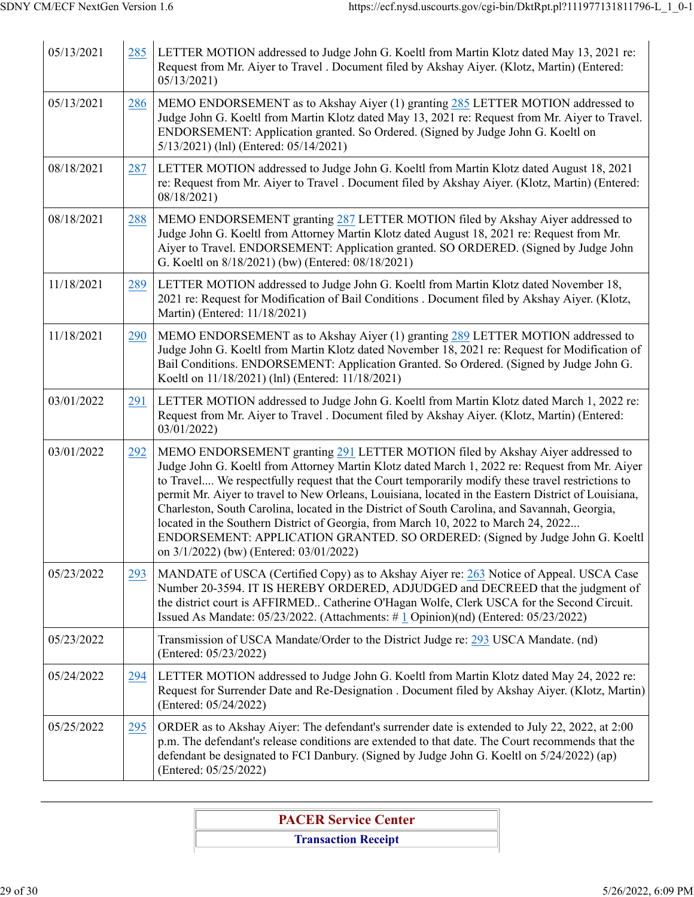| | | |
|---|---|---|
| 05/13/2021 | 285 | LETTER MOTION addressed to Judge John G. Koeltl from Martin Klotz dated May 13, 2021 re: Request from Mr. Aiyer to Travel . Document filed by Akshay Aiyer. (Klotz, Martin) (Entered: 05/13/2021) |
| 05/13/2021 | 286 | MEMO ENDORSEMENT as to Akshay Aiyer (1) granting 285 LETTER MOTION addressed to Judge John G. Koeltl from Martin Klotz dated May 13, 2021 re: Request from Mr. Aiyer to Travel. ENDORSEMENT: Application granted. So Ordered. (Signed by Judge John G. Koeltl on 5/13/2021) (lnl) (Entered: 05/14/2021) |
| 08/18/2021 | 287 | LETTER MOTION addressed to Judge John G. Koeltl from Martin Klotz dated August 18, 2021 re: Request from Mr. Aiyer to Travel . Document filed by Akshay Aiyer. (Klotz, Martin) (Entered: 08/18/2021) |
| 08/18/2021 | 288 | MEMO ENDORSEMENT granting 287 LETTER MOTION filed by Akshay Aiyer addressed to Judge John G. Koeltl from Attorney Martin Klotz dated August 18, 2021 re: Request from Mr. Aiyer to Travel. ENDORSEMENT: Application granted. SO ORDERED. (Signed by Judge John G. Koeltl on 8/18/2021) (bw) (Entered: 08/18/2021) |
| 11/18/2021 | 289 | LETTER MOTION addressed to Judge John G. Koeltl from Martin Klotz dated November 18, 2021 re: Request for Modification of Bail Conditions . Document filed by Akshay Aiyer. (Klotz, Martin) (Entered: 11/18/2021) |
| 11/18/2021 | 290 | MEMO ENDORSEMENT as to Akshay Aiyer (1) granting 289 LETTER MOTION addressed to Judge John G. Koeltl from Martin Klotz dated November 18, 2021 re: Request for Modification of Bail Conditions. ENDORSEMENT: Application Granted. So Ordered. (Signed by Judge John G. Koeltl on 11/18/2021) (lnl) (Entered: 11/18/2021) |
| 03/01/2022 | 291 | LETTER MOTION addressed to Judge John G. Koeltl from Martin Klotz dated March 1, 2022 re: Request from Mr. Aiyer to Travel . Document filed by Akshay Aiyer. (Klotz, Martin) (Entered: 03/01/2022) |
| 03/01/2022 | 292 | MEMO ENDORSEMENT granting 291 LETTER MOTION filed by Akshay Aiyer addressed to Judge John G. Koeltl from Attorney Martin Klotz dated March 1, 2022 re: Request from Mr. Aiyer to Travel.... We respectfully request that the Court temporarily modify these travel restrictions to permit Mr. Aiyer to travel to New Orleans, Louisiana, located in the Eastern District of Louisiana, Charleston, South Carolina, located in the District of South Carolina, and Savannah, Georgia, located in the Southern District of Georgia, from March 10, 2022 to March 24, 2022... ENDORSEMENT: APPLICATION GRANTED. SO ORDERED: (Signed by Judge John G. Koeltl on 3/1/2022) (bw) (Entered: 03/01/2022) |
| 05/23/2022 | 293 | MANDATE of USCA (Certified Copy) as to Akshay Aiyer re: 263 Notice of Appeal. USCA Case Number 20-3594. IT IS HEREBY ORDERED, ADJUDGED and DECREED that the judgment of the district court is AFFIRMED.. Catherine O'Hagan Wolfe, Clerk USCA for the Second Circuit. Issued As Mandate: 05/23/2022. (Attachments: # 1 Opinion)(nd) (Entered: 05/23/2022) |
| 05/23/2022 | | Transmission of USCA Mandate/Order to the District Judge re: 293 USCA Mandate. (nd) (Entered: 05/23/2022) |
| 05/24/2022 | 294 | LETTER MOTION addressed to Judge John G. Koeltl from Martin Klotz dated May 24, 2022 re: Request for Surrender Date and Re-Designation . Document filed by Akshay Aiyer. (Klotz, Martin) (Entered: 05/24/2022) |
| 05/25/2022 | 295 | ORDER as to Akshay Aiyer: The defendant's surrender date is extended to July 22, 2022, at 2:00 p.m. The defendant's release conditions are extended to that date. The Court recommends that the defendant be designated to FCI Danbury. (Signed by Judge John G. Koeltl on 5/24/2022) (ap) (Entered: 05/25/2022) |

**PACER Service Center**

**Transaction Receipt**